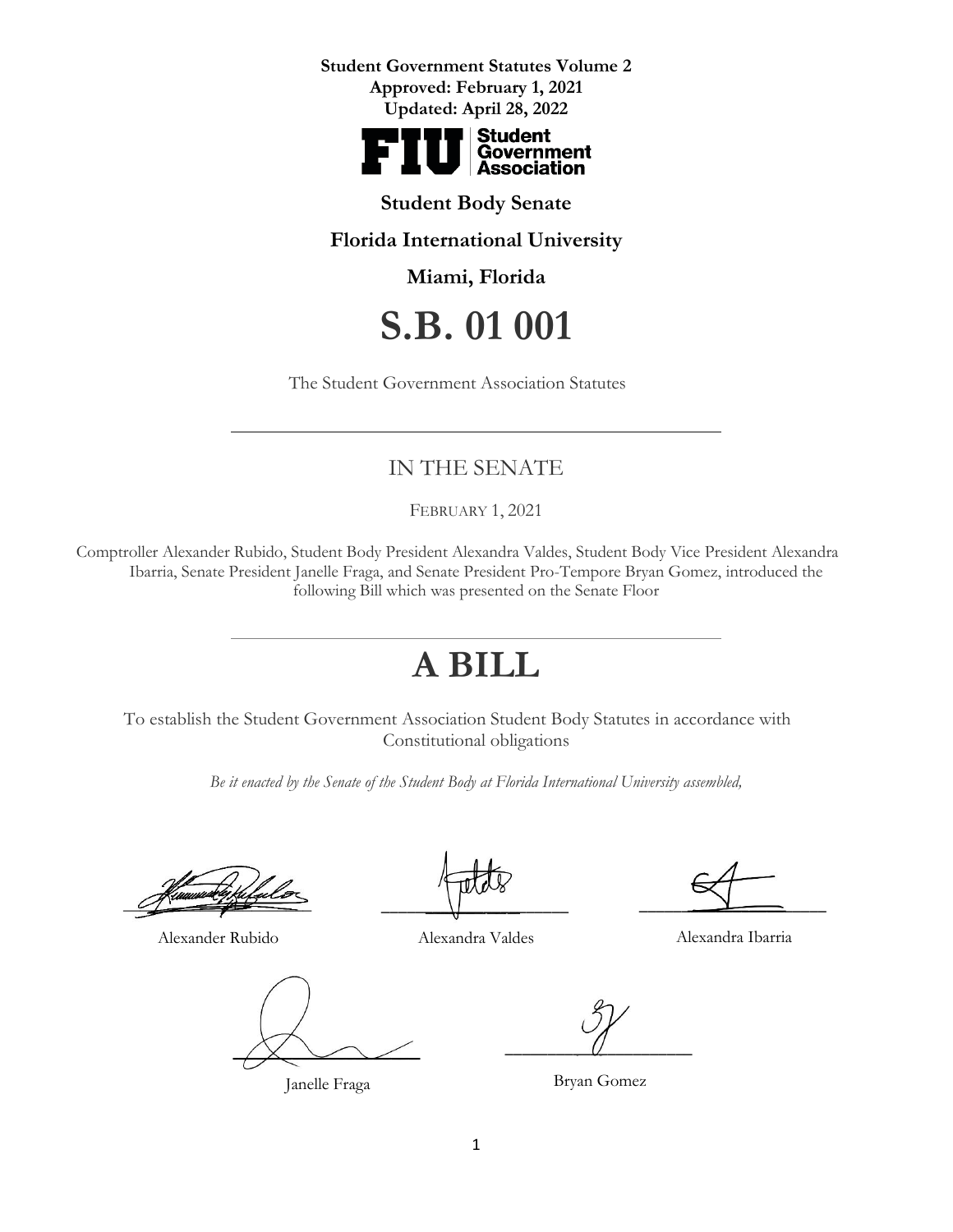**Student Government Statutes Volume 2**
**Approved: February 1, 2021**
**Updated: April 28, 2022**

**FIU Student Government Association**

**Student Body Senate**

**Florida International University**

**Miami, Florida**

# S.B. 01 001

The Student Government Association Statutes

---

## IN THE SENATE

FEBRUARY 1, 2021

Comptroller Alexander Rubido, Student Body President Alexandra Valdes, Student Body Vice President Alexandra Ibarria, Senate President Janelle Fraga, and Senate President Pro-Tempore Bryan Gomez, introduced the following Bill which was presented on the Senate Floor

---

# A BILL

To establish the Student Government Association Student Body Statutes in accordance with Constitutional obligations

*Be it enacted by the Senate of the Student Body at Florida International University assembled,*

Alexander Rubido

Alexandra Valdes

Alexandra Ibarria

Janelle Fraga

Bryan Gomez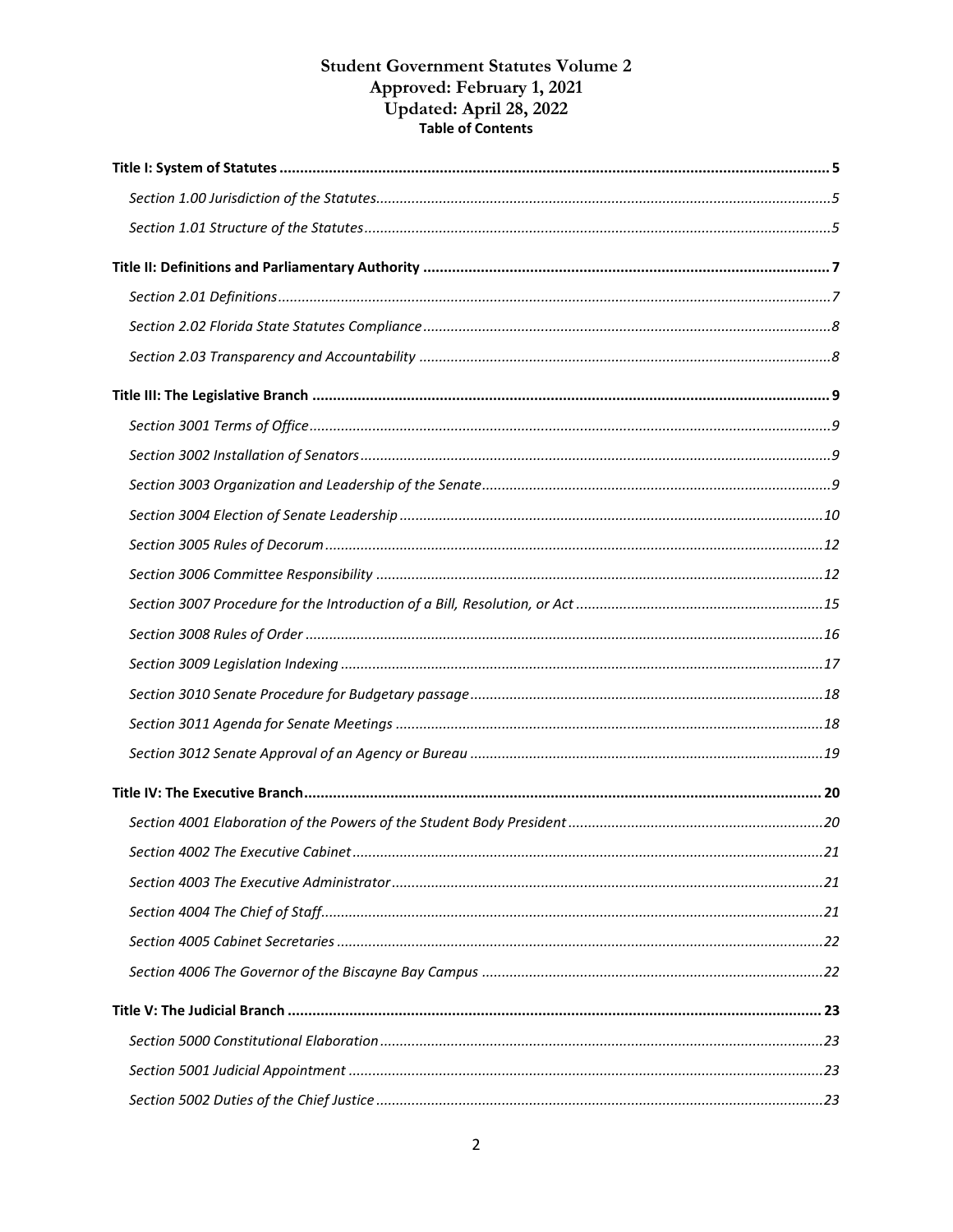**Student Government Statutes Volume 2**
**Approved: February 1, 2021**
**Updated: April 28, 2022**
**Table of Contents**

**Title I: System of Statutes** ..... 5

*Section 1.00 Jurisdiction of the Statutes* ..... 5

*Section 1.01 Structure of the Statutes* ..... 5

**Title II: Definitions and Parliamentary Authority** ..... 7

*Section 2.01 Definitions* ..... 7

*Section 2.02 Florida State Statutes Compliance* ..... 8

*Section 2.03 Transparency and Accountability* ..... 8

**Title III: The Legislative Branch** ..... 9

*Section 3001 Terms of Office* ..... 9

*Section 3002 Installation of Senators* ..... 9

*Section 3003 Organization and Leadership of the Senate* ..... 9

*Section 3004 Election of Senate Leadership* ..... 10

*Section 3005 Rules of Decorum* ..... 12

*Section 3006 Committee Responsibility* ..... 12

*Section 3007 Procedure for the Introduction of a Bill, Resolution, or Act* ..... 15

*Section 3008 Rules of Order* ..... 16

*Section 3009 Legislation Indexing* ..... 17

*Section 3010 Senate Procedure for Budgetary passage* ..... 18

*Section 3011 Agenda for Senate Meetings* ..... 18

*Section 3012 Senate Approval of an Agency or Bureau* ..... 19

**Title IV: The Executive Branch** ..... 20

*Section 4001 Elaboration of the Powers of the Student Body President* ..... 20

*Section 4002 The Executive Cabinet* ..... 21

*Section 4003 The Executive Administrator* ..... 21

*Section 4004 The Chief of Staff* ..... 21

*Section 4005 Cabinet Secretaries* ..... 22

*Section 4006 The Governor of the Biscayne Bay Campus* ..... 22

**Title V: The Judicial Branch** ..... 23

*Section 5000 Constitutional Elaboration* ..... 23

*Section 5001 Judicial Appointment* ..... 23

*Section 5002 Duties of the Chief Justice* ..... 23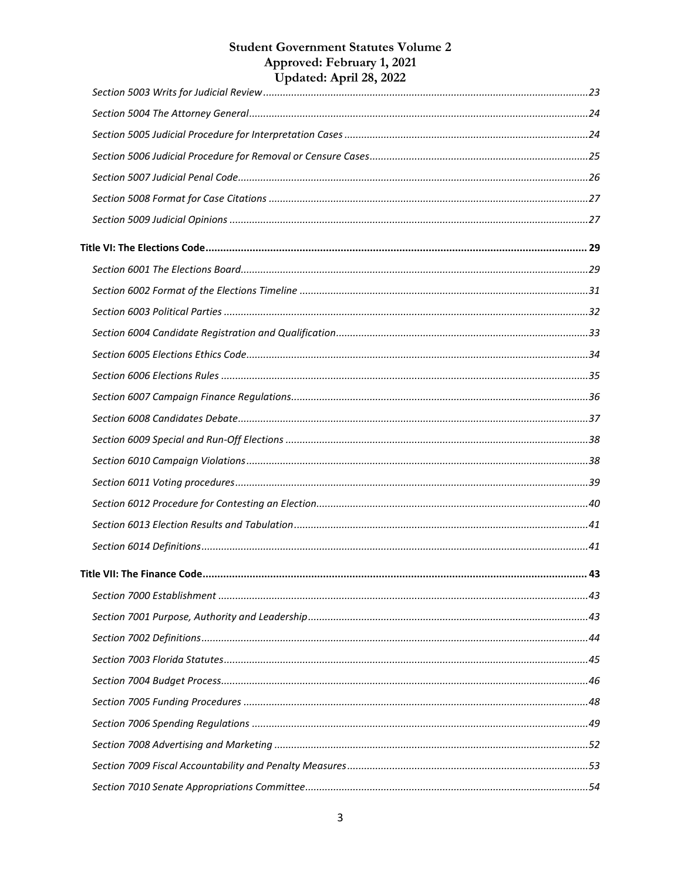*Section 5003 Writs for Judicial Review* ........ 23

*Section 5004 The Attorney General* ........ 24

*Section 5005 Judicial Procedure for Interpretation Cases* ........ 24

*Section 5006 Judicial Procedure for Removal or Censure Cases* ........ 25

*Section 5007 Judicial Penal Code* ........ 26

*Section 5008 Format for Case Citations* ........ 27

*Section 5009 Judicial Opinions* ........ 27

**Title VI: The Elections Code** ........ **29**

*Section 6001 The Elections Board* ........ 29

*Section 6002 Format of the Elections Timeline* ........ 31

*Section 6003 Political Parties* ........ 32

*Section 6004 Candidate Registration and Qualification* ........ 33

*Section 6005 Elections Ethics Code* ........ 34

*Section 6006 Elections Rules* ........ 35

*Section 6007 Campaign Finance Regulations* ........ 36

*Section 6008 Candidates Debate* ........ 37

*Section 6009 Special and Run-Off Elections* ........ 38

*Section 6010 Campaign Violations* ........ 38

*Section 6011 Voting procedures* ........ 39

*Section 6012 Procedure for Contesting an Election* ........ 40

*Section 6013 Election Results and Tabulation* ........ 41

*Section 6014 Definitions* ........ 41

**Title VII: The Finance Code** ........ **43**

*Section 7000 Establishment* ........ 43

*Section 7001 Purpose, Authority and Leadership* ........ 43

*Section 7002 Definitions* ........ 44

*Section 7003 Florida Statutes* ........ 45

*Section 7004 Budget Process* ........ 46

*Section 7005 Funding Procedures* ........ 48

*Section 7006 Spending Regulations* ........ 49

*Section 7008 Advertising and Marketing* ........ 52

*Section 7009 Fiscal Accountability and Penalty Measures* ........ 53

*Section 7010 Senate Appropriations Committee* ........ 54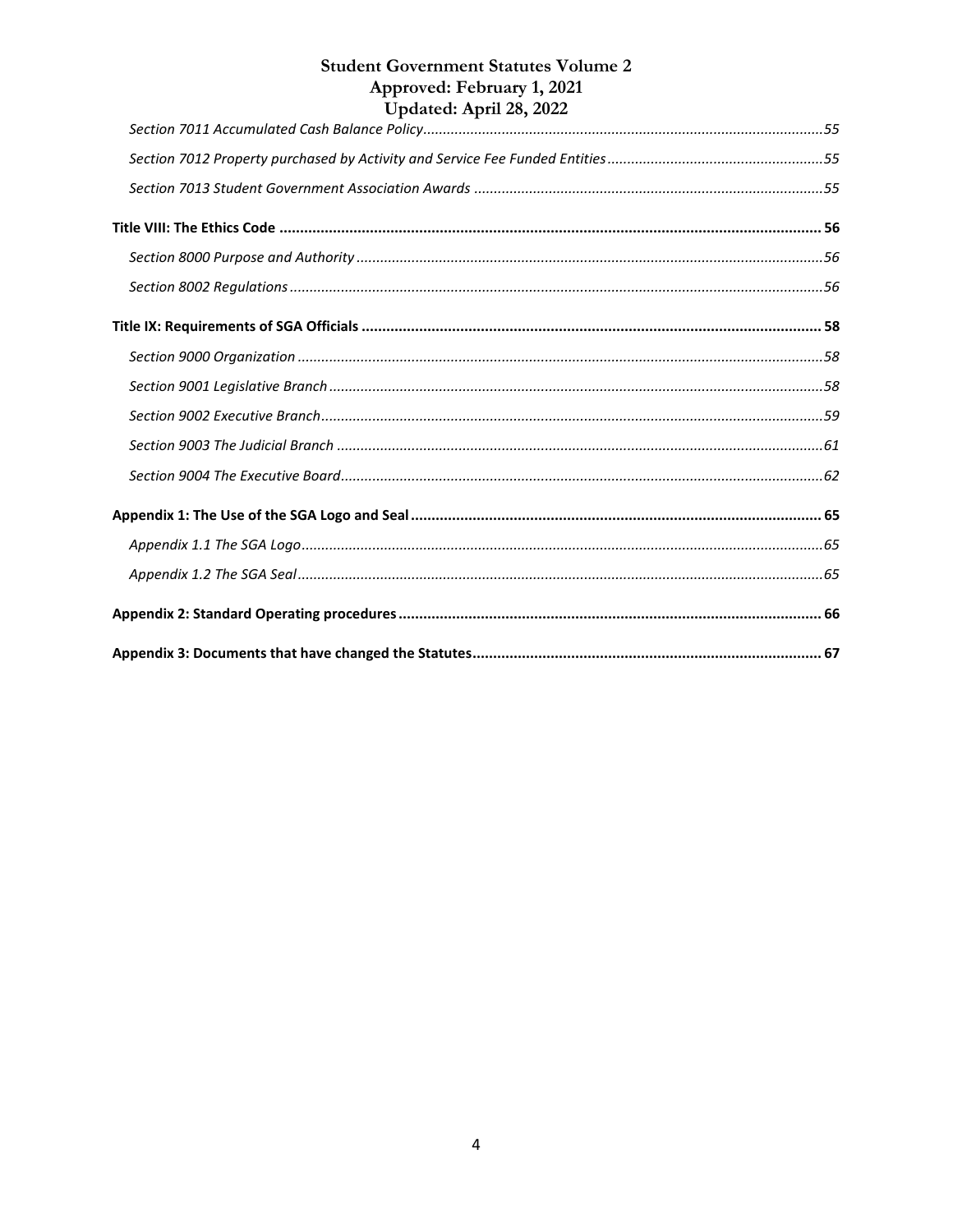*Section 7011 Accumulated Cash Balance Policy* ....................................................................................................... 55

*Section 7012 Property purchased by Activity and Service Fee Funded Entities* ...................................................... 55

*Section 7013 Student Government Association Awards* ........................................................................................ 55

**Title VIII: The Ethics Code** ....................................................................................................................................... **56**

*Section 8000 Purpose and Authority* ...................................................................................................................... 56

*Section 8002 Regulations* ....................................................................................................................................... 56

**Title IX: Requirements of SGA Officials** ...................................................................................................................... **58**

*Section 9000 Organization* ..................................................................................................................................... 58

*Section 9001 Legislative Branch* ............................................................................................................................. 58

*Section 9002 Executive Branch* ............................................................................................................................... 59

*Section 9003 The Judicial Branch* ........................................................................................................................... 61

*Section 9004 The Executive Board* .......................................................................................................................... 62

**Appendix 1: The Use of the SGA Logo and Seal** ......................................................................................................... **65**

*Appendix 1.1 The SGA Logo* .................................................................................................................................... 65

*Appendix 1.2 The SGA Seal* ..................................................................................................................................... 65

**Appendix 2: Standard Operating procedures** ............................................................................................................. **66**

**Appendix 3: Documents that have changed the Statutes** ........................................................................................... **67**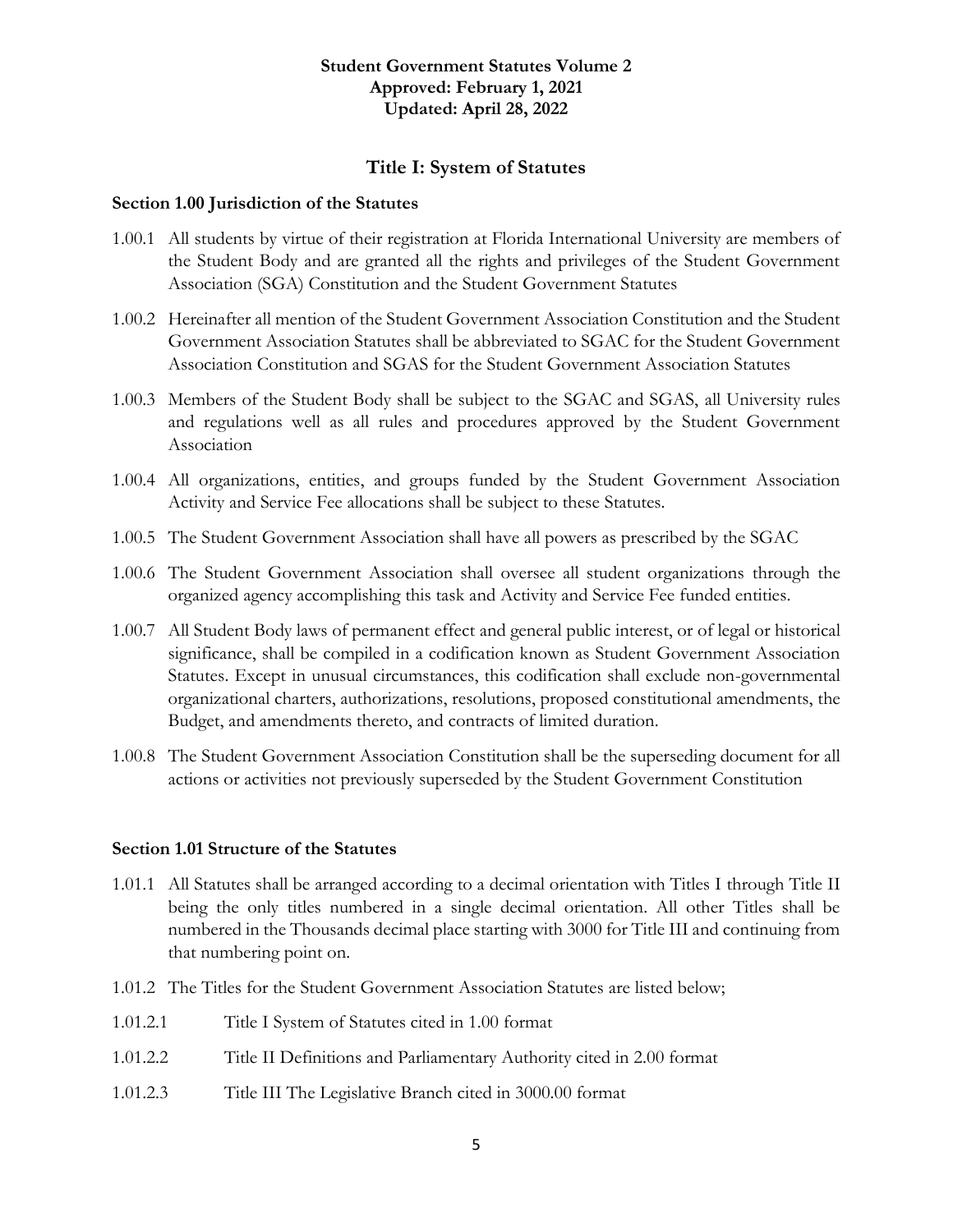**Student Government Statutes Volume 2**
**Approved: February 1, 2021**
**Updated: April 28, 2022**

## Title I: System of Statutes

### Section 1.00 Jurisdiction of the Statutes

1.00.1 All students by virtue of their registration at Florida International University are members of the Student Body and are granted all the rights and privileges of the Student Government Association (SGA) Constitution and the Student Government Statutes

1.00.2 Hereinafter all mention of the Student Government Association Constitution and the Student Government Association Statutes shall be abbreviated to SGAC for the Student Government Association Constitution and SGAS for the Student Government Association Statutes

1.00.3 Members of the Student Body shall be subject to the SGAC and SGAS, all University rules and regulations well as all rules and procedures approved by the Student Government Association

1.00.4 All organizations, entities, and groups funded by the Student Government Association Activity and Service Fee allocations shall be subject to these Statutes.

1.00.5 The Student Government Association shall have all powers as prescribed by the SGAC

1.00.6 The Student Government Association shall oversee all student organizations through the organized agency accomplishing this task and Activity and Service Fee funded entities.

1.00.7 All Student Body laws of permanent effect and general public interest, or of legal or historical significance, shall be compiled in a codification known as Student Government Association Statutes. Except in unusual circumstances, this codification shall exclude non-governmental organizational charters, authorizations, resolutions, proposed constitutional amendments, the Budget, and amendments thereto, and contracts of limited duration.

1.00.8 The Student Government Association Constitution shall be the superseding document for all actions or activities not previously superseded by the Student Government Constitution

### Section 1.01 Structure of the Statutes

1.01.1 All Statutes shall be arranged according to a decimal orientation with Titles I through Title II being the only titles numbered in a single decimal orientation. All other Titles shall be numbered in the Thousands decimal place starting with 3000 for Title III and continuing from that numbering point on.

1.01.2 The Titles for the Student Government Association Statutes are listed below;

1.01.2.1 Title I System of Statutes cited in 1.00 format

1.01.2.2 Title II Definitions and Parliamentary Authority cited in 2.00 format

1.01.2.3 Title III The Legislative Branch cited in 3000.00 format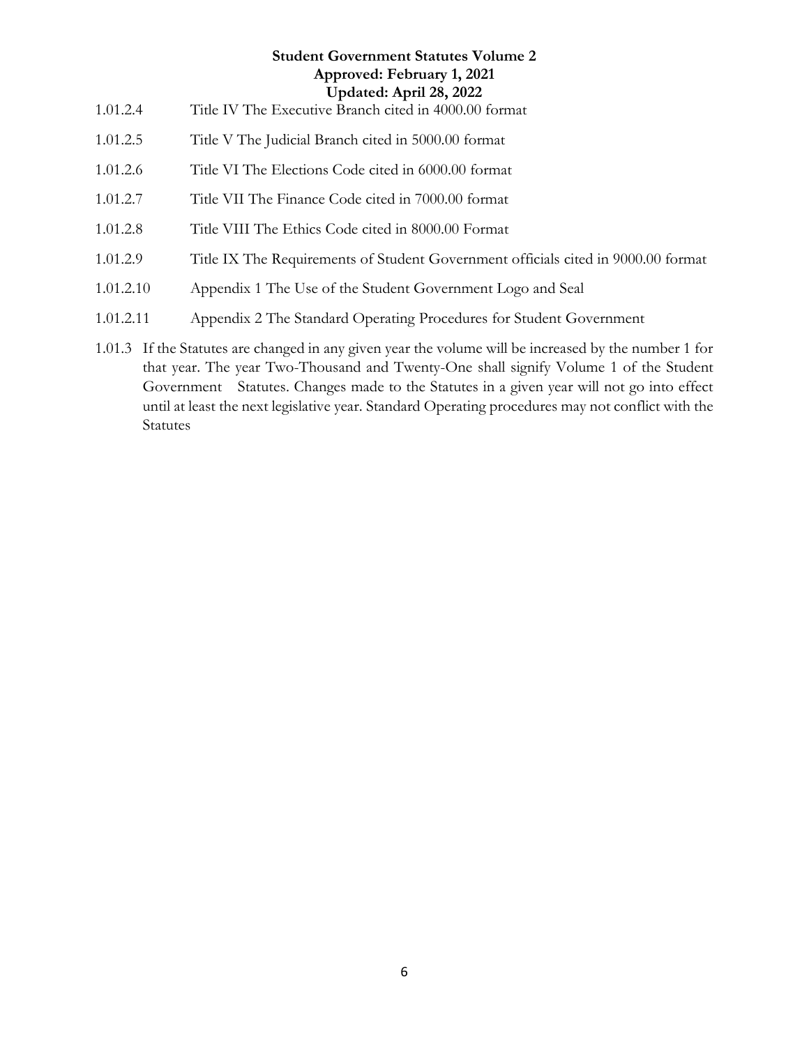1.01.2.4 Title IV The Executive Branch cited in 4000.00 format

1.01.2.5 Title V The Judicial Branch cited in 5000.00 format

1.01.2.6 Title VI The Elections Code cited in 6000.00 format

1.01.2.7 Title VII The Finance Code cited in 7000.00 format

1.01.2.8 Title VIII The Ethics Code cited in 8000.00 Format

1.01.2.9 Title IX The Requirements of Student Government officials cited in 9000.00 format

1.01.2.10 Appendix 1 The Use of the Student Government Logo and Seal

1.01.2.11 Appendix 2 The Standard Operating Procedures for Student Government

1.01.3 If the Statutes are changed in any given year the volume will be increased by the number 1 for that year. The year Two-Thousand and Twenty-One shall signify Volume 1 of the Student Government Statutes. Changes made to the Statutes in a given year will not go into effect until at least the next legislative year. Standard Operating procedures may not conflict with the Statutes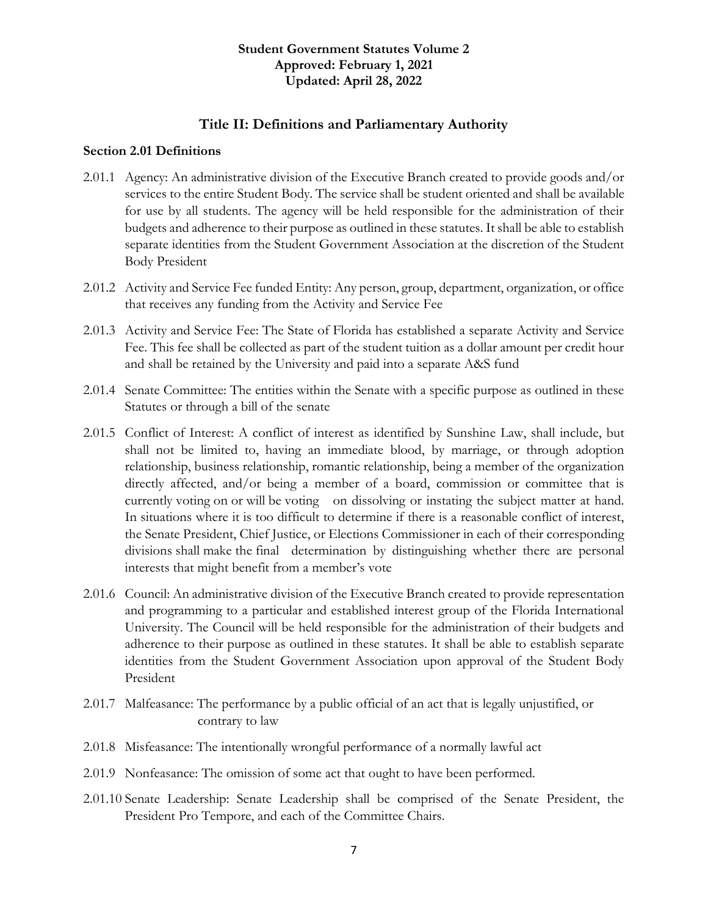**Student Government Statutes Volume 2**
**Approved: February 1, 2021**
**Updated: April 28, 2022**

## Title II: Definitions and Parliamentary Authority

### Section 2.01 Definitions

2.01.1 Agency: An administrative division of the Executive Branch created to provide goods and/or services to the entire Student Body. The service shall be student oriented and shall be available for use by all students. The agency will be held responsible for the administration of their budgets and adherence to their purpose as outlined in these statutes. It shall be able to establish separate identities from the Student Government Association at the discretion of the Student Body President

2.01.2 Activity and Service Fee funded Entity: Any person, group, department, organization, or office that receives any funding from the Activity and Service Fee

2.01.3 Activity and Service Fee: The State of Florida has established a separate Activity and Service Fee. This fee shall be collected as part of the student tuition as a dollar amount per credit hour and shall be retained by the University and paid into a separate A&S fund

2.01.4 Senate Committee: The entities within the Senate with a specific purpose as outlined in these Statutes or through a bill of the senate

2.01.5 Conflict of Interest: A conflict of interest as identified by Sunshine Law, shall include, but shall not be limited to, having an immediate blood, by marriage, or through adoption relationship, business relationship, romantic relationship, being a member of the organization directly affected, and/or being a member of a board, commission or committee that is currently voting on or will be voting on dissolving or instating the subject matter at hand. In situations where it is too difficult to determine if there is a reasonable conflict of interest, the Senate President, Chief Justice, or Elections Commissioner in each of their corresponding divisions shall make the final determination by distinguishing whether there are personal interests that might benefit from a member's vote

2.01.6 Council: An administrative division of the Executive Branch created to provide representation and programming to a particular and established interest group of the Florida International University. The Council will be held responsible for the administration of their budgets and adherence to their purpose as outlined in these statutes. It shall be able to establish separate identities from the Student Government Association upon approval of the Student Body President

2.01.7 Malfeasance: The performance by a public official of an act that is legally unjustified, or contrary to law

2.01.8 Misfeasance: The intentionally wrongful performance of a normally lawful act

2.01.9 Nonfeasance: The omission of some act that ought to have been performed.

2.01.10 Senate Leadership: Senate Leadership shall be comprised of the Senate President, the President Pro Tempore, and each of the Committee Chairs.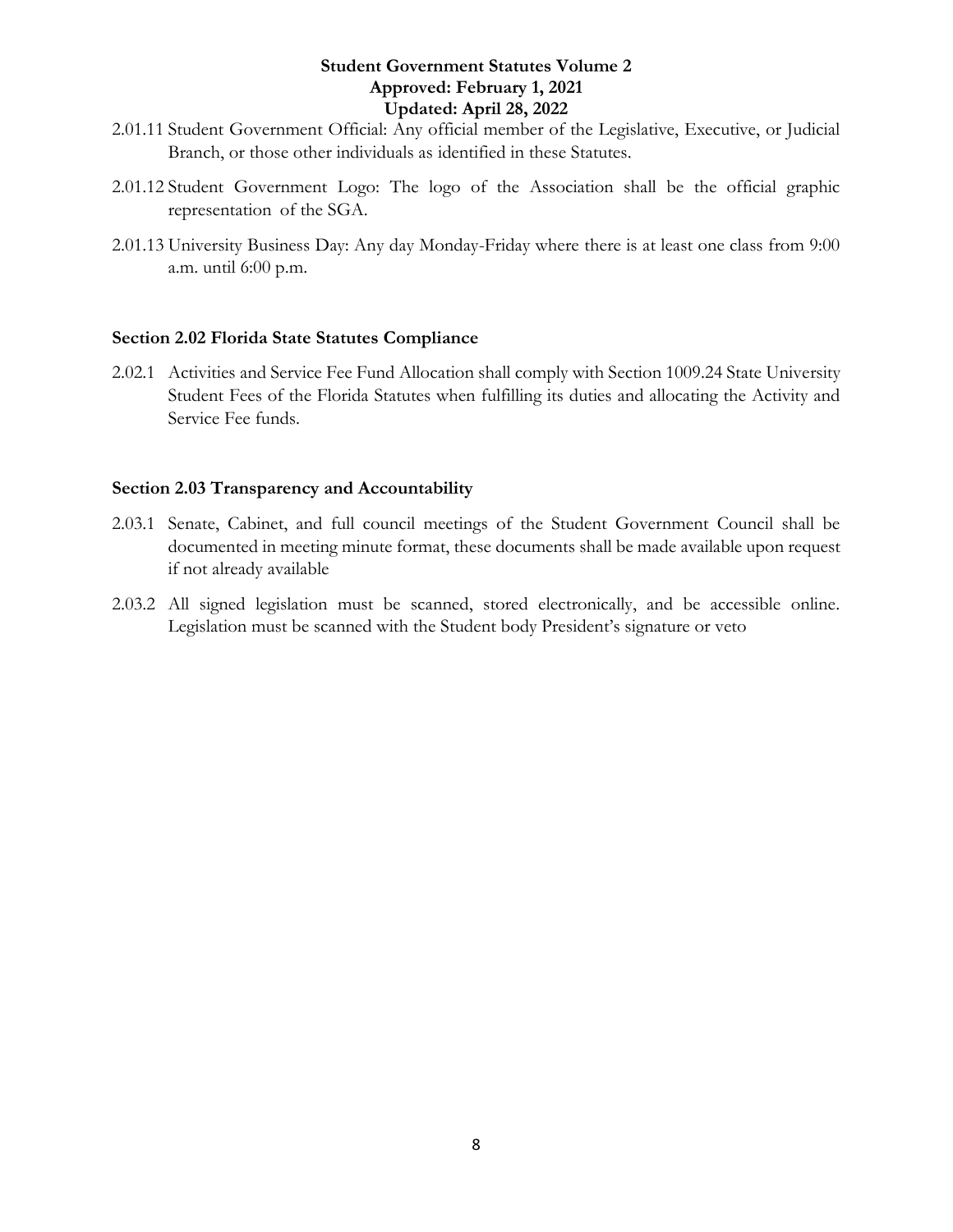2.01.11 Student Government Official: Any official member of the Legislative, Executive, or Judicial Branch, or those other individuals as identified in these Statutes.

2.01.12 Student Government Logo: The logo of the Association shall be the official graphic representation of the SGA.

2.01.13 University Business Day: Any day Monday-Friday where there is at least one class from 9:00 a.m. until 6:00 p.m.

### Section 2.02 Florida State Statutes Compliance

2.02.1 Activities and Service Fee Fund Allocation shall comply with Section 1009.24 State University Student Fees of the Florida Statutes when fulfilling its duties and allocating the Activity and Service Fee funds.

### Section 2.03 Transparency and Accountability

2.03.1 Senate, Cabinet, and full council meetings of the Student Government Council shall be documented in meeting minute format, these documents shall be made available upon request if not already available

2.03.2 All signed legislation must be scanned, stored electronically, and be accessible online. Legislation must be scanned with the Student body President's signature or veto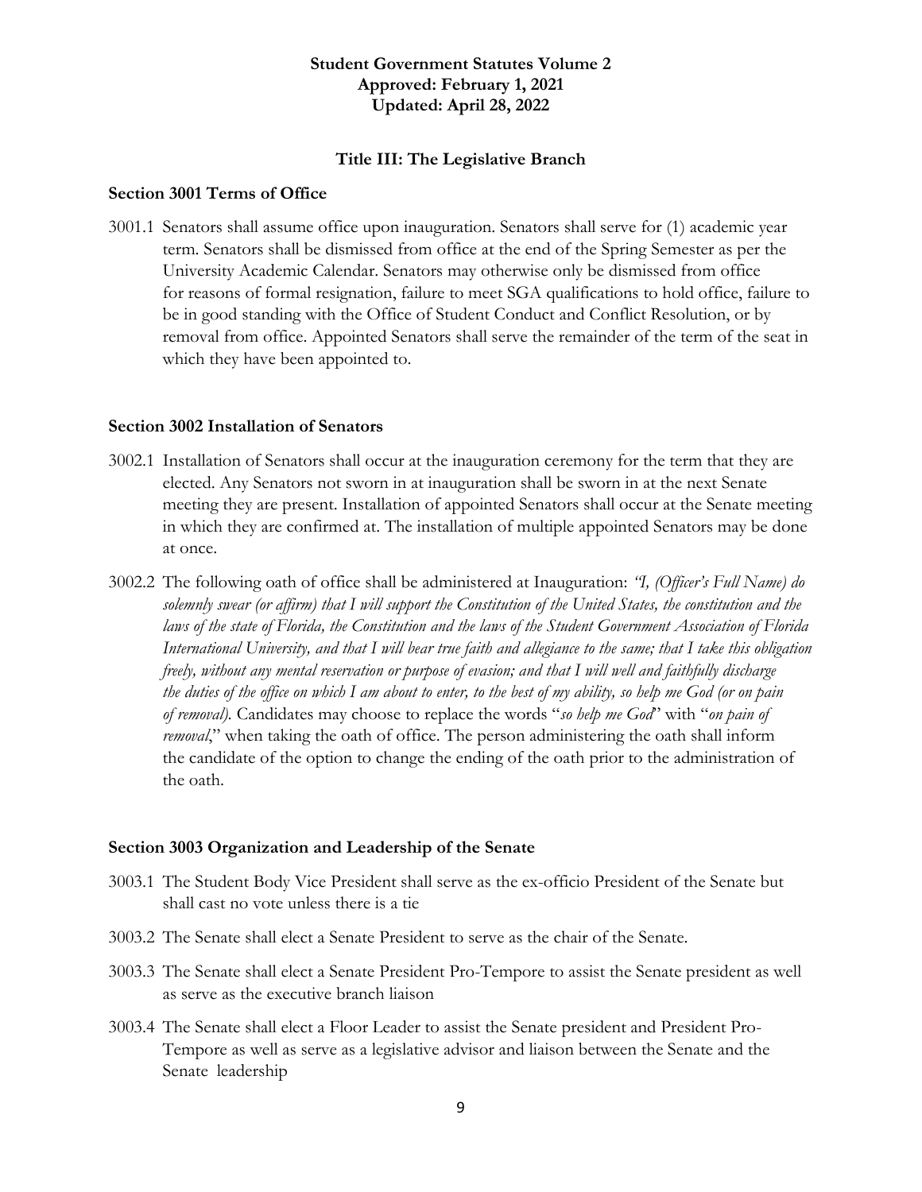**Student Government Statutes Volume 2**
**Approved: February 1, 2021**
**Updated: April 28, 2022**

## Title III: The Legislative Branch

### Section 3001 Terms of Office

3001.1 Senators shall assume office upon inauguration. Senators shall serve for (1) academic year term. Senators shall be dismissed from office at the end of the Spring Semester as per the University Academic Calendar. Senators may otherwise only be dismissed from office for reasons of formal resignation, failure to meet SGA qualifications to hold office, failure to be in good standing with the Office of Student Conduct and Conflict Resolution, or by removal from office. Appointed Senators shall serve the remainder of the term of the seat in which they have been appointed to.

### Section 3002 Installation of Senators

3002.1 Installation of Senators shall occur at the inauguration ceremony for the term that they are elected. Any Senators not sworn in at inauguration shall be sworn in at the next Senate meeting they are present. Installation of appointed Senators shall occur at the Senate meeting in which they are confirmed at. The installation of multiple appointed Senators may be done at once.

3002.2 The following oath of office shall be administered at Inauguration: *"I, (Officer's Full Name) do solemnly swear (or affirm) that I will support the Constitution of the United States, the constitution and the laws of the state of Florida, the Constitution and the laws of the Student Government Association of Florida International University, and that I will bear true faith and allegiance to the same; that I take this obligation freely, without any mental reservation or purpose of evasion; and that I will well and faithfully discharge the duties of the office on which I am about to enter, to the best of my ability, so help me God (or on pain of removal).* Candidates may choose to replace the words "*so help me God*" with "*on pain of removal*," when taking the oath of office. The person administering the oath shall inform the candidate of the option to change the ending of the oath prior to the administration of the oath.

### Section 3003 Organization and Leadership of the Senate

3003.1 The Student Body Vice President shall serve as the ex-officio President of the Senate but shall cast no vote unless there is a tie

3003.2 The Senate shall elect a Senate President to serve as the chair of the Senate.

3003.3 The Senate shall elect a Senate President Pro-Tempore to assist the Senate president as well as serve as the executive branch liaison

3003.4 The Senate shall elect a Floor Leader to assist the Senate president and President Pro-Tempore as well as serve as a legislative advisor and liaison between the Senate and the Senate leadership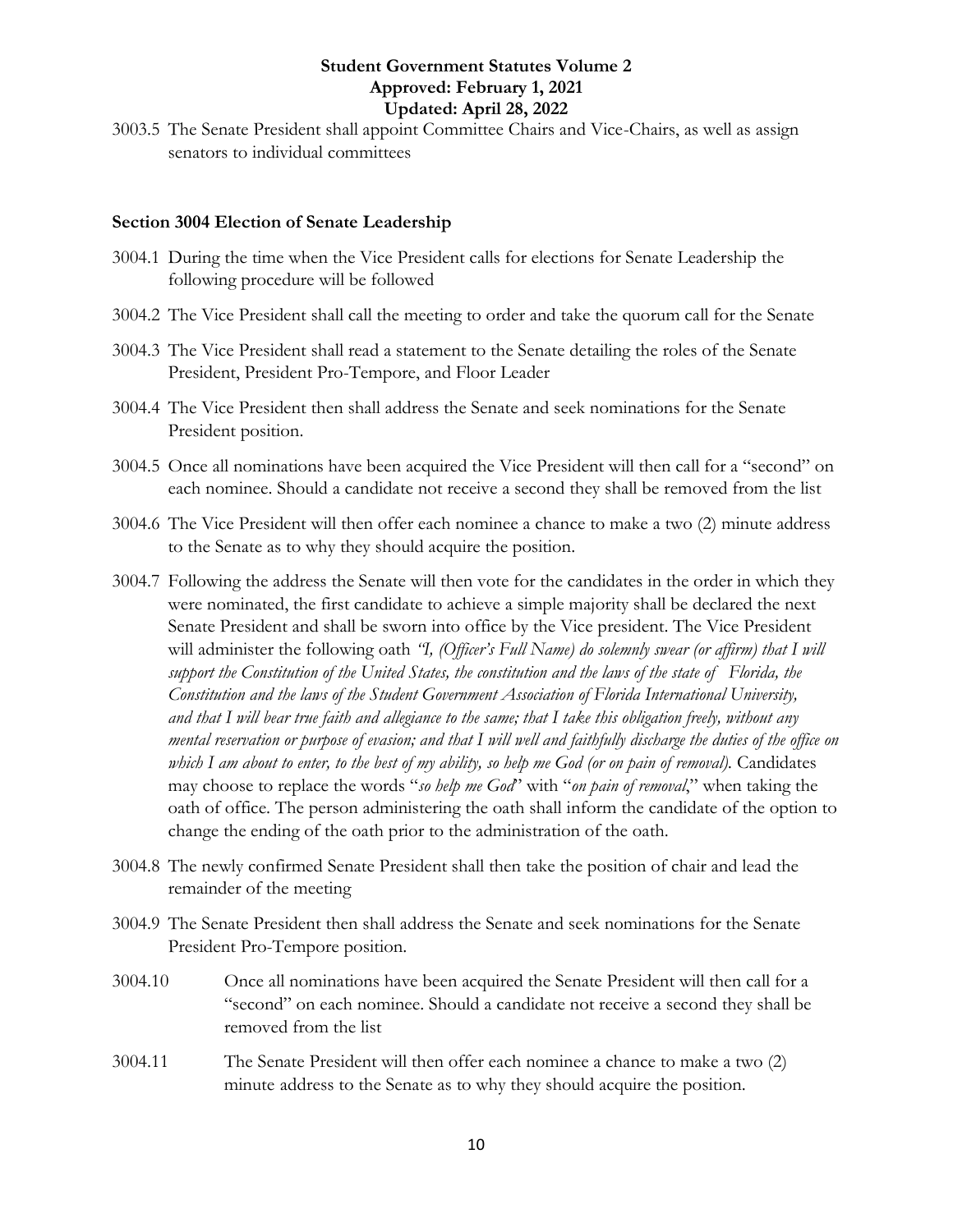3003.5 The Senate President shall appoint Committee Chairs and Vice-Chairs, as well as assign senators to individual committees

**Section 3004 Election of Senate Leadership**

3004.1 During the time when the Vice President calls for elections for Senate Leadership the following procedure will be followed

3004.2 The Vice President shall call the meeting to order and take the quorum call for the Senate

3004.3 The Vice President shall read a statement to the Senate detailing the roles of the Senate President, President Pro-Tempore, and Floor Leader

3004.4 The Vice President then shall address the Senate and seek nominations for the Senate President position.

3004.5 Once all nominations have been acquired the Vice President will then call for a "second" on each nominee. Should a candidate not receive a second they shall be removed from the list

3004.6 The Vice President will then offer each nominee a chance to make a two (2) minute address to the Senate as to why they should acquire the position.

3004.7 Following the address the Senate will then vote for the candidates in the order in which they were nominated, the first candidate to achieve a simple majority shall be declared the next Senate President and shall be sworn into office by the Vice president. The Vice President will administer the following oath *"I, (Officer's Full Name) do solemnly swear (or affirm) that I will support the Constitution of the United States, the constitution and the laws of the state of Florida, the Constitution and the laws of the Student Government Association of Florida International University, and that I will bear true faith and allegiance to the same; that I take this obligation freely, without any mental reservation or purpose of evasion; and that I will well and faithfully discharge the duties of the office on which I am about to enter, to the best of my ability, so help me God (or on pain of removal).* Candidates may choose to replace the words "*so help me God*" with "*on pain of removal*," when taking the oath of office. The person administering the oath shall inform the candidate of the option to change the ending of the oath prior to the administration of the oath.

3004.8 The newly confirmed Senate President shall then take the position of chair and lead the remainder of the meeting

3004.9 The Senate President then shall address the Senate and seek nominations for the Senate President Pro-Tempore position.

3004.10 Once all nominations have been acquired the Senate President will then call for a "second" on each nominee. Should a candidate not receive a second they shall be removed from the list

3004.11 The Senate President will then offer each nominee a chance to make a two (2) minute address to the Senate as to why they should acquire the position.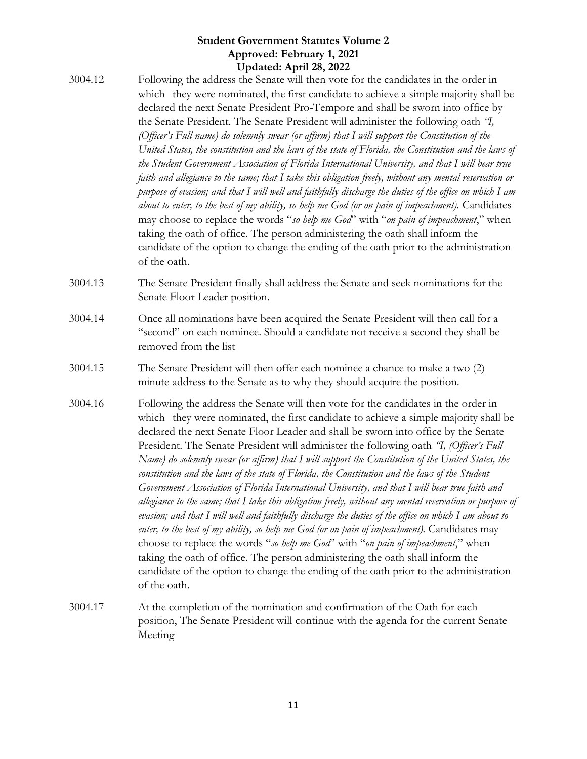3004.12 Following the address the Senate will then vote for the candidates in the order in which they were nominated, the first candidate to achieve a simple majority shall be declared the next Senate President Pro-Tempore and shall be sworn into office by the Senate President. The Senate President will administer the following oath *"I, (Officer's Full name) do solemnly swear (or affirm) that I will support the Constitution of the United States, the constitution and the laws of the state of Florida, the Constitution and the laws of the Student Government Association of Florida International University, and that I will bear true faith and allegiance to the same; that I take this obligation freely, without any mental reservation or purpose of evasion; and that I will well and faithfully discharge the duties of the office on which I am about to enter, to the best of my ability, so help me God (or on pain of impeachment).* Candidates may choose to replace the words "*so help me God*" with "*on pain of impeachment*," when taking the oath of office. The person administering the oath shall inform the candidate of the option to change the ending of the oath prior to the administration of the oath.

3004.13 The Senate President finally shall address the Senate and seek nominations for the Senate Floor Leader position.

3004.14 Once all nominations have been acquired the Senate President will then call for a "second" on each nominee. Should a candidate not receive a second they shall be removed from the list

3004.15 The Senate President will then offer each nominee a chance to make a two (2) minute address to the Senate as to why they should acquire the position.

3004.16 Following the address the Senate will then vote for the candidates in the order in which they were nominated, the first candidate to achieve a simple majority shall be declared the next Senate Floor Leader and shall be sworn into office by the Senate President. The Senate President will administer the following oath *"I, (Officer's Full Name) do solemnly swear (or affirm) that I will support the Constitution of the United States, the constitution and the laws of the state of Florida, the Constitution and the laws of the Student Government Association of Florida International University, and that I will bear true faith and allegiance to the same; that I take this obligation freely, without any mental reservation or purpose of evasion; and that I will well and faithfully discharge the duties of the office on which I am about to enter, to the best of my ability, so help me God (or on pain of impeachment).* Candidates may choose to replace the words "*so help me God*" with "*on pain of impeachment*," when taking the oath of office. The person administering the oath shall inform the candidate of the option to change the ending of the oath prior to the administration of the oath.

3004.17 At the completion of the nomination and confirmation of the Oath for each position, The Senate President will continue with the agenda for the current Senate Meeting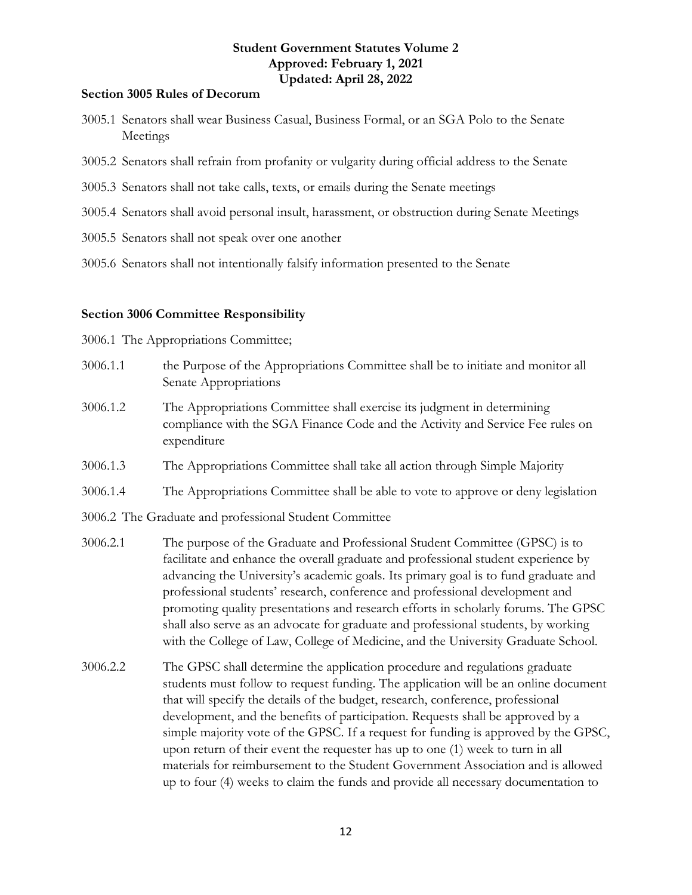### Section 3005 Rules of Decorum

3005.1 Senators shall wear Business Casual, Business Formal, or an SGA Polo to the Senate Meetings

3005.2 Senators shall refrain from profanity or vulgarity during official address to the Senate

3005.3 Senators shall not take calls, texts, or emails during the Senate meetings

3005.4 Senators shall avoid personal insult, harassment, or obstruction during Senate Meetings

3005.5 Senators shall not speak over one another

3005.6 Senators shall not intentionally falsify information presented to the Senate

### Section 3006 Committee Responsibility

3006.1 The Appropriations Committee;

3006.1.1 the Purpose of the Appropriations Committee shall be to initiate and monitor all Senate Appropriations

3006.1.2 The Appropriations Committee shall exercise its judgment in determining compliance with the SGA Finance Code and the Activity and Service Fee rules on expenditure

3006.1.3 The Appropriations Committee shall take all action through Simple Majority

3006.1.4 The Appropriations Committee shall be able to vote to approve or deny legislation

3006.2 The Graduate and professional Student Committee

3006.2.1 The purpose of the Graduate and Professional Student Committee (GPSC) is to facilitate and enhance the overall graduate and professional student experience by advancing the University's academic goals. Its primary goal is to fund graduate and professional students' research, conference and professional development and promoting quality presentations and research efforts in scholarly forums. The GPSC shall also serve as an advocate for graduate and professional students, by working with the College of Law, College of Medicine, and the University Graduate School.

3006.2.2 The GPSC shall determine the application procedure and regulations graduate students must follow to request funding. The application will be an online document that will specify the details of the budget, research, conference, professional development, and the benefits of participation. Requests shall be approved by a simple majority vote of the GPSC. If a request for funding is approved by the GPSC, upon return of their event the requester has up to one (1) week to turn in all materials for reimbursement to the Student Government Association and is allowed up to four (4) weeks to claim the funds and provide all necessary documentation to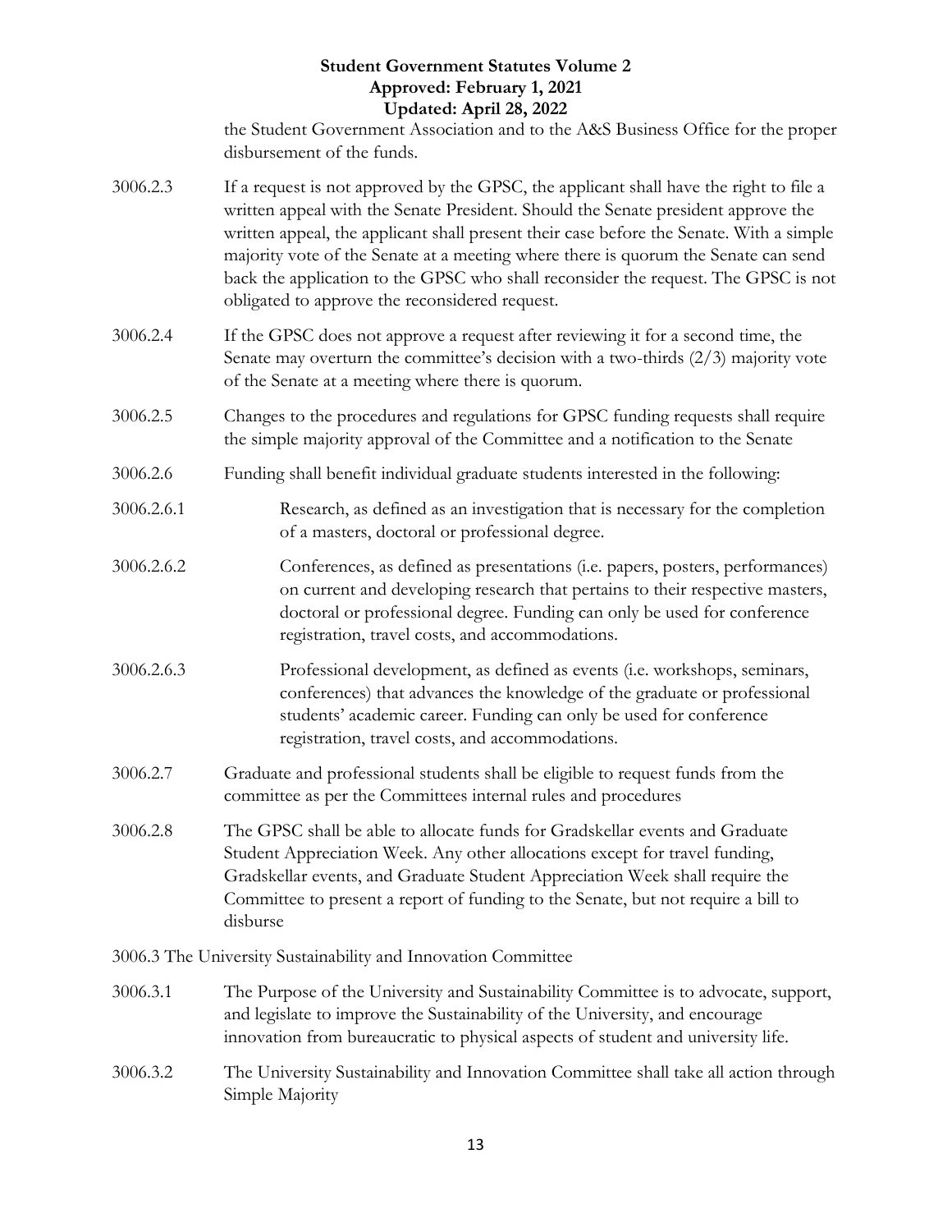the Student Government Association and to the A&S Business Office for the proper disbursement of the funds.

3006.2.3 If a request is not approved by the GPSC, the applicant shall have the right to file a written appeal with the Senate President. Should the Senate president approve the written appeal, the applicant shall present their case before the Senate. With a simple majority vote of the Senate at a meeting where there is quorum the Senate can send back the application to the GPSC who shall reconsider the request. The GPSC is not obligated to approve the reconsidered request.

3006.2.4 If the GPSC does not approve a request after reviewing it for a second time, the Senate may overturn the committee's decision with a two-thirds (2/3) majority vote of the Senate at a meeting where there is quorum.

3006.2.5 Changes to the procedures and regulations for GPSC funding requests shall require the simple majority approval of the Committee and a notification to the Senate

3006.2.6 Funding shall benefit individual graduate students interested in the following:

3006.2.6.1 Research, as defined as an investigation that is necessary for the completion of a masters, doctoral or professional degree.

3006.2.6.2 Conferences, as defined as presentations (i.e. papers, posters, performances) on current and developing research that pertains to their respective masters, doctoral or professional degree. Funding can only be used for conference registration, travel costs, and accommodations.

3006.2.6.3 Professional development, as defined as events (i.e. workshops, seminars, conferences) that advances the knowledge of the graduate or professional students' academic career. Funding can only be used for conference registration, travel costs, and accommodations.

3006.2.7 Graduate and professional students shall be eligible to request funds from the committee as per the Committees internal rules and procedures

3006.2.8 The GPSC shall be able to allocate funds for Gradskellar events and Graduate Student Appreciation Week. Any other allocations except for travel funding, Gradskellar events, and Graduate Student Appreciation Week shall require the Committee to present a report of funding to the Senate, but not require a bill to disburse

3006.3 The University Sustainability and Innovation Committee

3006.3.1 The Purpose of the University and Sustainability Committee is to advocate, support, and legislate to improve the Sustainability of the University, and encourage innovation from bureaucratic to physical aspects of student and university life.

3006.3.2 The University Sustainability and Innovation Committee shall take all action through Simple Majority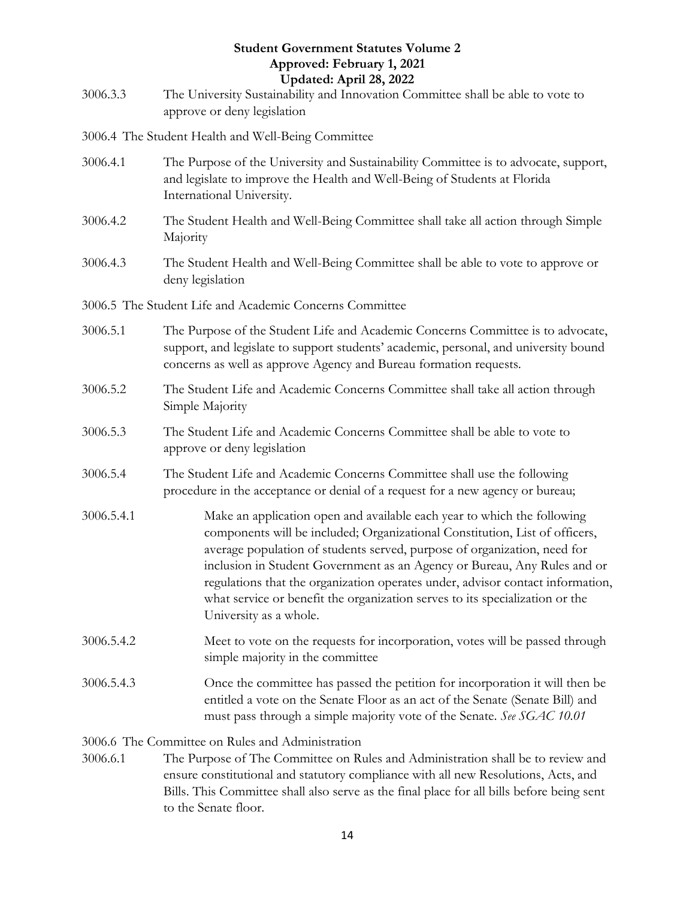3006.3.3 The University Sustainability and Innovation Committee shall be able to vote to approve or deny legislation

3006.4 The Student Health and Well-Being Committee

3006.4.1 The Purpose of the University and Sustainability Committee is to advocate, support, and legislate to improve the Health and Well-Being of Students at Florida International University.

3006.4.2 The Student Health and Well-Being Committee shall take all action through Simple Majority

3006.4.3 The Student Health and Well-Being Committee shall be able to vote to approve or deny legislation

3006.5 The Student Life and Academic Concerns Committee

3006.5.1 The Purpose of the Student Life and Academic Concerns Committee is to advocate, support, and legislate to support students' academic, personal, and university bound concerns as well as approve Agency and Bureau formation requests.

3006.5.2 The Student Life and Academic Concerns Committee shall take all action through Simple Majority

3006.5.3 The Student Life and Academic Concerns Committee shall be able to vote to approve or deny legislation

3006.5.4 The Student Life and Academic Concerns Committee shall use the following procedure in the acceptance or denial of a request for a new agency or bureau;

3006.5.4.1 Make an application open and available each year to which the following components will be included; Organizational Constitution, List of officers, average population of students served, purpose of organization, need for inclusion in Student Government as an Agency or Bureau, Any Rules and or regulations that the organization operates under, advisor contact information, what service or benefit the organization serves to its specialization or the University as a whole.

3006.5.4.2 Meet to vote on the requests for incorporation, votes will be passed through simple majority in the committee

3006.5.4.3 Once the committee has passed the petition for incorporation it will then be entitled a vote on the Senate Floor as an act of the Senate (Senate Bill) and must pass through a simple majority vote of the Senate. *See SGAC 10.01*

3006.6 The Committee on Rules and Administration

3006.6.1 The Purpose of The Committee on Rules and Administration shall be to review and ensure constitutional and statutory compliance with all new Resolutions, Acts, and Bills. This Committee shall also serve as the final place for all bills before being sent to the Senate floor.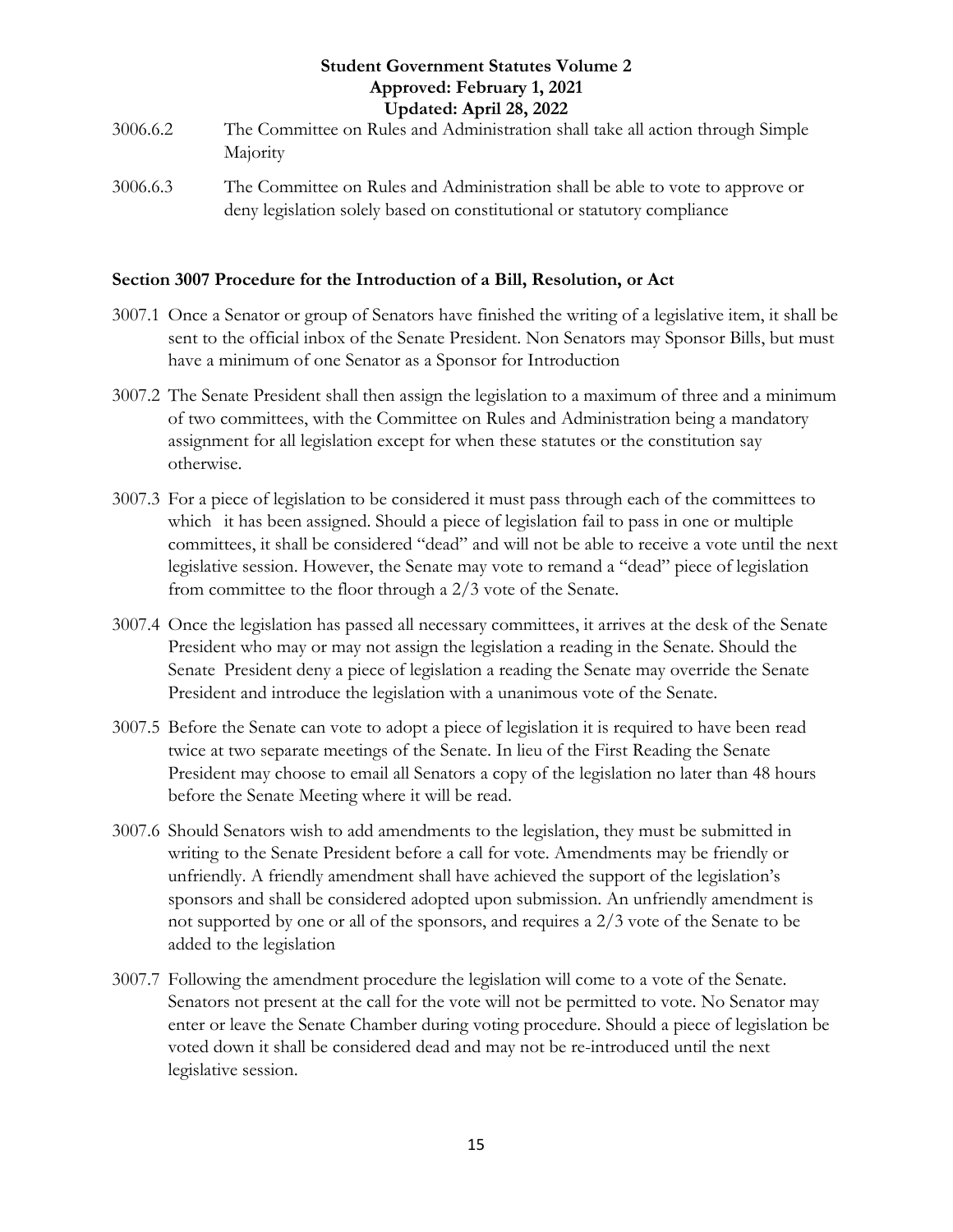3006.6.2 The Committee on Rules and Administration shall take all action through Simple Majority

3006.6.3 The Committee on Rules and Administration shall be able to vote to approve or deny legislation solely based on constitutional or statutory compliance

**Section 3007 Procedure for the Introduction of a Bill, Resolution, or Act**

3007.1 Once a Senator or group of Senators have finished the writing of a legislative item, it shall be sent to the official inbox of the Senate President. Non Senators may Sponsor Bills, but must have a minimum of one Senator as a Sponsor for Introduction

3007.2 The Senate President shall then assign the legislation to a maximum of three and a minimum of two committees, with the Committee on Rules and Administration being a mandatory assignment for all legislation except for when these statutes or the constitution say otherwise.

3007.3 For a piece of legislation to be considered it must pass through each of the committees to which it has been assigned. Should a piece of legislation fail to pass in one or multiple committees, it shall be considered "dead" and will not be able to receive a vote until the next legislative session. However, the Senate may vote to remand a "dead" piece of legislation from committee to the floor through a 2/3 vote of the Senate.

3007.4 Once the legislation has passed all necessary committees, it arrives at the desk of the Senate President who may or may not assign the legislation a reading in the Senate. Should the Senate President deny a piece of legislation a reading the Senate may override the Senate President and introduce the legislation with a unanimous vote of the Senate.

3007.5 Before the Senate can vote to adopt a piece of legislation it is required to have been read twice at two separate meetings of the Senate. In lieu of the First Reading the Senate President may choose to email all Senators a copy of the legislation no later than 48 hours before the Senate Meeting where it will be read.

3007.6 Should Senators wish to add amendments to the legislation, they must be submitted in writing to the Senate President before a call for vote. Amendments may be friendly or unfriendly. A friendly amendment shall have achieved the support of the legislation's sponsors and shall be considered adopted upon submission. An unfriendly amendment is not supported by one or all of the sponsors, and requires a 2/3 vote of the Senate to be added to the legislation

3007.7 Following the amendment procedure the legislation will come to a vote of the Senate. Senators not present at the call for the vote will not be permitted to vote. No Senator may enter or leave the Senate Chamber during voting procedure. Should a piece of legislation be voted down it shall be considered dead and may not be re-introduced until the next legislative session.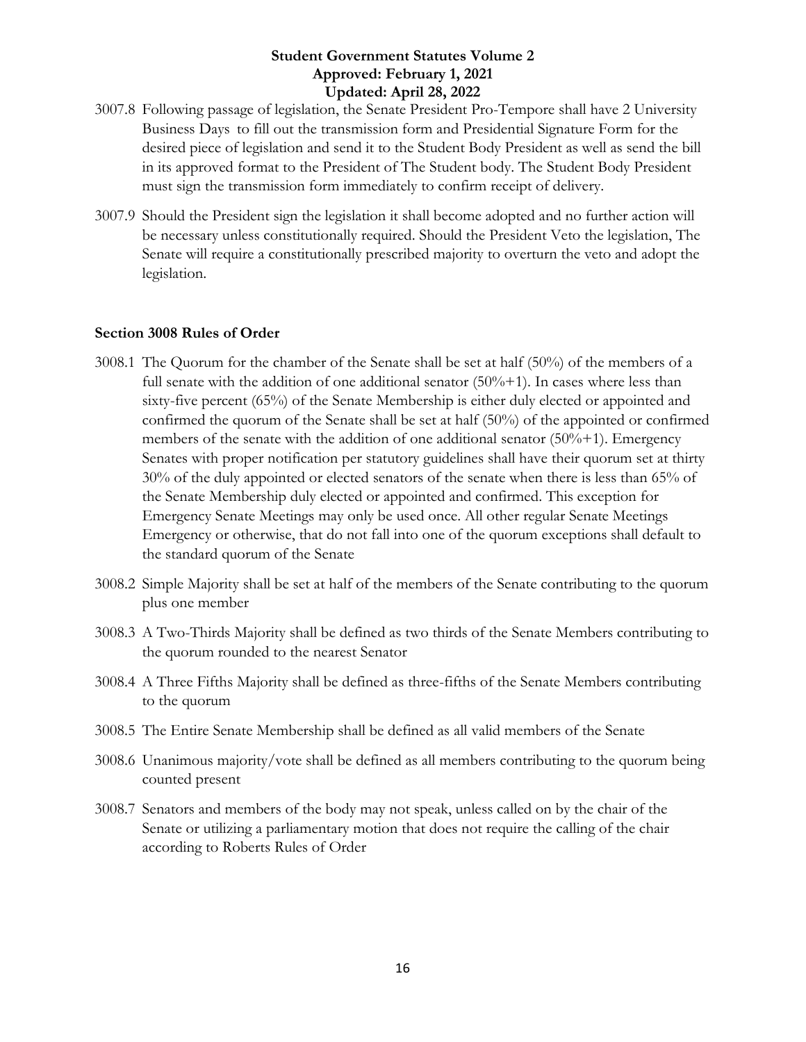3007.8 Following passage of legislation, the Senate President Pro-Tempore shall have 2 University Business Days to fill out the transmission form and Presidential Signature Form for the desired piece of legislation and send it to the Student Body President as well as send the bill in its approved format to the President of The Student body. The Student Body President must sign the transmission form immediately to confirm receipt of delivery.

3007.9 Should the President sign the legislation it shall become adopted and no further action will be necessary unless constitutionally required. Should the President Veto the legislation, The Senate will require a constitutionally prescribed majority to overturn the veto and adopt the legislation.

### Section 3008 Rules of Order

3008.1 The Quorum for the chamber of the Senate shall be set at half (50%) of the members of a full senate with the addition of one additional senator (50%+1). In cases where less than sixty-five percent (65%) of the Senate Membership is either duly elected or appointed and confirmed the quorum of the Senate shall be set at half (50%) of the appointed or confirmed members of the senate with the addition of one additional senator (50%+1). Emergency Senates with proper notification per statutory guidelines shall have their quorum set at thirty 30% of the duly appointed or elected senators of the senate when there is less than 65% of the Senate Membership duly elected or appointed and confirmed. This exception for Emergency Senate Meetings may only be used once. All other regular Senate Meetings Emergency or otherwise, that do not fall into one of the quorum exceptions shall default to the standard quorum of the Senate

3008.2 Simple Majority shall be set at half of the members of the Senate contributing to the quorum plus one member

3008.3 A Two-Thirds Majority shall be defined as two thirds of the Senate Members contributing to the quorum rounded to the nearest Senator

3008.4 A Three Fifths Majority shall be defined as three-fifths of the Senate Members contributing to the quorum

3008.5 The Entire Senate Membership shall be defined as all valid members of the Senate

3008.6 Unanimous majority/vote shall be defined as all members contributing to the quorum being counted present

3008.7 Senators and members of the body may not speak, unless called on by the chair of the Senate or utilizing a parliamentary motion that does not require the calling of the chair according to Roberts Rules of Order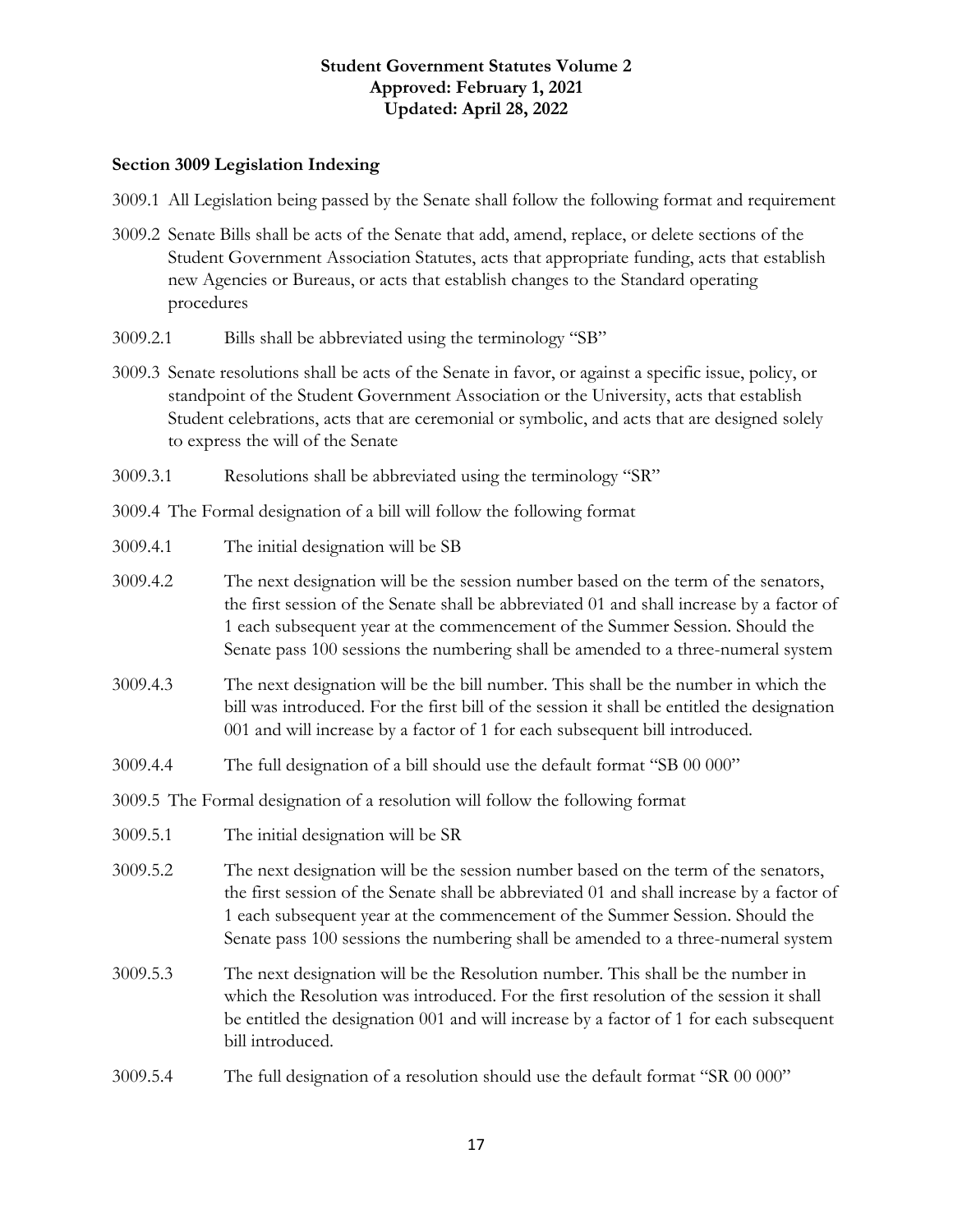## Section 3009 Legislation Indexing

3009.1 All Legislation being passed by the Senate shall follow the following format and requirement

3009.2 Senate Bills shall be acts of the Senate that add, amend, replace, or delete sections of the Student Government Association Statutes, acts that appropriate funding, acts that establish new Agencies or Bureaus, or acts that establish changes to the Standard operating procedures

3009.2.1 Bills shall be abbreviated using the terminology "SB"

3009.3 Senate resolutions shall be acts of the Senate in favor, or against a specific issue, policy, or standpoint of the Student Government Association or the University, acts that establish Student celebrations, acts that are ceremonial or symbolic, and acts that are designed solely to express the will of the Senate

3009.3.1 Resolutions shall be abbreviated using the terminology "SR"

3009.4 The Formal designation of a bill will follow the following format

3009.4.1 The initial designation will be SB

3009.4.2 The next designation will be the session number based on the term of the senators, the first session of the Senate shall be abbreviated 01 and shall increase by a factor of 1 each subsequent year at the commencement of the Summer Session. Should the Senate pass 100 sessions the numbering shall be amended to a three-numeral system

3009.4.3 The next designation will be the bill number. This shall be the number in which the bill was introduced. For the first bill of the session it shall be entitled the designation 001 and will increase by a factor of 1 for each subsequent bill introduced.

3009.4.4 The full designation of a bill should use the default format "SB 00 000"

3009.5 The Formal designation of a resolution will follow the following format

3009.5.1 The initial designation will be SR

3009.5.2 The next designation will be the session number based on the term of the senators, the first session of the Senate shall be abbreviated 01 and shall increase by a factor of 1 each subsequent year at the commencement of the Summer Session. Should the Senate pass 100 sessions the numbering shall be amended to a three-numeral system

3009.5.3 The next designation will be the Resolution number. This shall be the number in which the Resolution was introduced. For the first resolution of the session it shall be entitled the designation 001 and will increase by a factor of 1 for each subsequent bill introduced.

3009.5.4 The full designation of a resolution should use the default format "SR 00 000"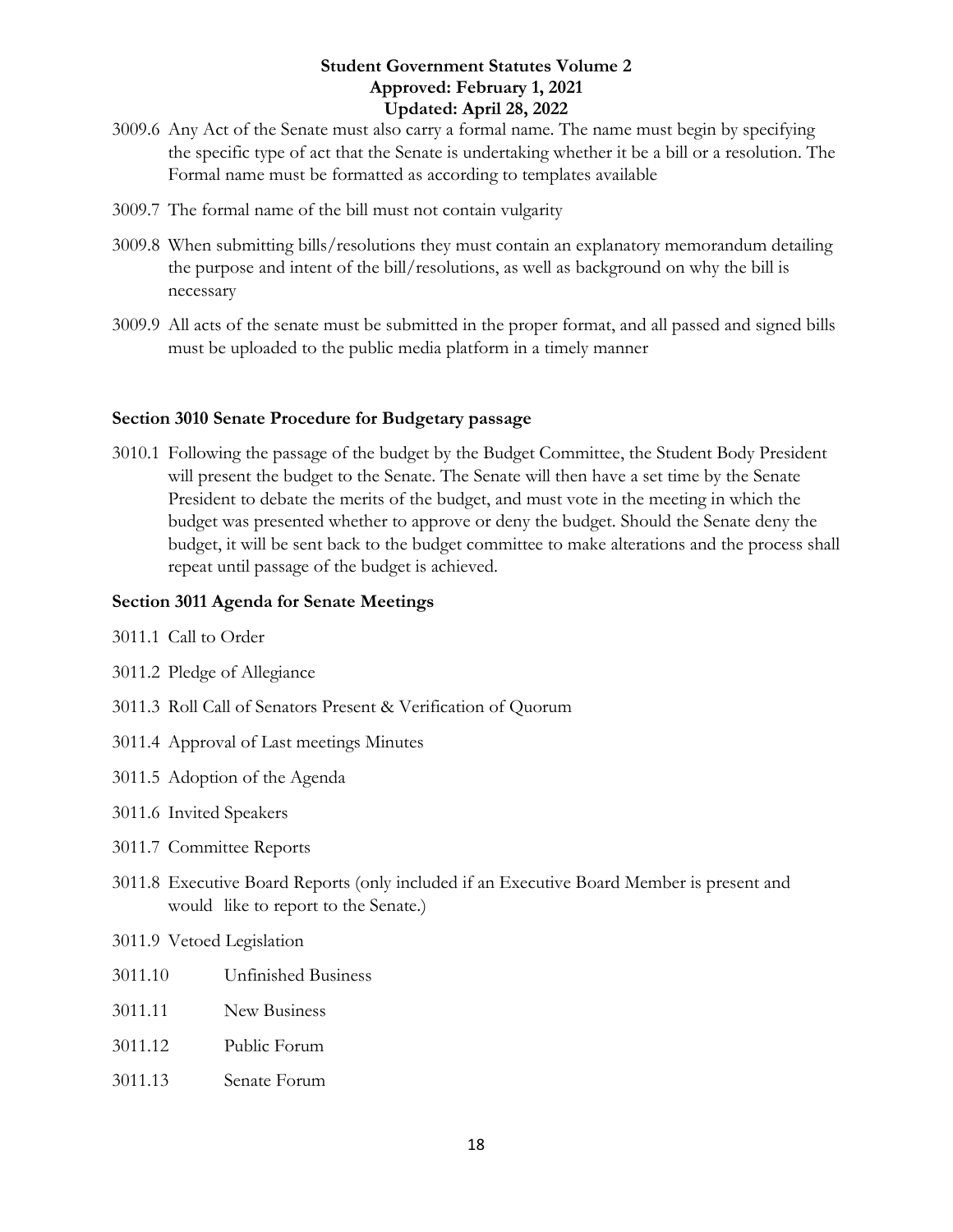3009.6 Any Act of the Senate must also carry a formal name. The name must begin by specifying the specific type of act that the Senate is undertaking whether it be a bill or a resolution. The Formal name must be formatted as according to templates available

3009.7 The formal name of the bill must not contain vulgarity

3009.8 When submitting bills/resolutions they must contain an explanatory memorandum detailing the purpose and intent of the bill/resolutions, as well as background on why the bill is necessary

3009.9 All acts of the senate must be submitted in the proper format, and all passed and signed bills must be uploaded to the public media platform in a timely manner

### Section 3010 Senate Procedure for Budgetary passage

3010.1 Following the passage of the budget by the Budget Committee, the Student Body President will present the budget to the Senate. The Senate will then have a set time by the Senate President to debate the merits of the budget, and must vote in the meeting in which the budget was presented whether to approve or deny the budget. Should the Senate deny the budget, it will be sent back to the budget committee to make alterations and the process shall repeat until passage of the budget is achieved.

### Section 3011 Agenda for Senate Meetings

3011.1 Call to Order

3011.2 Pledge of Allegiance

3011.3 Roll Call of Senators Present & Verification of Quorum

3011.4 Approval of Last meetings Minutes

3011.5 Adoption of the Agenda

3011.6 Invited Speakers

3011.7 Committee Reports

3011.8 Executive Board Reports (only included if an Executive Board Member is present and would like to report to the Senate.)

3011.9 Vetoed Legislation

3011.10 Unfinished Business

3011.11 New Business

3011.12 Public Forum

3011.13 Senate Forum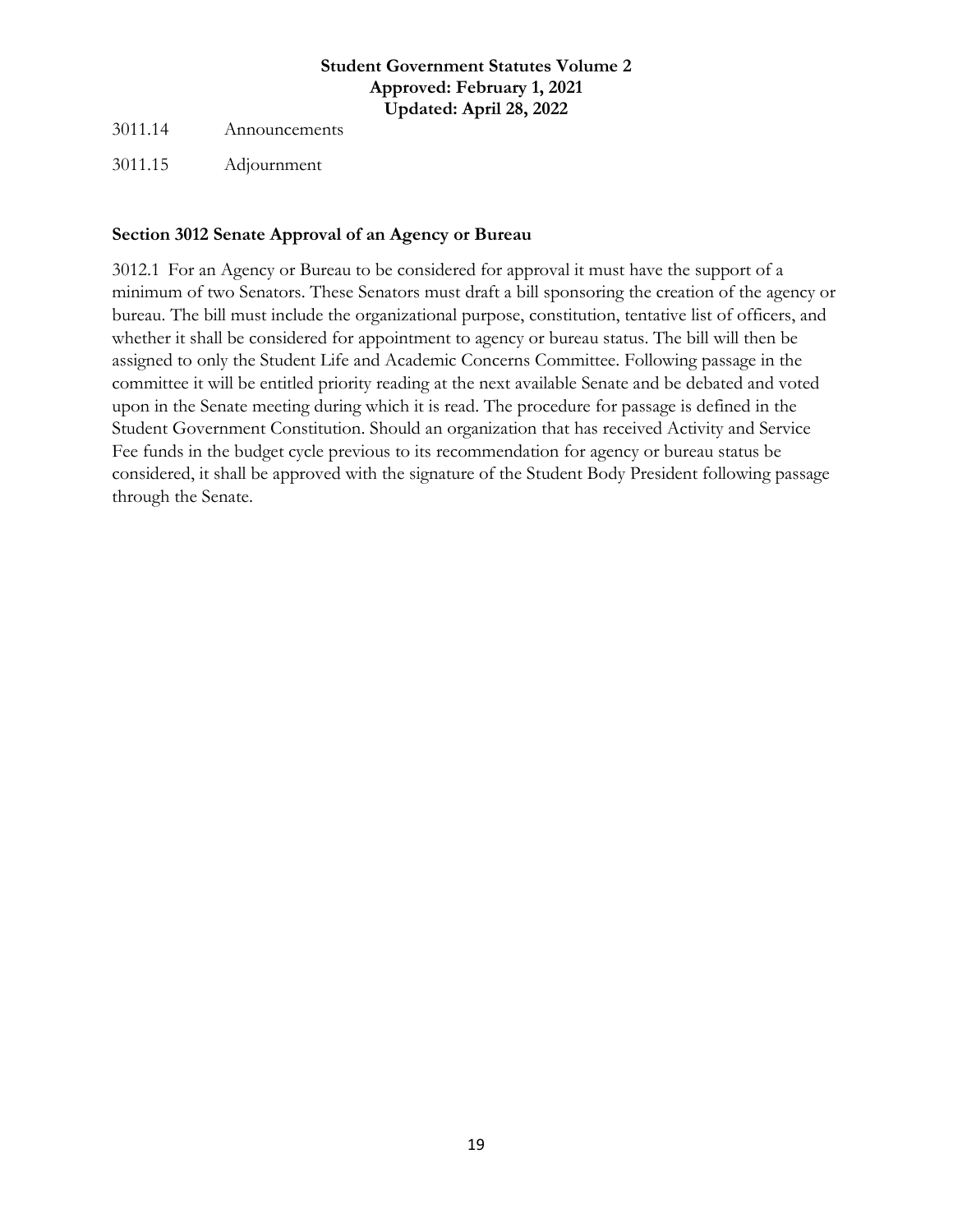3011.14 Announcements

3011.15 Adjournment

**Section 3012 Senate Approval of an Agency or Bureau**

3012.1 For an Agency or Bureau to be considered for approval it must have the support of a minimum of two Senators. These Senators must draft a bill sponsoring the creation of the agency or bureau. The bill must include the organizational purpose, constitution, tentative list of officers, and whether it shall be considered for appointment to agency or bureau status. The bill will then be assigned to only the Student Life and Academic Concerns Committee. Following passage in the committee it will be entitled priority reading at the next available Senate and be debated and voted upon in the Senate meeting during which it is read. The procedure for passage is defined in the Student Government Constitution. Should an organization that has received Activity and Service Fee funds in the budget cycle previous to its recommendation for agency or bureau status be considered, it shall be approved with the signature of the Student Body President following passage through the Senate.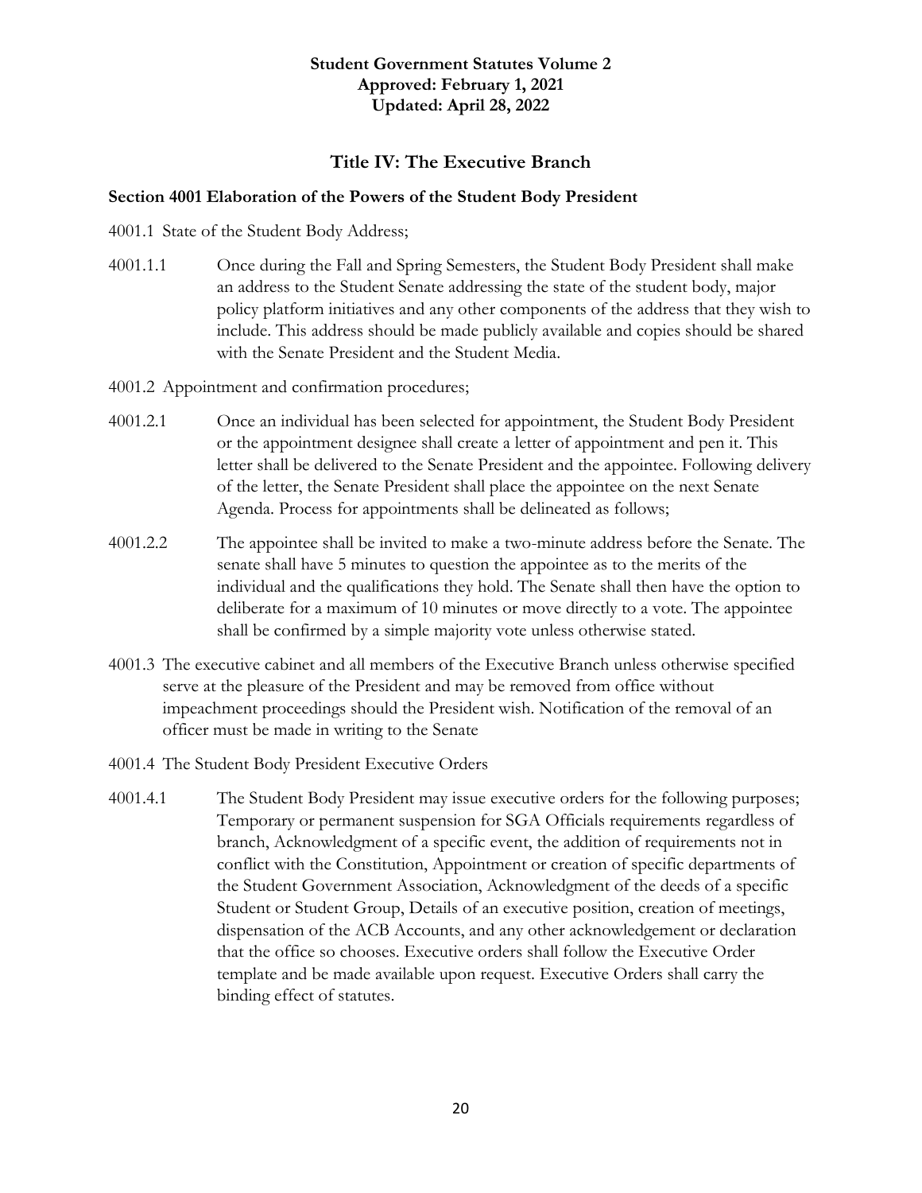**Student Government Statutes Volume 2**
**Approved: February 1, 2021**
**Updated: April 28, 2022**

## Title IV: The Executive Branch

### Section 4001 Elaboration of the Powers of the Student Body President

4001.1 State of the Student Body Address;

4001.1.1 Once during the Fall and Spring Semesters, the Student Body President shall make an address to the Student Senate addressing the state of the student body, major policy platform initiatives and any other components of the address that they wish to include. This address should be made publicly available and copies should be shared with the Senate President and the Student Media.

4001.2 Appointment and confirmation procedures;

4001.2.1 Once an individual has been selected for appointment, the Student Body President or the appointment designee shall create a letter of appointment and pen it. This letter shall be delivered to the Senate President and the appointee. Following delivery of the letter, the Senate President shall place the appointee on the next Senate Agenda. Process for appointments shall be delineated as follows;

4001.2.2 The appointee shall be invited to make a two-minute address before the Senate. The senate shall have 5 minutes to question the appointee as to the merits of the individual and the qualifications they hold. The Senate shall then have the option to deliberate for a maximum of 10 minutes or move directly to a vote. The appointee shall be confirmed by a simple majority vote unless otherwise stated.

4001.3 The executive cabinet and all members of the Executive Branch unless otherwise specified serve at the pleasure of the President and may be removed from office without impeachment proceedings should the President wish. Notification of the removal of an officer must be made in writing to the Senate

4001.4 The Student Body President Executive Orders

4001.4.1 The Student Body President may issue executive orders for the following purposes; Temporary or permanent suspension for SGA Officials requirements regardless of branch, Acknowledgment of a specific event, the addition of requirements not in conflict with the Constitution, Appointment or creation of specific departments of the Student Government Association, Acknowledgment of the deeds of a specific Student or Student Group, Details of an executive position, creation of meetings, dispensation of the ACB Accounts, and any other acknowledgement or declaration that the office so chooses. Executive orders shall follow the Executive Order template and be made available upon request. Executive Orders shall carry the binding effect of statutes.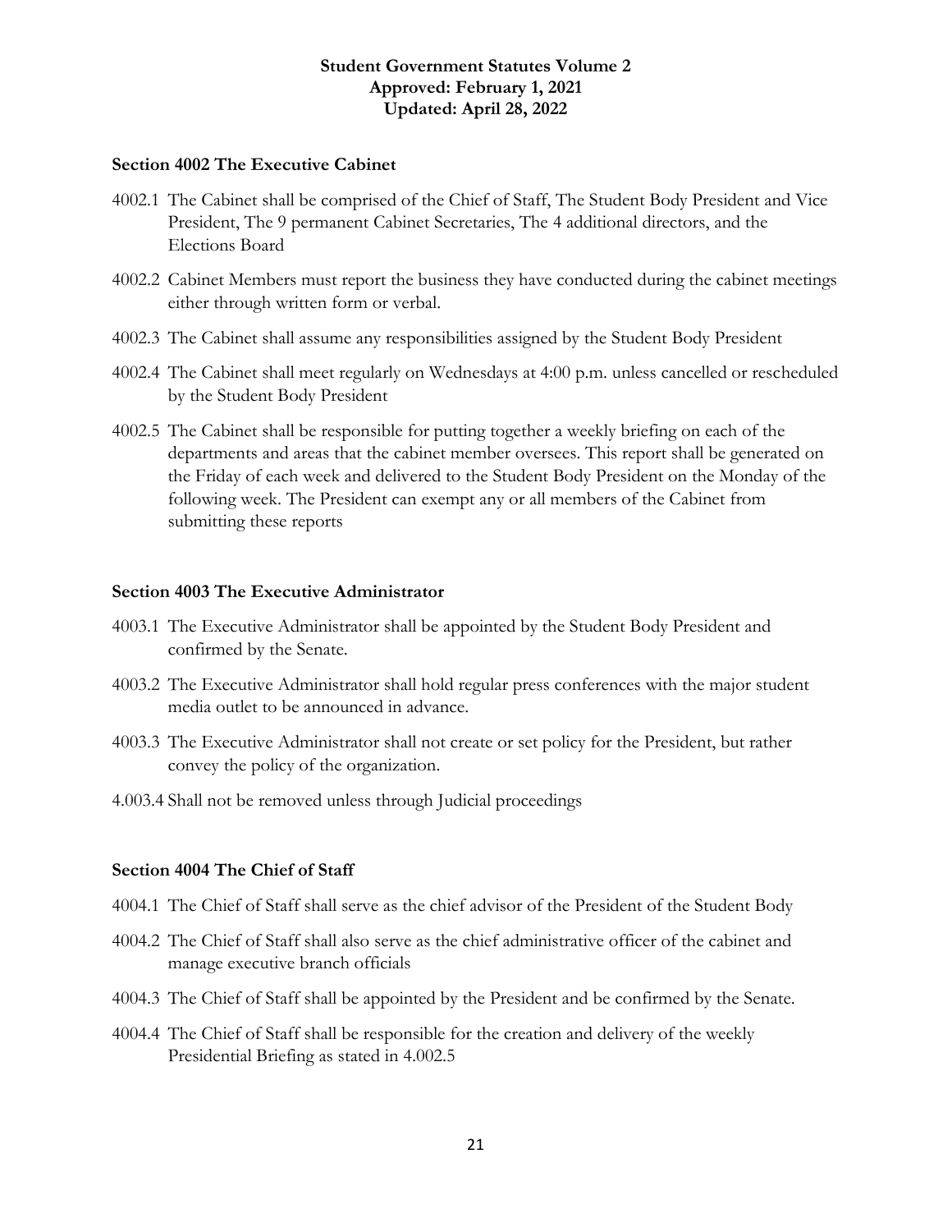### Section 4002 The Executive Cabinet

4002.1 The Cabinet shall be comprised of the Chief of Staff, The Student Body President and Vice President, The 9 permanent Cabinet Secretaries, The 4 additional directors, and the Elections Board

4002.2 Cabinet Members must report the business they have conducted during the cabinet meetings either through written form or verbal.

4002.3 The Cabinet shall assume any responsibilities assigned by the Student Body President

4002.4 The Cabinet shall meet regularly on Wednesdays at 4:00 p.m. unless cancelled or rescheduled by the Student Body President

4002.5 The Cabinet shall be responsible for putting together a weekly briefing on each of the departments and areas that the cabinet member oversees. This report shall be generated on the Friday of each week and delivered to the Student Body President on the Monday of the following week. The President can exempt any or all members of the Cabinet from submitting these reports

### Section 4003 The Executive Administrator

4003.1 The Executive Administrator shall be appointed by the Student Body President and confirmed by the Senate.

4003.2 The Executive Administrator shall hold regular press conferences with the major student media outlet to be announced in advance.

4003.3 The Executive Administrator shall not create or set policy for the President, but rather convey the policy of the organization.

4.003.4 Shall not be removed unless through Judicial proceedings

### Section 4004 The Chief of Staff

4004.1 The Chief of Staff shall serve as the chief advisor of the President of the Student Body

4004.2 The Chief of Staff shall also serve as the chief administrative officer of the cabinet and manage executive branch officials

4004.3 The Chief of Staff shall be appointed by the President and be confirmed by the Senate.

4004.4 The Chief of Staff shall be responsible for the creation and delivery of the weekly Presidential Briefing as stated in 4.002.5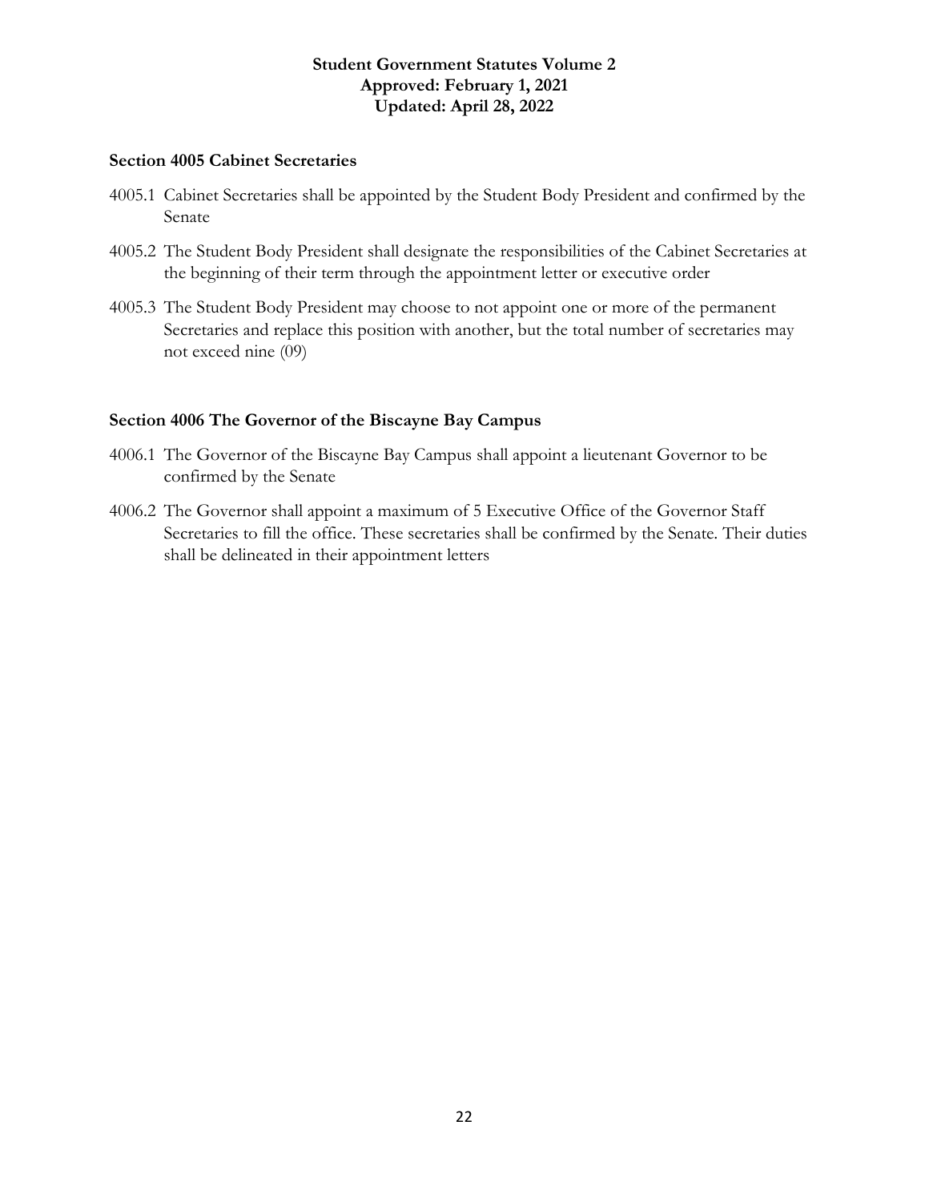### Section 4005 Cabinet Secretaries

4005.1 Cabinet Secretaries shall be appointed by the Student Body President and confirmed by the Senate

4005.2 The Student Body President shall designate the responsibilities of the Cabinet Secretaries at the beginning of their term through the appointment letter or executive order

4005.3 The Student Body President may choose to not appoint one or more of the permanent Secretaries and replace this position with another, but the total number of secretaries may not exceed nine (09)

### Section 4006 The Governor of the Biscayne Bay Campus

4006.1 The Governor of the Biscayne Bay Campus shall appoint a lieutenant Governor to be confirmed by the Senate

4006.2 The Governor shall appoint a maximum of 5 Executive Office of the Governor Staff Secretaries to fill the office. These secretaries shall be confirmed by the Senate. Their duties shall be delineated in their appointment letters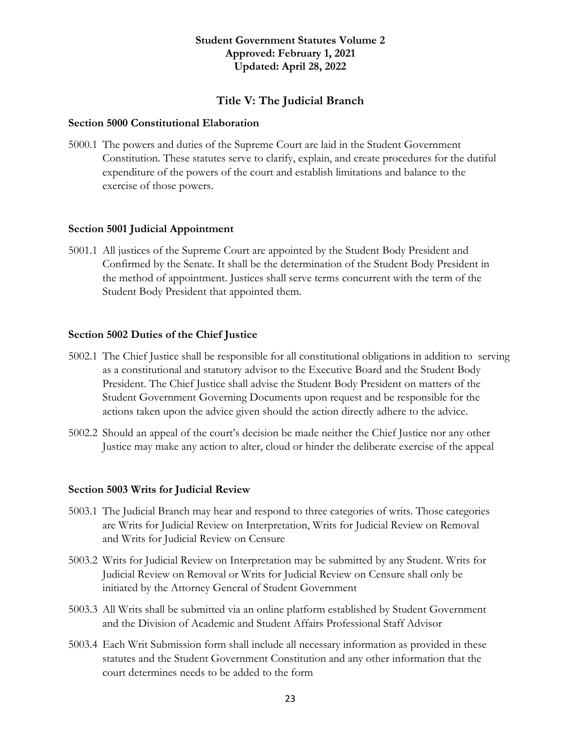**Student Government Statutes Volume 2**
**Approved: February 1, 2021**
**Updated: April 28, 2022**

# Title V: The Judicial Branch

## Section 5000 Constitutional Elaboration

5000.1 The powers and duties of the Supreme Court are laid in the Student Government Constitution. These statutes serve to clarify, explain, and create procedures for the dutiful expenditure of the powers of the court and establish limitations and balance to the exercise of those powers.

## Section 5001 Judicial Appointment

5001.1 All justices of the Supreme Court are appointed by the Student Body President and Confirmed by the Senate. It shall be the determination of the Student Body President in the method of appointment. Justices shall serve terms concurrent with the term of the Student Body President that appointed them.

## Section 5002 Duties of the Chief Justice

5002.1 The Chief Justice shall be responsible for all constitutional obligations in addition to serving as a constitutional and statutory advisor to the Executive Board and the Student Body President. The Chief Justice shall advise the Student Body President on matters of the Student Government Governing Documents upon request and be responsible for the actions taken upon the advice given should the action directly adhere to the advice.

5002.2 Should an appeal of the court's decision be made neither the Chief Justice nor any other Justice may make any action to alter, cloud or hinder the deliberate exercise of the appeal

## Section 5003 Writs for Judicial Review

5003.1 The Judicial Branch may hear and respond to three categories of writs. Those categories are Writs for Judicial Review on Interpretation, Writs for Judicial Review on Removal and Writs for Judicial Review on Censure

5003.2 Writs for Judicial Review on Interpretation may be submitted by any Student. Writs for Judicial Review on Removal or Writs for Judicial Review on Censure shall only be initiated by the Attorney General of Student Government

5003.3 All Writs shall be submitted via an online platform established by Student Government and the Division of Academic and Student Affairs Professional Staff Advisor

5003.4 Each Writ Submission form shall include all necessary information as provided in these statutes and the Student Government Constitution and any other information that the court determines needs to be added to the form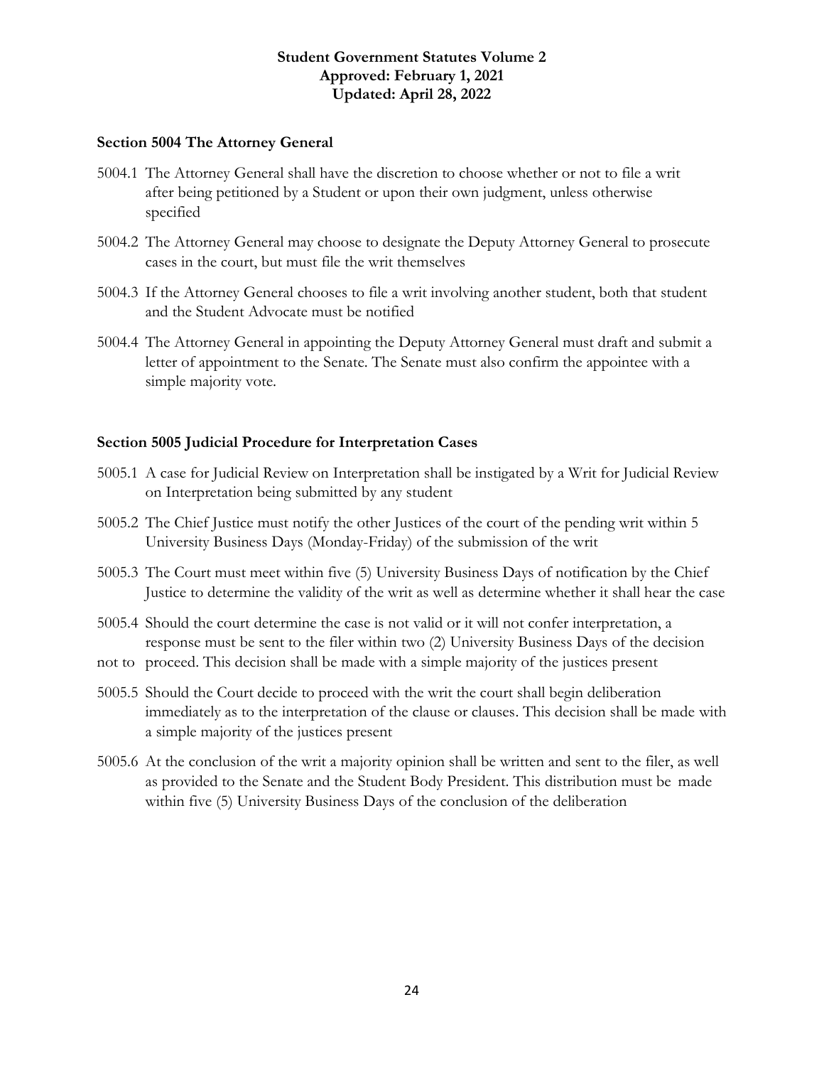### Section 5004 The Attorney General

5004.1 The Attorney General shall have the discretion to choose whether or not to file a writ after being petitioned by a Student or upon their own judgment, unless otherwise specified

5004.2 The Attorney General may choose to designate the Deputy Attorney General to prosecute cases in the court, but must file the writ themselves

5004.3 If the Attorney General chooses to file a writ involving another student, both that student and the Student Advocate must be notified

5004.4 The Attorney General in appointing the Deputy Attorney General must draft and submit a letter of appointment to the Senate. The Senate must also confirm the appointee with a simple majority vote.

### Section 5005 Judicial Procedure for Interpretation Cases

5005.1 A case for Judicial Review on Interpretation shall be instigated by a Writ for Judicial Review on Interpretation being submitted by any student

5005.2 The Chief Justice must notify the other Justices of the court of the pending writ within 5 University Business Days (Monday-Friday) of the submission of the writ

5005.3 The Court must meet within five (5) University Business Days of notification by the Chief Justice to determine the validity of the writ as well as determine whether it shall hear the case

5005.4 Should the court determine the case is not valid or it will not confer interpretation, a response must be sent to the filer within two (2) University Business Days of the decision not to proceed. This decision shall be made with a simple majority of the justices present

5005.5 Should the Court decide to proceed with the writ the court shall begin deliberation immediately as to the interpretation of the clause or clauses. This decision shall be made with a simple majority of the justices present

5005.6 At the conclusion of the writ a majority opinion shall be written and sent to the filer, as well as provided to the Senate and the Student Body President. This distribution must be made within five (5) University Business Days of the conclusion of the deliberation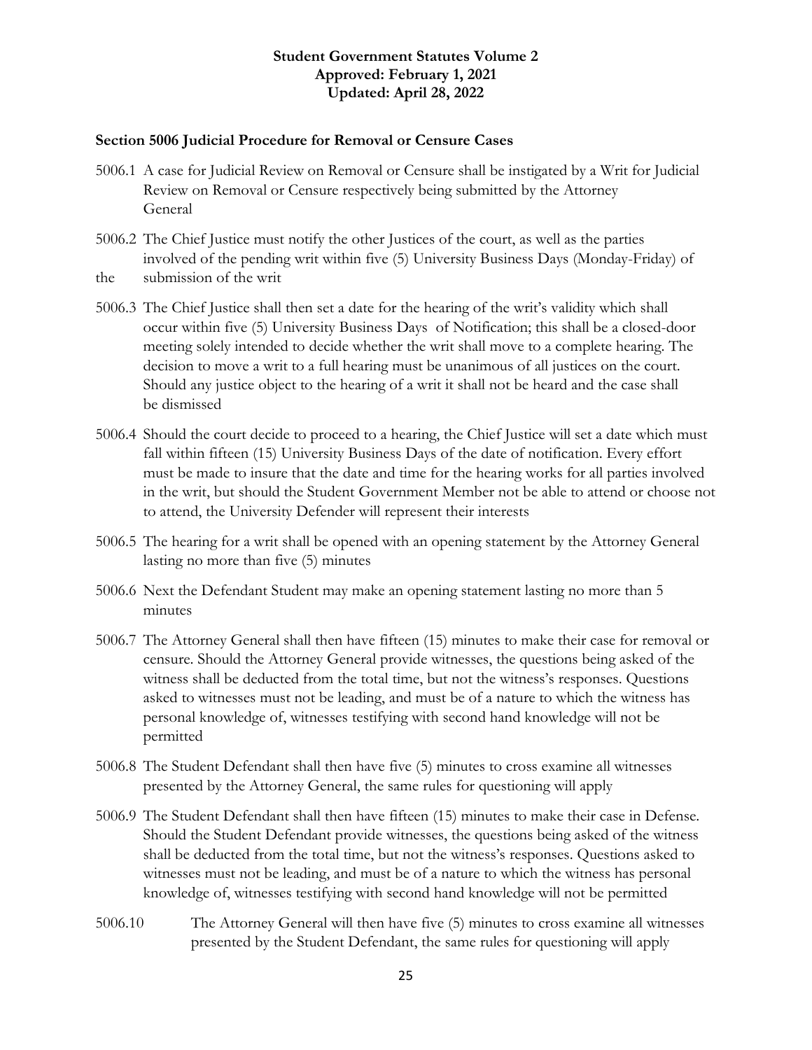### Section 5006 Judicial Procedure for Removal or Censure Cases

5006.1 A case for Judicial Review on Removal or Censure shall be instigated by a Writ for Judicial Review on Removal or Censure respectively being submitted by the Attorney General

5006.2 The Chief Justice must notify the other Justices of the court, as well as the parties involved of the pending writ within five (5) University Business Days (Monday-Friday) of the submission of the writ

5006.3 The Chief Justice shall then set a date for the hearing of the writ's validity which shall occur within five (5) University Business Days of Notification; this shall be a closed-door meeting solely intended to decide whether the writ shall move to a complete hearing. The decision to move a writ to a full hearing must be unanimous of all justices on the court. Should any justice object to the hearing of a writ it shall not be heard and the case shall be dismissed

5006.4 Should the court decide to proceed to a hearing, the Chief Justice will set a date which must fall within fifteen (15) University Business Days of the date of notification. Every effort must be made to insure that the date and time for the hearing works for all parties involved in the writ, but should the Student Government Member not be able to attend or choose not to attend, the University Defender will represent their interests

5006.5 The hearing for a writ shall be opened with an opening statement by the Attorney General lasting no more than five (5) minutes

5006.6 Next the Defendant Student may make an opening statement lasting no more than 5 minutes

5006.7 The Attorney General shall then have fifteen (15) minutes to make their case for removal or censure. Should the Attorney General provide witnesses, the questions being asked of the witness shall be deducted from the total time, but not the witness's responses. Questions asked to witnesses must not be leading, and must be of a nature to which the witness has personal knowledge of, witnesses testifying with second hand knowledge will not be permitted

5006.8 The Student Defendant shall then have five (5) minutes to cross examine all witnesses presented by the Attorney General, the same rules for questioning will apply

5006.9 The Student Defendant shall then have fifteen (15) minutes to make their case in Defense. Should the Student Defendant provide witnesses, the questions being asked of the witness shall be deducted from the total time, but not the witness's responses. Questions asked to witnesses must not be leading, and must be of a nature to which the witness has personal knowledge of, witnesses testifying with second hand knowledge will not be permitted

5006.10 The Attorney General will then have five (5) minutes to cross examine all witnesses presented by the Student Defendant, the same rules for questioning will apply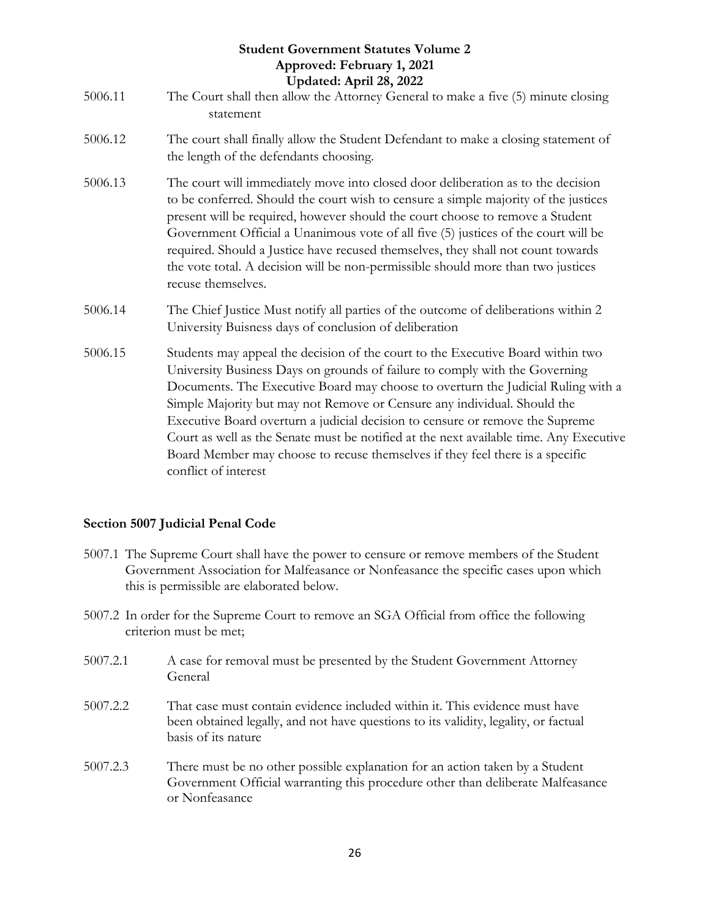5006.11 The Court shall then allow the Attorney General to make a five (5) minute closing statement

5006.12 The court shall finally allow the Student Defendant to make a closing statement of the length of the defendants choosing.

5006.13 The court will immediately move into closed door deliberation as to the decision to be conferred. Should the court wish to censure a simple majority of the justices present will be required, however should the court choose to remove a Student Government Official a Unanimous vote of all five (5) justices of the court will be required. Should a Justice have recused themselves, they shall not count towards the vote total. A decision will be non-permissible should more than two justices recuse themselves.

5006.14 The Chief Justice Must notify all parties of the outcome of deliberations within 2 University Buisness days of conclusion of deliberation

5006.15 Students may appeal the decision of the court to the Executive Board within two University Business Days on grounds of failure to comply with the Governing Documents. The Executive Board may choose to overturn the Judicial Ruling with a Simple Majority but may not Remove or Censure any individual. Should the Executive Board overturn a judicial decision to censure or remove the Supreme Court as well as the Senate must be notified at the next available time. Any Executive Board Member may choose to recuse themselves if they feel there is a specific conflict of interest

## Section 5007 Judicial Penal Code

5007.1 The Supreme Court shall have the power to censure or remove members of the Student Government Association for Malfeasance or Nonfeasance the specific cases upon which this is permissible are elaborated below.

5007.2 In order for the Supreme Court to remove an SGA Official from office the following criterion must be met;

5007.2.1 A case for removal must be presented by the Student Government Attorney General

5007.2.2 That case must contain evidence included within it. This evidence must have been obtained legally, and not have questions to its validity, legality, or factual basis of its nature

5007.2.3 There must be no other possible explanation for an action taken by a Student Government Official warranting this procedure other than deliberate Malfeasance or Nonfeasance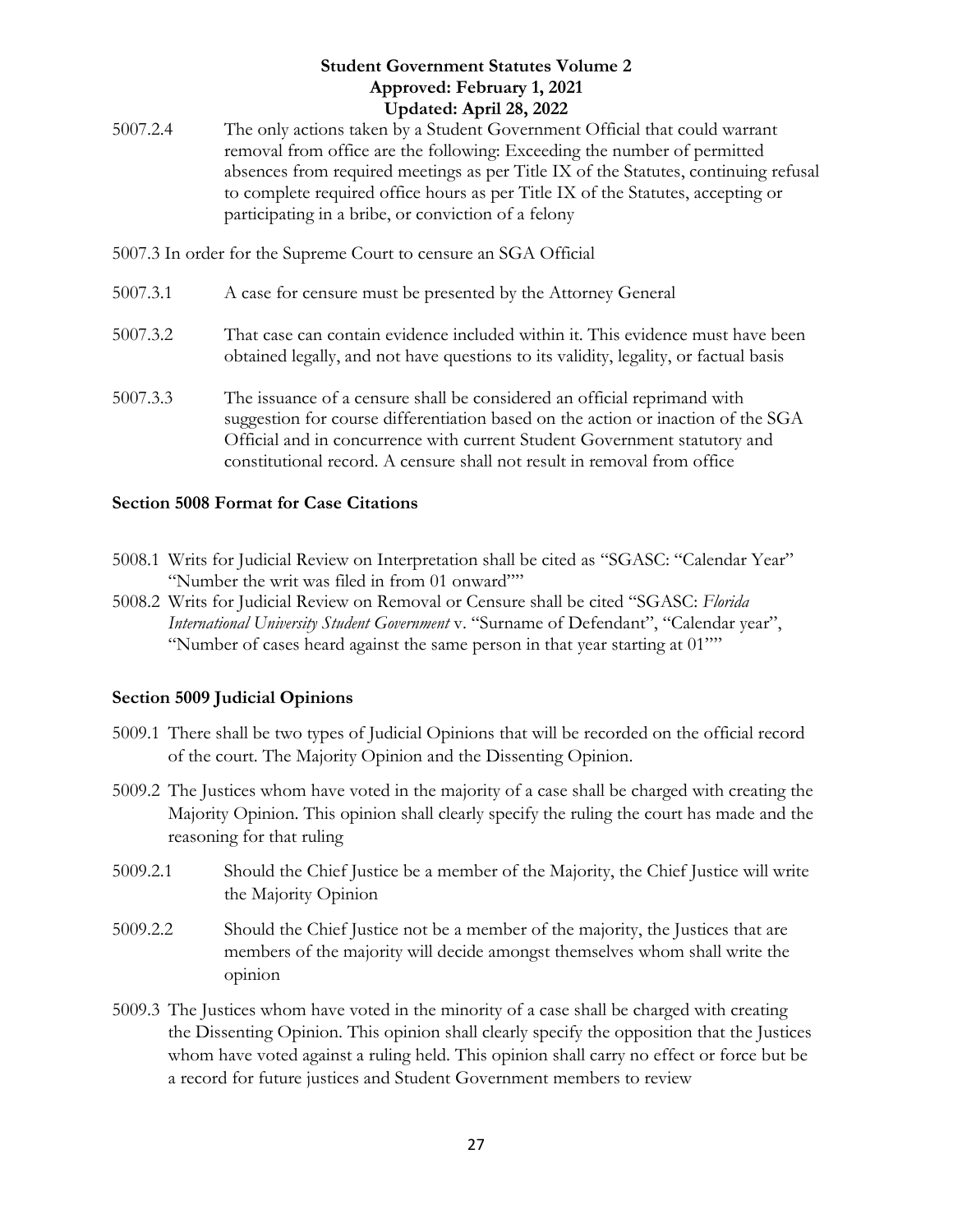5007.2.4 The only actions taken by a Student Government Official that could warrant removal from office are the following: Exceeding the number of permitted absences from required meetings as per Title IX of the Statutes, continuing refusal to complete required office hours as per Title IX of the Statutes, accepting or participating in a bribe, or conviction of a felony

5007.3 In order for the Supreme Court to censure an SGA Official

5007.3.1 A case for censure must be presented by the Attorney General

5007.3.2 That case can contain evidence included within it. This evidence must have been obtained legally, and not have questions to its validity, legality, or factual basis

5007.3.3 The issuance of a censure shall be considered an official reprimand with suggestion for course differentiation based on the action or inaction of the SGA Official and in concurrence with current Student Government statutory and constitutional record. A censure shall not result in removal from office

### Section 5008 Format for Case Citations

5008.1 Writs for Judicial Review on Interpretation shall be cited as "SGASC: "Calendar Year" "Number the writ was filed in from 01 onward""

5008.2 Writs for Judicial Review on Removal or Censure shall be cited "SGASC: *Florida International University Student Government* v. "Surname of Defendant", "Calendar year", "Number of cases heard against the same person in that year starting at 01""

### Section 5009 Judicial Opinions

5009.1 There shall be two types of Judicial Opinions that will be recorded on the official record of the court. The Majority Opinion and the Dissenting Opinion.

5009.2 The Justices whom have voted in the majority of a case shall be charged with creating the Majority Opinion. This opinion shall clearly specify the ruling the court has made and the reasoning for that ruling

5009.2.1 Should the Chief Justice be a member of the Majority, the Chief Justice will write the Majority Opinion

5009.2.2 Should the Chief Justice not be a member of the majority, the Justices that are members of the majority will decide amongst themselves whom shall write the opinion

5009.3 The Justices whom have voted in the minority of a case shall be charged with creating the Dissenting Opinion. This opinion shall clearly specify the opposition that the Justices whom have voted against a ruling held. This opinion shall carry no effect or force but be a record for future justices and Student Government members to review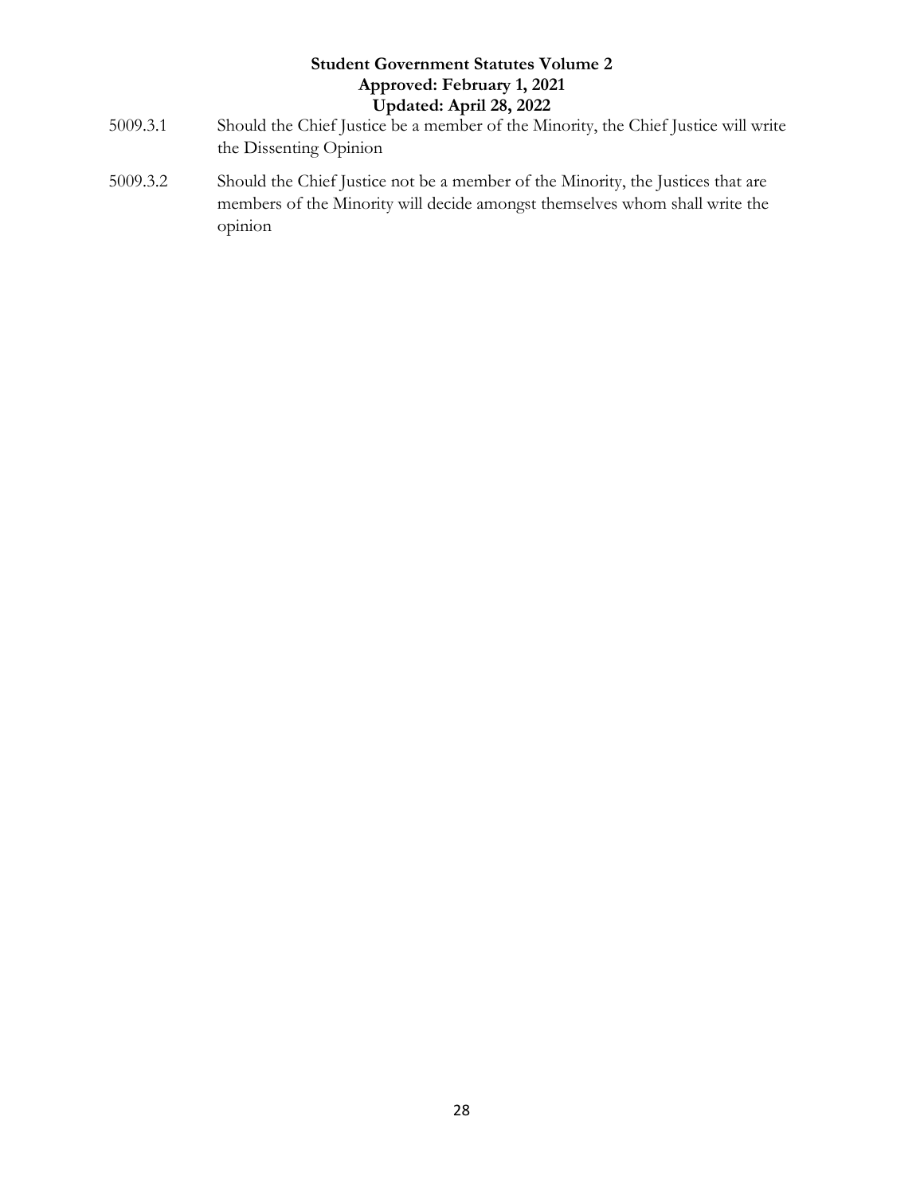5009.3.1 Should the Chief Justice be a member of the Minority, the Chief Justice will write the Dissenting Opinion

5009.3.2 Should the Chief Justice not be a member of the Minority, the Justices that are members of the Minority will decide amongst themselves whom shall write the opinion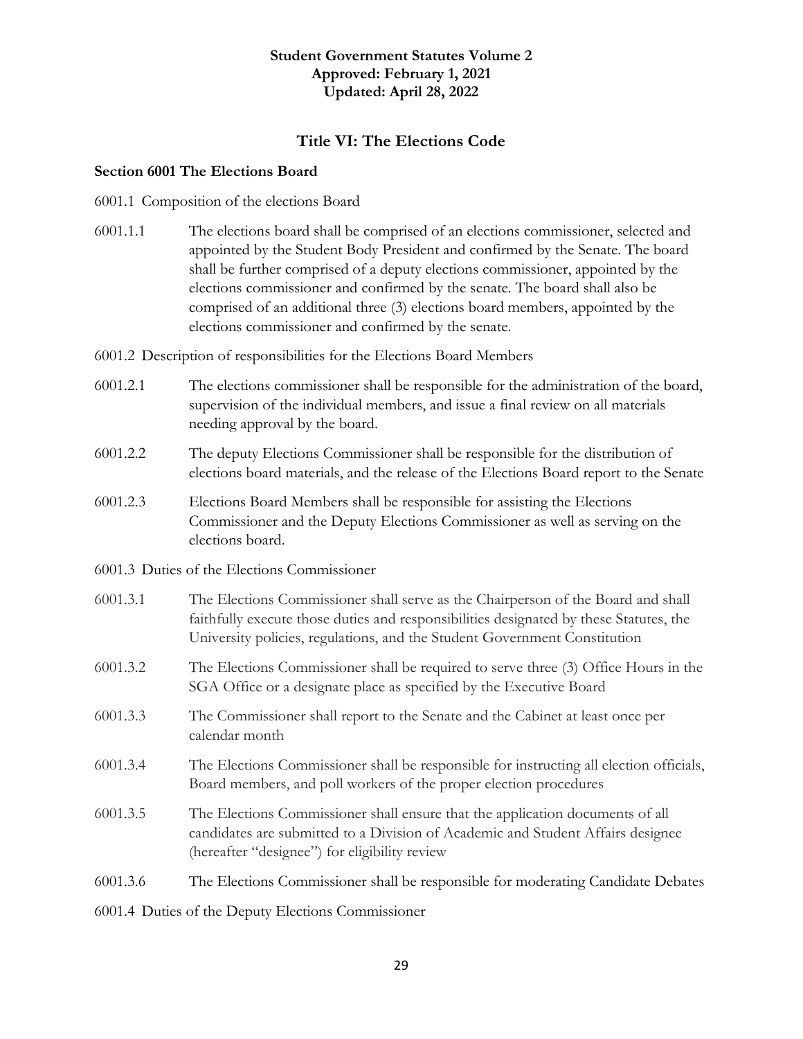**Student Government Statutes Volume 2**
**Approved: February 1, 2021**
**Updated: April 28, 2022**

# Title VI: The Elections Code

## Section 6001 The Elections Board

6001.1 Composition of the elections Board

6001.1.1 The elections board shall be comprised of an elections commissioner, selected and appointed by the Student Body President and confirmed by the Senate. The board shall be further comprised of a deputy elections commissioner, appointed by the elections commissioner and confirmed by the senate. The board shall also be comprised of an additional three (3) elections board members, appointed by the elections commissioner and confirmed by the senate.

6001.2 Description of responsibilities for the Elections Board Members

6001.2.1 The elections commissioner shall be responsible for the administration of the board, supervision of the individual members, and issue a final review on all materials needing approval by the board.

6001.2.2 The deputy Elections Commissioner shall be responsible for the distribution of elections board materials, and the release of the Elections Board report to the Senate

6001.2.3 Elections Board Members shall be responsible for assisting the Elections Commissioner and the Deputy Elections Commissioner as well as serving on the elections board.

6001.3 Duties of the Elections Commissioner

6001.3.1 The Elections Commissioner shall serve as the Chairperson of the Board and shall faithfully execute those duties and responsibilities designated by these Statutes, the University policies, regulations, and the Student Government Constitution

6001.3.2 The Elections Commissioner shall be required to serve three (3) Office Hours in the SGA Office or a designate place as specified by the Executive Board

6001.3.3 The Commissioner shall report to the Senate and the Cabinet at least once per calendar month

6001.3.4 The Elections Commissioner shall be responsible for instructing all election officials, Board members, and poll workers of the proper election procedures

6001.3.5 The Elections Commissioner shall ensure that the application documents of all candidates are submitted to a Division of Academic and Student Affairs designee (hereafter "designee") for eligibility review

6001.3.6 The Elections Commissioner shall be responsible for moderating Candidate Debates

6001.4 Duties of the Deputy Elections Commissioner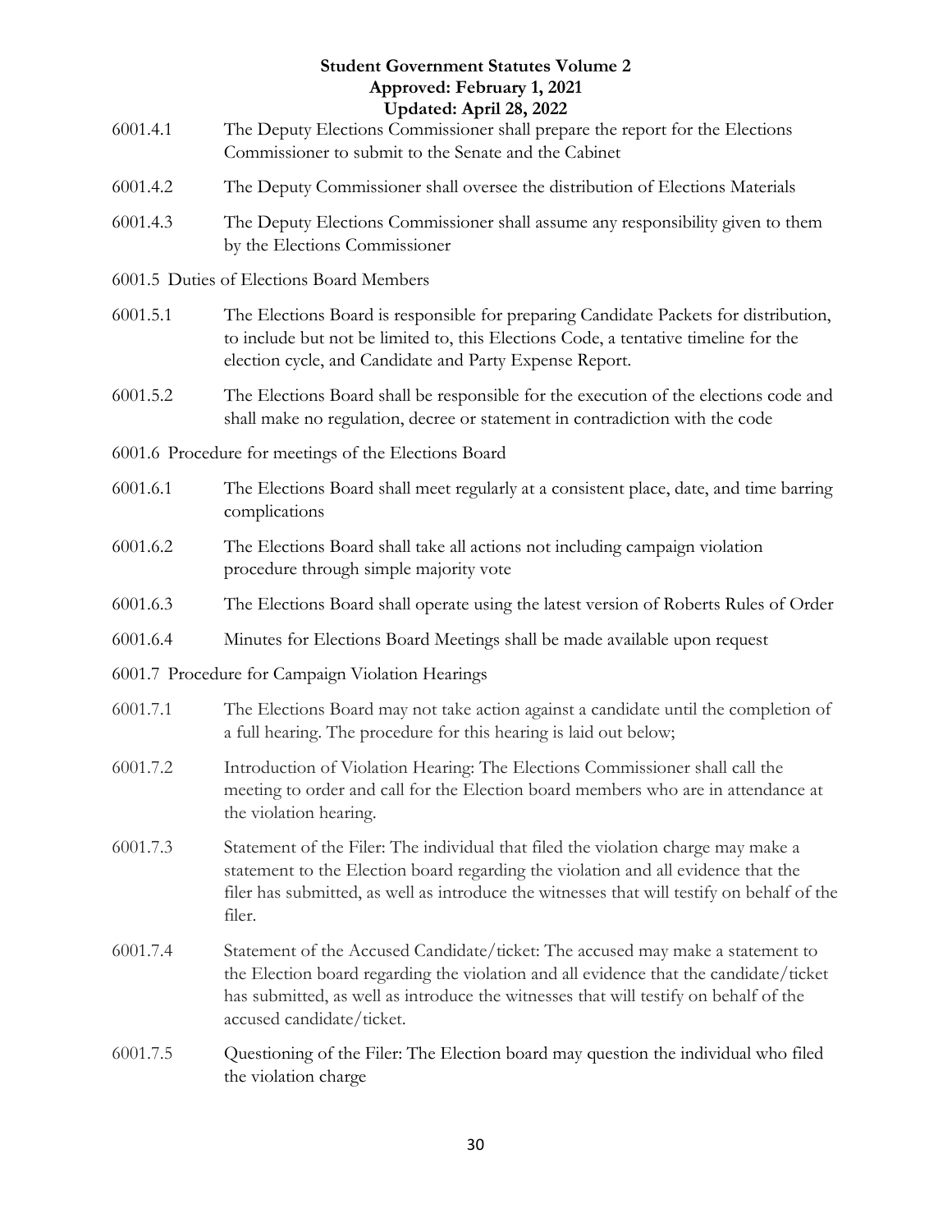6001.4.1 The Deputy Elections Commissioner shall prepare the report for the Elections Commissioner to submit to the Senate and the Cabinet

6001.4.2 The Deputy Commissioner shall oversee the distribution of Elections Materials

6001.4.3 The Deputy Elections Commissioner shall assume any responsibility given to them by the Elections Commissioner

6001.5 Duties of Elections Board Members

6001.5.1 The Elections Board is responsible for preparing Candidate Packets for distribution, to include but not be limited to, this Elections Code, a tentative timeline for the election cycle, and Candidate and Party Expense Report.

6001.5.2 The Elections Board shall be responsible for the execution of the elections code and shall make no regulation, decree or statement in contradiction with the code

6001.6 Procedure for meetings of the Elections Board

6001.6.1 The Elections Board shall meet regularly at a consistent place, date, and time barring complications

6001.6.2 The Elections Board shall take all actions not including campaign violation procedure through simple majority vote

6001.6.3 The Elections Board shall operate using the latest version of Roberts Rules of Order

6001.6.4 Minutes for Elections Board Meetings shall be made available upon request

6001.7 Procedure for Campaign Violation Hearings

6001.7.1 The Elections Board may not take action against a candidate until the completion of a full hearing. The procedure for this hearing is laid out below;

6001.7.2 Introduction of Violation Hearing: The Elections Commissioner shall call the meeting to order and call for the Election board members who are in attendance at the violation hearing.

6001.7.3 Statement of the Filer: The individual that filed the violation charge may make a statement to the Election board regarding the violation and all evidence that the filer has submitted, as well as introduce the witnesses that will testify on behalf of the filer.

6001.7.4 Statement of the Accused Candidate/ticket: The accused may make a statement to the Election board regarding the violation and all evidence that the candidate/ticket has submitted, as well as introduce the witnesses that will testify on behalf of the accused candidate/ticket.

6001.7.5 Questioning of the Filer: The Election board may question the individual who filed the violation charge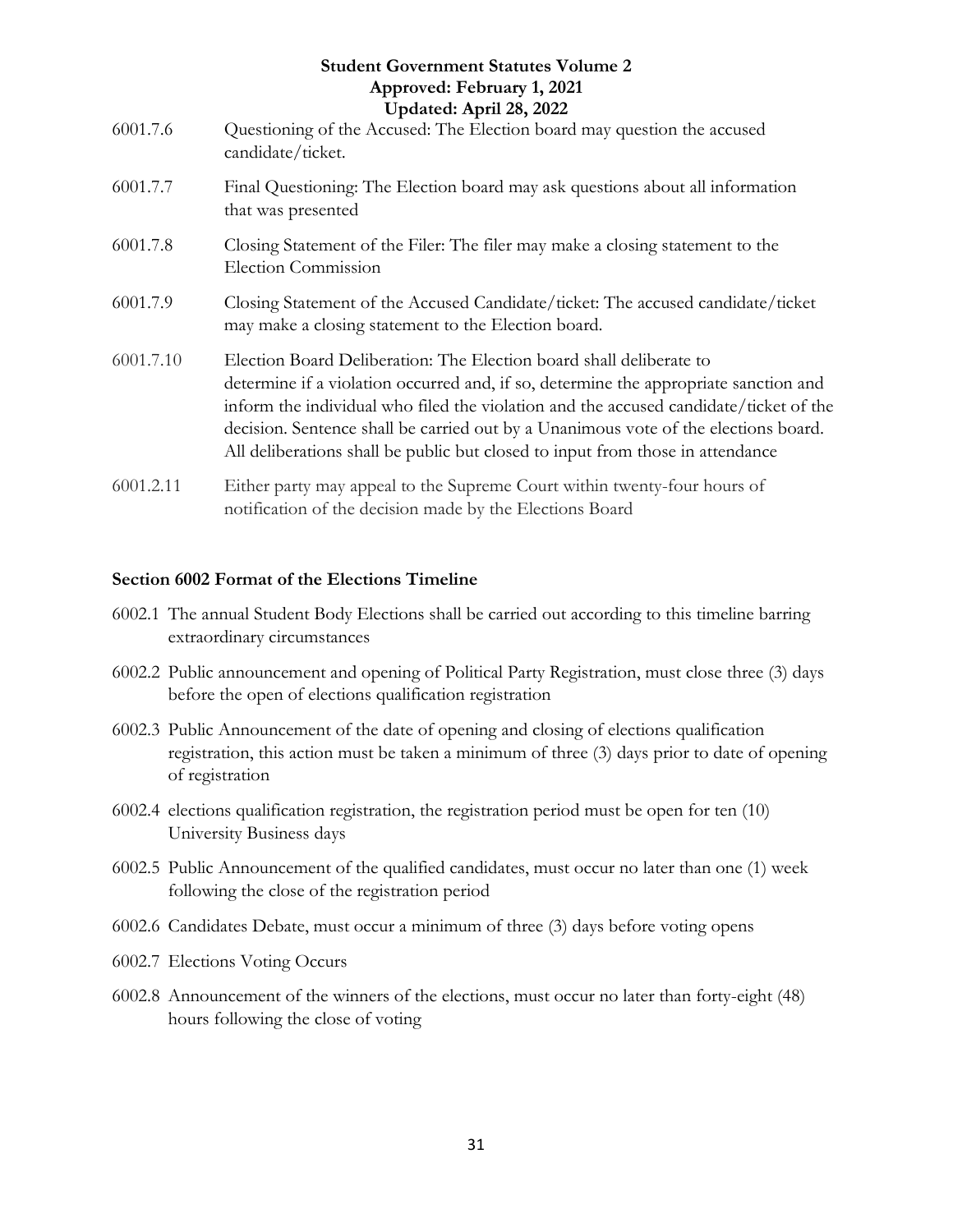6001.7.6 Questioning of the Accused: The Election board may question the accused candidate/ticket.

6001.7.7 Final Questioning: The Election board may ask questions about all information that was presented

6001.7.8 Closing Statement of the Filer: The filer may make a closing statement to the Election Commission

6001.7.9 Closing Statement of the Accused Candidate/ticket: The accused candidate/ticket may make a closing statement to the Election board.

6001.7.10 Election Board Deliberation: The Election board shall deliberate to determine if a violation occurred and, if so, determine the appropriate sanction and inform the individual who filed the violation and the accused candidate/ticket of the decision. Sentence shall be carried out by a Unanimous vote of the elections board. All deliberations shall be public but closed to input from those in attendance

6001.2.11 Either party may appeal to the Supreme Court within twenty-four hours of notification of the decision made by the Elections Board

**Section 6002 Format of the Elections Timeline**

6002.1 The annual Student Body Elections shall be carried out according to this timeline barring extraordinary circumstances

6002.2 Public announcement and opening of Political Party Registration, must close three (3) days before the open of elections qualification registration

6002.3 Public Announcement of the date of opening and closing of elections qualification registration, this action must be taken a minimum of three (3) days prior to date of opening of registration

6002.4 elections qualification registration, the registration period must be open for ten (10) University Business days

6002.5 Public Announcement of the qualified candidates, must occur no later than one (1) week following the close of the registration period

6002.6 Candidates Debate, must occur a minimum of three (3) days before voting opens

6002.7 Elections Voting Occurs

6002.8 Announcement of the winners of the elections, must occur no later than forty-eight (48) hours following the close of voting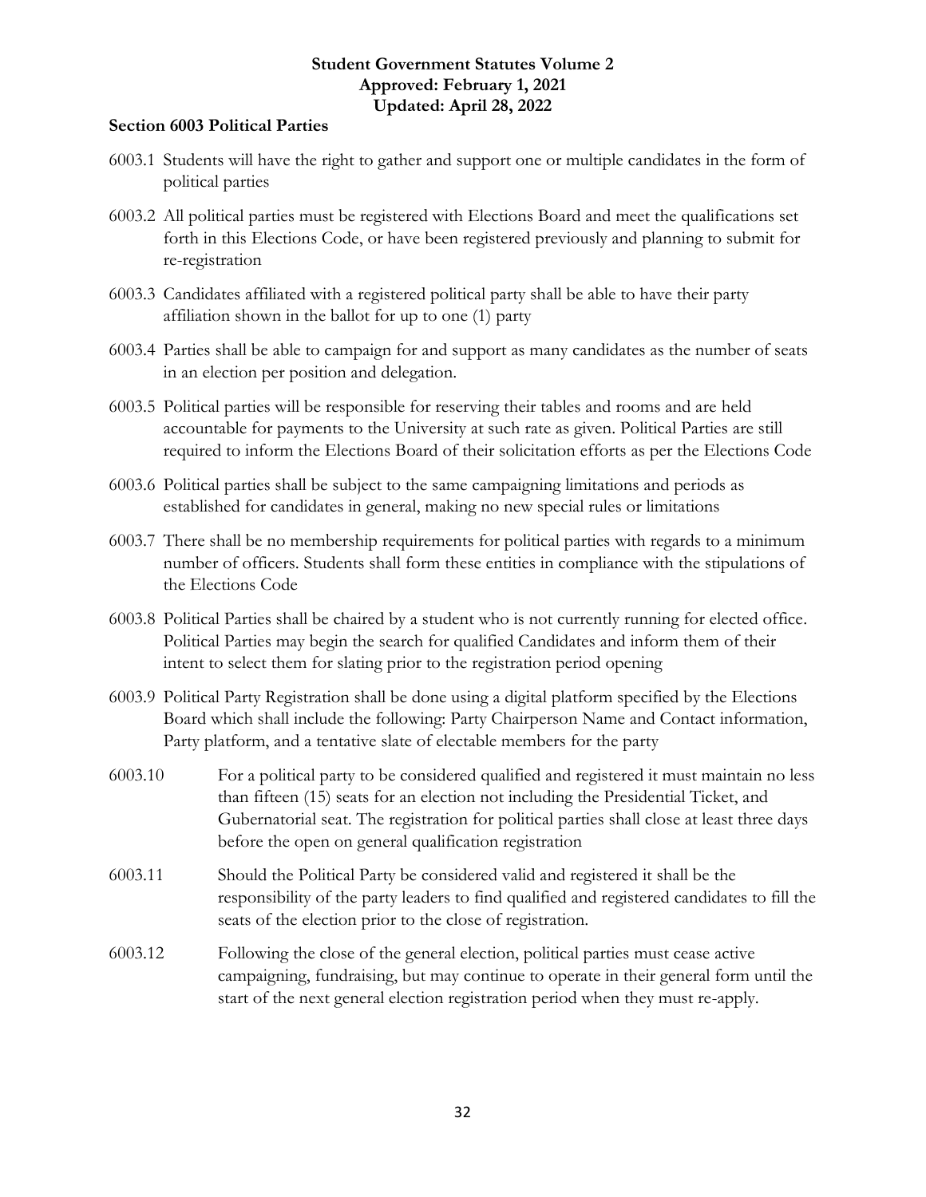## Section 6003 Political Parties

6003.1 Students will have the right to gather and support one or multiple candidates in the form of political parties

6003.2 All political parties must be registered with Elections Board and meet the qualifications set forth in this Elections Code, or have been registered previously and planning to submit for re-registration

6003.3 Candidates affiliated with a registered political party shall be able to have their party affiliation shown in the ballot for up to one (1) party

6003.4 Parties shall be able to campaign for and support as many candidates as the number of seats in an election per position and delegation.

6003.5 Political parties will be responsible for reserving their tables and rooms and are held accountable for payments to the University at such rate as given. Political Parties are still required to inform the Elections Board of their solicitation efforts as per the Elections Code

6003.6 Political parties shall be subject to the same campaigning limitations and periods as established for candidates in general, making no new special rules or limitations

6003.7 There shall be no membership requirements for political parties with regards to a minimum number of officers. Students shall form these entities in compliance with the stipulations of the Elections Code

6003.8 Political Parties shall be chaired by a student who is not currently running for elected office. Political Parties may begin the search for qualified Candidates and inform them of their intent to select them for slating prior to the registration period opening

6003.9 Political Party Registration shall be done using a digital platform specified by the Elections Board which shall include the following: Party Chairperson Name and Contact information, Party platform, and a tentative slate of electable members for the party

6003.10 For a political party to be considered qualified and registered it must maintain no less than fifteen (15) seats for an election not including the Presidential Ticket, and Gubernatorial seat. The registration for political parties shall close at least three days before the open on general qualification registration

6003.11 Should the Political Party be considered valid and registered it shall be the responsibility of the party leaders to find qualified and registered candidates to fill the seats of the election prior to the close of registration.

6003.12 Following the close of the general election, political parties must cease active campaigning, fundraising, but may continue to operate in their general form until the start of the next general election registration period when they must re-apply.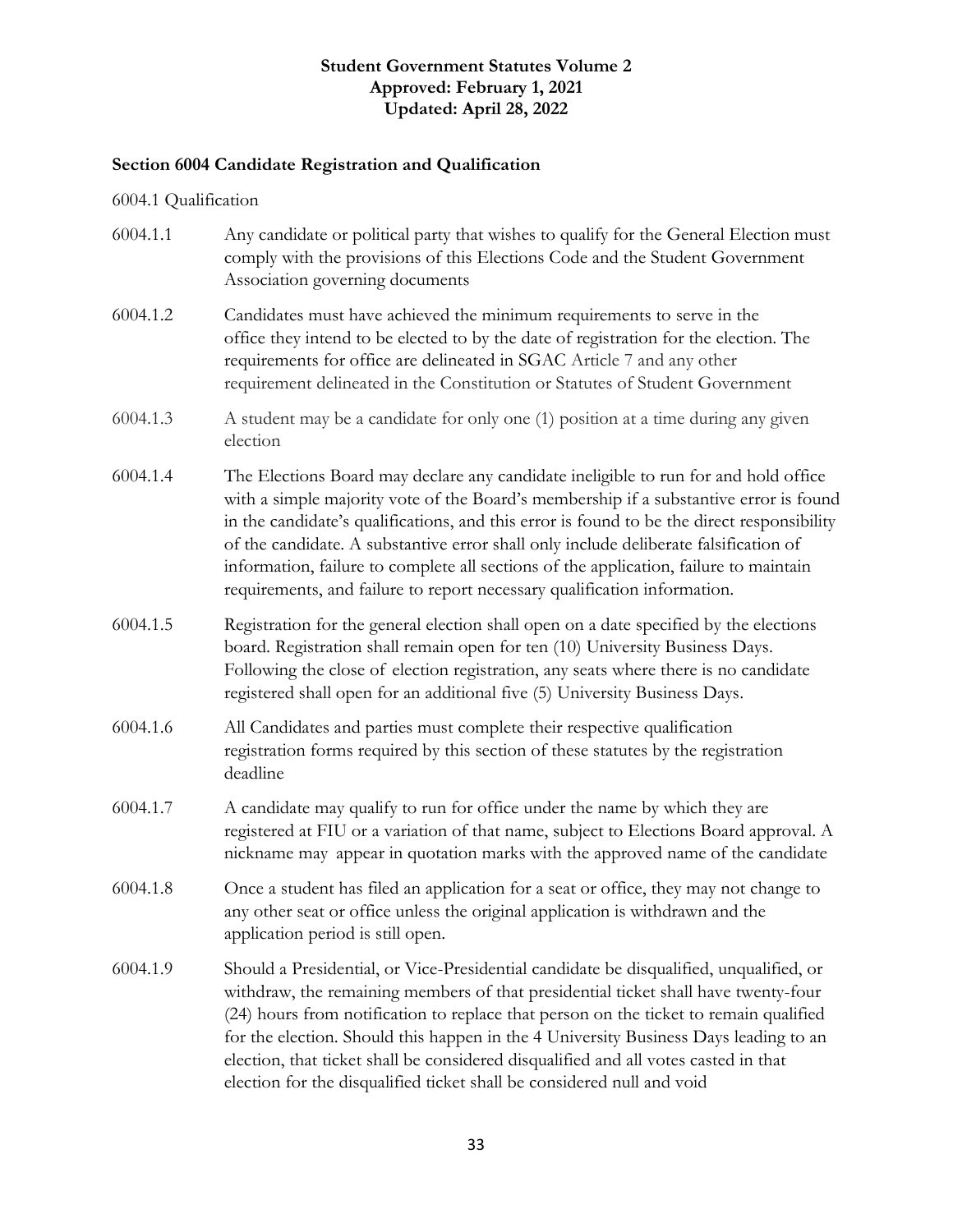## Section 6004 Candidate Registration and Qualification

6004.1 Qualification

6004.1.1 Any candidate or political party that wishes to qualify for the General Election must comply with the provisions of this Elections Code and the Student Government Association governing documents

6004.1.2 Candidates must have achieved the minimum requirements to serve in the office they intend to be elected to by the date of registration for the election. The requirements for office are delineated in SGAC Article 7 and any other requirement delineated in the Constitution or Statutes of Student Government

6004.1.3 A student may be a candidate for only one (1) position at a time during any given election

6004.1.4 The Elections Board may declare any candidate ineligible to run for and hold office with a simple majority vote of the Board's membership if a substantive error is found in the candidate's qualifications, and this error is found to be the direct responsibility of the candidate. A substantive error shall only include deliberate falsification of information, failure to complete all sections of the application, failure to maintain requirements, and failure to report necessary qualification information.

6004.1.5 Registration for the general election shall open on a date specified by the elections board. Registration shall remain open for ten (10) University Business Days. Following the close of election registration, any seats where there is no candidate registered shall open for an additional five (5) University Business Days.

6004.1.6 All Candidates and parties must complete their respective qualification registration forms required by this section of these statutes by the registration deadline

6004.1.7 A candidate may qualify to run for office under the name by which they are registered at FIU or a variation of that name, subject to Elections Board approval. A nickname may appear in quotation marks with the approved name of the candidate

6004.1.8 Once a student has filed an application for a seat or office, they may not change to any other seat or office unless the original application is withdrawn and the application period is still open.

6004.1.9 Should a Presidential, or Vice-Presidential candidate be disqualified, unqualified, or withdraw, the remaining members of that presidential ticket shall have twenty-four (24) hours from notification to replace that person on the ticket to remain qualified for the election. Should this happen in the 4 University Business Days leading to an election, that ticket shall be considered disqualified and all votes casted in that election for the disqualified ticket shall be considered null and void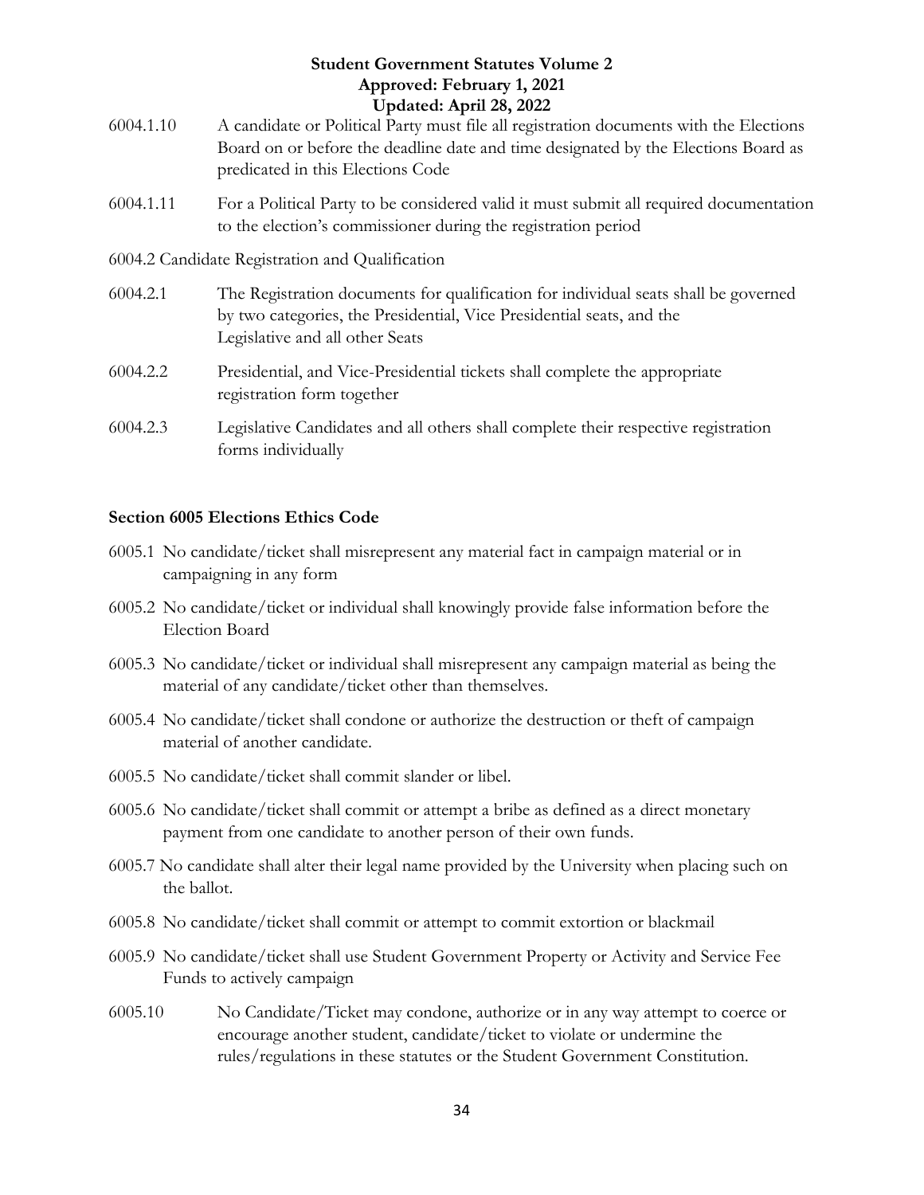6004.1.10 A candidate or Political Party must file all registration documents with the Elections Board on or before the deadline date and time designated by the Elections Board as predicated in this Elections Code

6004.1.11 For a Political Party to be considered valid it must submit all required documentation to the election's commissioner during the registration period

6004.2 Candidate Registration and Qualification

6004.2.1 The Registration documents for qualification for individual seats shall be governed by two categories, the Presidential, Vice Presidential seats, and the Legislative and all other Seats

6004.2.2 Presidential, and Vice-Presidential tickets shall complete the appropriate registration form together

6004.2.3 Legislative Candidates and all others shall complete their respective registration forms individually

**Section 6005 Elections Ethics Code**

6005.1 No candidate/ticket shall misrepresent any material fact in campaign material or in campaigning in any form

6005.2 No candidate/ticket or individual shall knowingly provide false information before the Election Board

6005.3 No candidate/ticket or individual shall misrepresent any campaign material as being the material of any candidate/ticket other than themselves.

6005.4 No candidate/ticket shall condone or authorize the destruction or theft of campaign material of another candidate.

6005.5 No candidate/ticket shall commit slander or libel.

6005.6 No candidate/ticket shall commit or attempt a bribe as defined as a direct monetary payment from one candidate to another person of their own funds.

6005.7 No candidate shall alter their legal name provided by the University when placing such on the ballot.

6005.8 No candidate/ticket shall commit or attempt to commit extortion or blackmail

6005.9 No candidate/ticket shall use Student Government Property or Activity and Service Fee Funds to actively campaign

6005.10 No Candidate/Ticket may condone, authorize or in any way attempt to coerce or encourage another student, candidate/ticket to violate or undermine the rules/regulations in these statutes or the Student Government Constitution.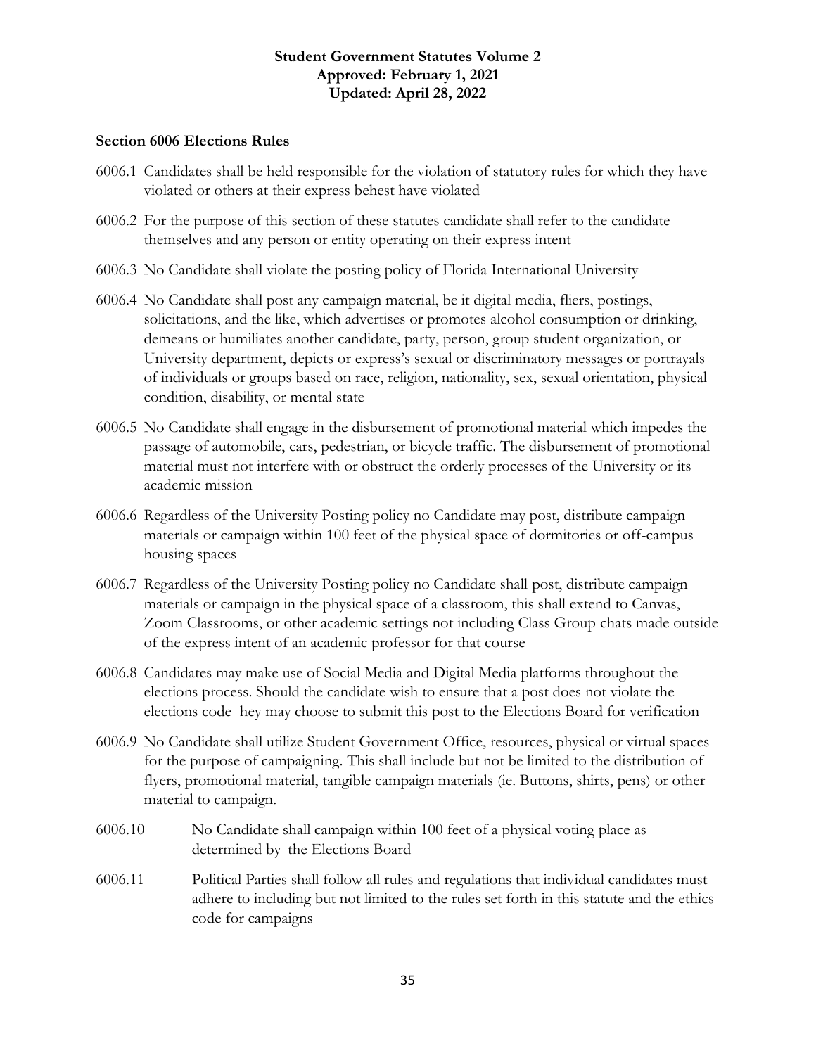**Student Government Statutes Volume 2**
**Approved: February 1, 2021**
**Updated: April 28, 2022**

**Section 6006 Elections Rules**

6006.1 Candidates shall be held responsible for the violation of statutory rules for which they have violated or others at their express behest have violated

6006.2 For the purpose of this section of these statutes candidate shall refer to the candidate themselves and any person or entity operating on their express intent

6006.3 No Candidate shall violate the posting policy of Florida International University

6006.4 No Candidate shall post any campaign material, be it digital media, fliers, postings, solicitations, and the like, which advertises or promotes alcohol consumption or drinking, demeans or humiliates another candidate, party, person, group student organization, or University department, depicts or express's sexual or discriminatory messages or portrayals of individuals or groups based on race, religion, nationality, sex, sexual orientation, physical condition, disability, or mental state

6006.5 No Candidate shall engage in the disbursement of promotional material which impedes the passage of automobile, cars, pedestrian, or bicycle traffic. The disbursement of promotional material must not interfere with or obstruct the orderly processes of the University or its academic mission

6006.6 Regardless of the University Posting policy no Candidate may post, distribute campaign materials or campaign within 100 feet of the physical space of dormitories or off-campus housing spaces

6006.7 Regardless of the University Posting policy no Candidate shall post, distribute campaign materials or campaign in the physical space of a classroom, this shall extend to Canvas, Zoom Classrooms, or other academic settings not including Class Group chats made outside of the express intent of an academic professor for that course

6006.8 Candidates may make use of Social Media and Digital Media platforms throughout the elections process. Should the candidate wish to ensure that a post does not violate the elections code hey may choose to submit this post to the Elections Board for verification

6006.9 No Candidate shall utilize Student Government Office, resources, physical or virtual spaces for the purpose of campaigning. This shall include but not be limited to the distribution of flyers, promotional material, tangible campaign materials (ie. Buttons, shirts, pens) or other material to campaign.

6006.10 No Candidate shall campaign within 100 feet of a physical voting place as determined by the Elections Board

6006.11 Political Parties shall follow all rules and regulations that individual candidates must adhere to including but not limited to the rules set forth in this statute and the ethics code for campaigns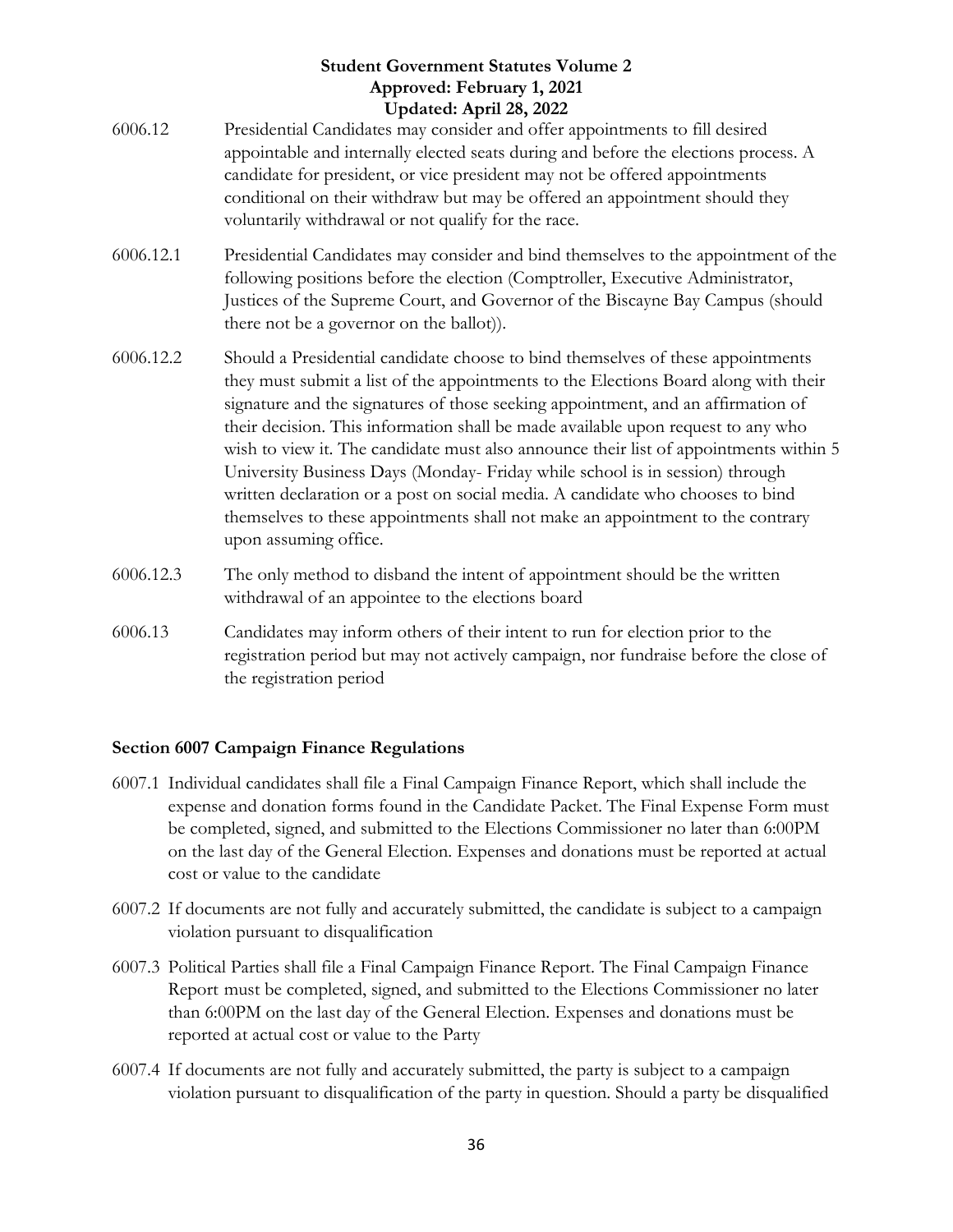6006.12 Presidential Candidates may consider and offer appointments to fill desired appointable and internally elected seats during and before the elections process. A candidate for president, or vice president may not be offered appointments conditional on their withdraw but may be offered an appointment should they voluntarily withdrawal or not qualify for the race.

6006.12.1 Presidential Candidates may consider and bind themselves to the appointment of the following positions before the election (Comptroller, Executive Administrator, Justices of the Supreme Court, and Governor of the Biscayne Bay Campus (should there not be a governor on the ballot)).

6006.12.2 Should a Presidential candidate choose to bind themselves of these appointments they must submit a list of the appointments to the Elections Board along with their signature and the signatures of those seeking appointment, and an affirmation of their decision. This information shall be made available upon request to any who wish to view it. The candidate must also announce their list of appointments within 5 University Business Days (Monday- Friday while school is in session) through written declaration or a post on social media. A candidate who chooses to bind themselves to these appointments shall not make an appointment to the contrary upon assuming office.

6006.12.3 The only method to disband the intent of appointment should be the written withdrawal of an appointee to the elections board

6006.13 Candidates may inform others of their intent to run for election prior to the registration period but may not actively campaign, nor fundraise before the close of the registration period

## Section 6007 Campaign Finance Regulations

6007.1 Individual candidates shall file a Final Campaign Finance Report, which shall include the expense and donation forms found in the Candidate Packet. The Final Expense Form must be completed, signed, and submitted to the Elections Commissioner no later than 6:00PM on the last day of the General Election. Expenses and donations must be reported at actual cost or value to the candidate

6007.2 If documents are not fully and accurately submitted, the candidate is subject to a campaign violation pursuant to disqualification

6007.3 Political Parties shall file a Final Campaign Finance Report. The Final Campaign Finance Report must be completed, signed, and submitted to the Elections Commissioner no later than 6:00PM on the last day of the General Election. Expenses and donations must be reported at actual cost or value to the Party

6007.4 If documents are not fully and accurately submitted, the party is subject to a campaign violation pursuant to disqualification of the party in question. Should a party be disqualified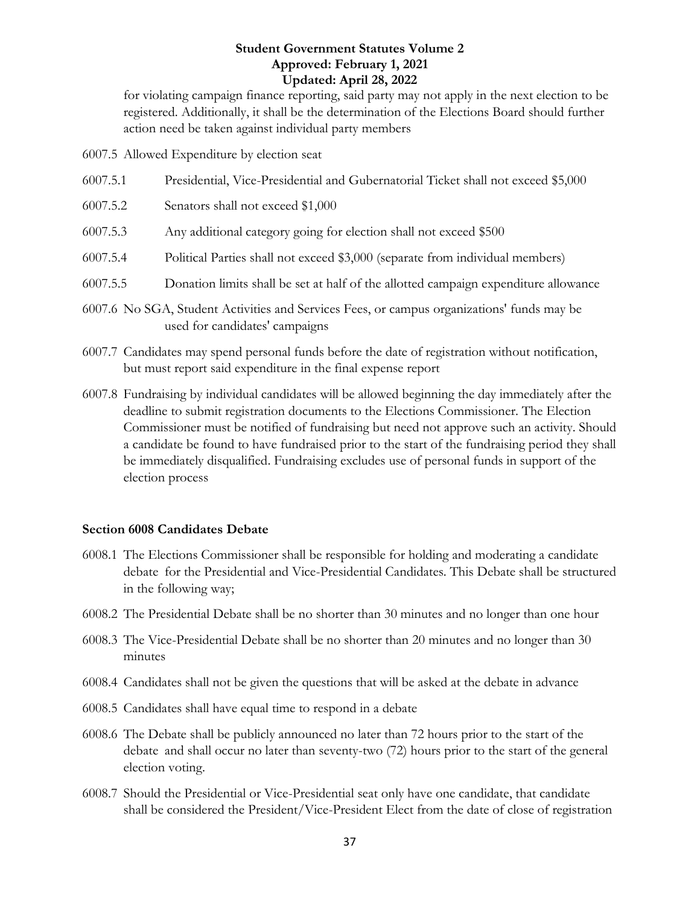for violating campaign finance reporting, said party may not apply in the next election to be registered. Additionally, it shall be the determination of the Elections Board should further action need be taken against individual party members

6007.5 Allowed Expenditure by election seat

6007.5.1 Presidential, Vice-Presidential and Gubernatorial Ticket shall not exceed $5,000

6007.5.2 Senators shall not exceed $1,000

6007.5.3 Any additional category going for election shall not exceed $500

6007.5.4 Political Parties shall not exceed $3,000 (separate from individual members)

6007.5.5 Donation limits shall be set at half of the allotted campaign expenditure allowance

6007.6 No SGA, Student Activities and Services Fees, or campus organizations' funds may be used for candidates' campaigns

6007.7 Candidates may spend personal funds before the date of registration without notification, but must report said expenditure in the final expense report

6007.8 Fundraising by individual candidates will be allowed beginning the day immediately after the deadline to submit registration documents to the Elections Commissioner. The Election Commissioner must be notified of fundraising but need not approve such an activity. Should a candidate be found to have fundraised prior to the start of the fundraising period they shall be immediately disqualified. Fundraising excludes use of personal funds in support of the election process

**Section 6008 Candidates Debate**

6008.1 The Elections Commissioner shall be responsible for holding and moderating a candidate debate for the Presidential and Vice-Presidential Candidates. This Debate shall be structured in the following way;

6008.2 The Presidential Debate shall be no shorter than 30 minutes and no longer than one hour

6008.3 The Vice-Presidential Debate shall be no shorter than 20 minutes and no longer than 30 minutes

6008.4 Candidates shall not be given the questions that will be asked at the debate in advance

6008.5 Candidates shall have equal time to respond in a debate

6008.6 The Debate shall be publicly announced no later than 72 hours prior to the start of the debate and shall occur no later than seventy-two (72) hours prior to the start of the general election voting.

6008.7 Should the Presidential or Vice-Presidential seat only have one candidate, that candidate shall be considered the President/Vice-President Elect from the date of close of registration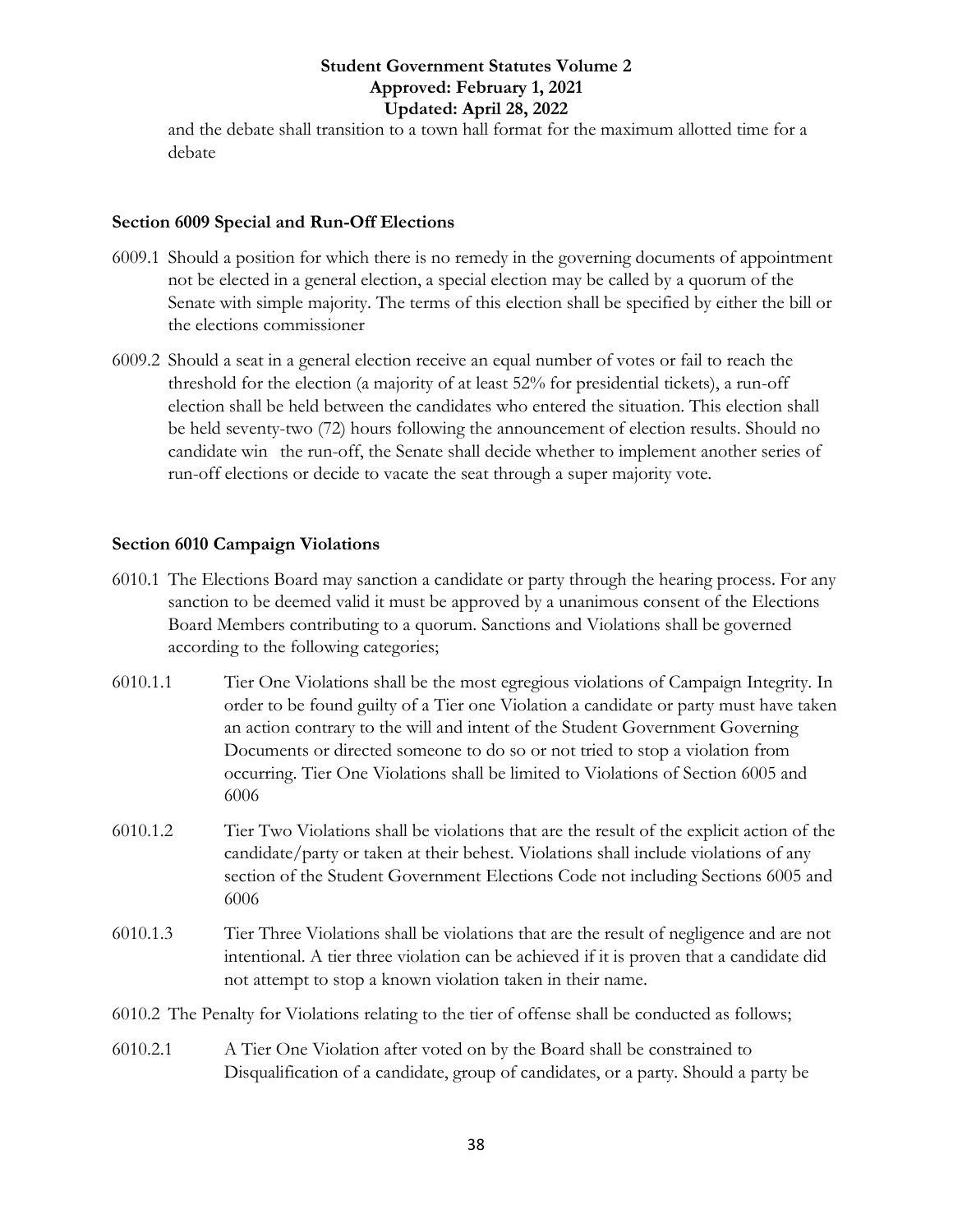and the debate shall transition to a town hall format for the maximum allotted time for a debate

### Section 6009 Special and Run-Off Elections

6009.1 Should a position for which there is no remedy in the governing documents of appointment not be elected in a general election, a special election may be called by a quorum of the Senate with simple majority. The terms of this election shall be specified by either the bill or the elections commissioner

6009.2 Should a seat in a general election receive an equal number of votes or fail to reach the threshold for the election (a majority of at least 52% for presidential tickets), a run-off election shall be held between the candidates who entered the situation. This election shall be held seventy-two (72) hours following the announcement of election results. Should no candidate win the run-off, the Senate shall decide whether to implement another series of run-off elections or decide to vacate the seat through a super majority vote.

### Section 6010 Campaign Violations

6010.1 The Elections Board may sanction a candidate or party through the hearing process. For any sanction to be deemed valid it must be approved by a unanimous consent of the Elections Board Members contributing to a quorum. Sanctions and Violations shall be governed according to the following categories;

6010.1.1 Tier One Violations shall be the most egregious violations of Campaign Integrity. In order to be found guilty of a Tier one Violation a candidate or party must have taken an action contrary to the will and intent of the Student Government Governing Documents or directed someone to do so or not tried to stop a violation from occurring. Tier One Violations shall be limited to Violations of Section 6005 and 6006

6010.1.2 Tier Two Violations shall be violations that are the result of the explicit action of the candidate/party or taken at their behest. Violations shall include violations of any section of the Student Government Elections Code not including Sections 6005 and 6006

6010.1.3 Tier Three Violations shall be violations that are the result of negligence and are not intentional. A tier three violation can be achieved if it is proven that a candidate did not attempt to stop a known violation taken in their name.

6010.2 The Penalty for Violations relating to the tier of offense shall be conducted as follows;

6010.2.1 A Tier One Violation after voted on by the Board shall be constrained to Disqualification of a candidate, group of candidates, or a party. Should a party be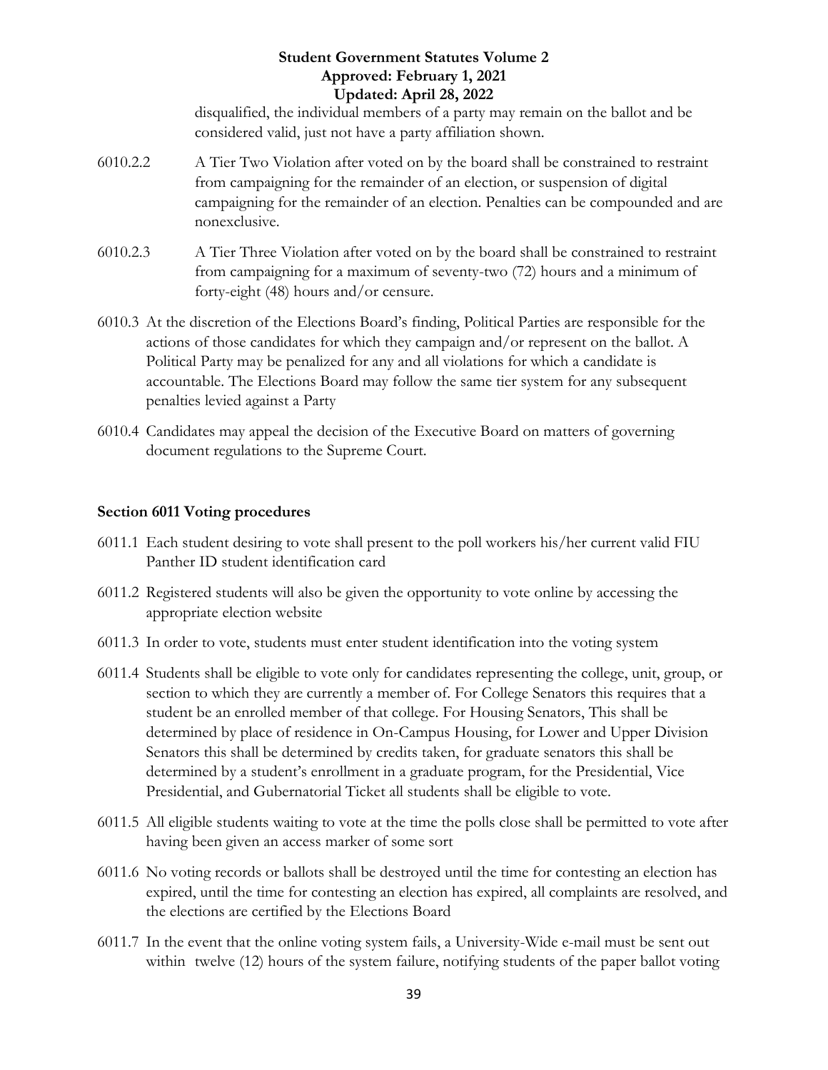disqualified, the individual members of a party may remain on the ballot and be considered valid, just not have a party affiliation shown.

6010.2.2 A Tier Two Violation after voted on by the board shall be constrained to restraint from campaigning for the remainder of an election, or suspension of digital campaigning for the remainder of an election. Penalties can be compounded and are nonexclusive.

6010.2.3 A Tier Three Violation after voted on by the board shall be constrained to restraint from campaigning for a maximum of seventy-two (72) hours and a minimum of forty-eight (48) hours and/or censure.

6010.3 At the discretion of the Elections Board's finding, Political Parties are responsible for the actions of those candidates for which they campaign and/or represent on the ballot. A Political Party may be penalized for any and all violations for which a candidate is accountable. The Elections Board may follow the same tier system for any subsequent penalties levied against a Party

6010.4 Candidates may appeal the decision of the Executive Board on matters of governing document regulations to the Supreme Court.

**Section 6011 Voting procedures**

6011.1 Each student desiring to vote shall present to the poll workers his/her current valid FIU Panther ID student identification card

6011.2 Registered students will also be given the opportunity to vote online by accessing the appropriate election website

6011.3 In order to vote, students must enter student identification into the voting system

6011.4 Students shall be eligible to vote only for candidates representing the college, unit, group, or section to which they are currently a member of. For College Senators this requires that a student be an enrolled member of that college. For Housing Senators, This shall be determined by place of residence in On-Campus Housing, for Lower and Upper Division Senators this shall be determined by credits taken, for graduate senators this shall be determined by a student's enrollment in a graduate program, for the Presidential, Vice Presidential, and Gubernatorial Ticket all students shall be eligible to vote.

6011.5 All eligible students waiting to vote at the time the polls close shall be permitted to vote after having been given an access marker of some sort

6011.6 No voting records or ballots shall be destroyed until the time for contesting an election has expired, until the time for contesting an election has expired, all complaints are resolved, and the elections are certified by the Elections Board

6011.7 In the event that the online voting system fails, a University-Wide e-mail must be sent out within twelve (12) hours of the system failure, notifying students of the paper ballot voting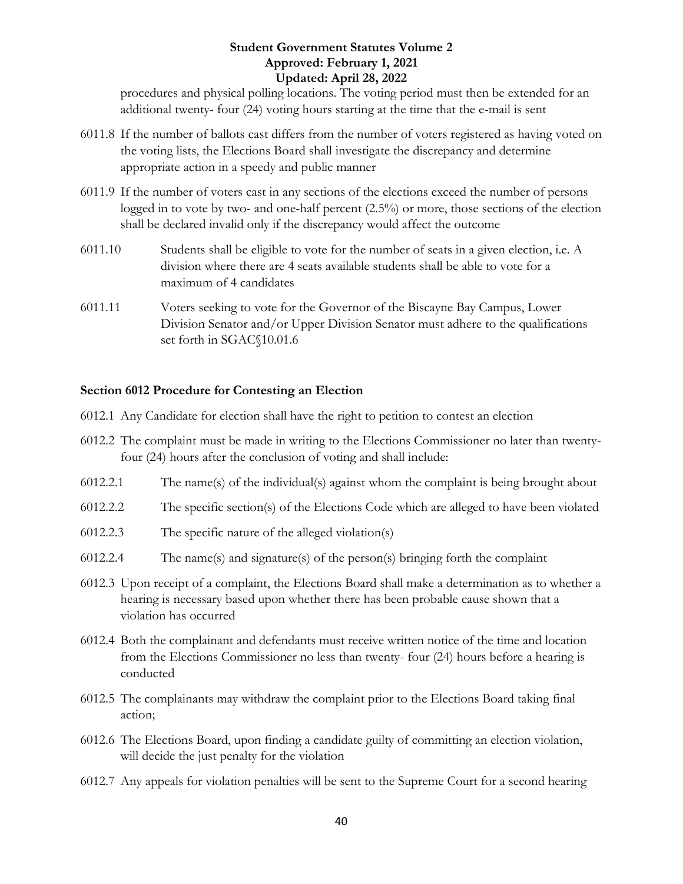procedures and physical polling locations. The voting period must then be extended for an additional twenty- four (24) voting hours starting at the time that the e-mail is sent

6011.8 If the number of ballots cast differs from the number of voters registered as having voted on the voting lists, the Elections Board shall investigate the discrepancy and determine appropriate action in a speedy and public manner

6011.9 If the number of voters cast in any sections of the elections exceed the number of persons logged in to vote by two- and one-half percent (2.5%) or more, those sections of the election shall be declared invalid only if the discrepancy would affect the outcome

6011.10 Students shall be eligible to vote for the number of seats in a given election, i.e. A division where there are 4 seats available students shall be able to vote for a maximum of 4 candidates

6011.11 Voters seeking to vote for the Governor of the Biscayne Bay Campus, Lower Division Senator and/or Upper Division Senator must adhere to the qualifications set forth in SGAC§10.01.6

**Section 6012 Procedure for Contesting an Election**

6012.1 Any Candidate for election shall have the right to petition to contest an election

6012.2 The complaint must be made in writing to the Elections Commissioner no later than twenty-four (24) hours after the conclusion of voting and shall include:

6012.2.1 The name(s) of the individual(s) against whom the complaint is being brought about

6012.2.2 The specific section(s) of the Elections Code which are alleged to have been violated

6012.2.3 The specific nature of the alleged violation(s)

6012.2.4 The name(s) and signature(s) of the person(s) bringing forth the complaint

6012.3 Upon receipt of a complaint, the Elections Board shall make a determination as to whether a hearing is necessary based upon whether there has been probable cause shown that a violation has occurred

6012.4 Both the complainant and defendants must receive written notice of the time and location from the Elections Commissioner no less than twenty- four (24) hours before a hearing is conducted

6012.5 The complainants may withdraw the complaint prior to the Elections Board taking final action;

6012.6 The Elections Board, upon finding a candidate guilty of committing an election violation, will decide the just penalty for the violation

6012.7 Any appeals for violation penalties will be sent to the Supreme Court for a second hearing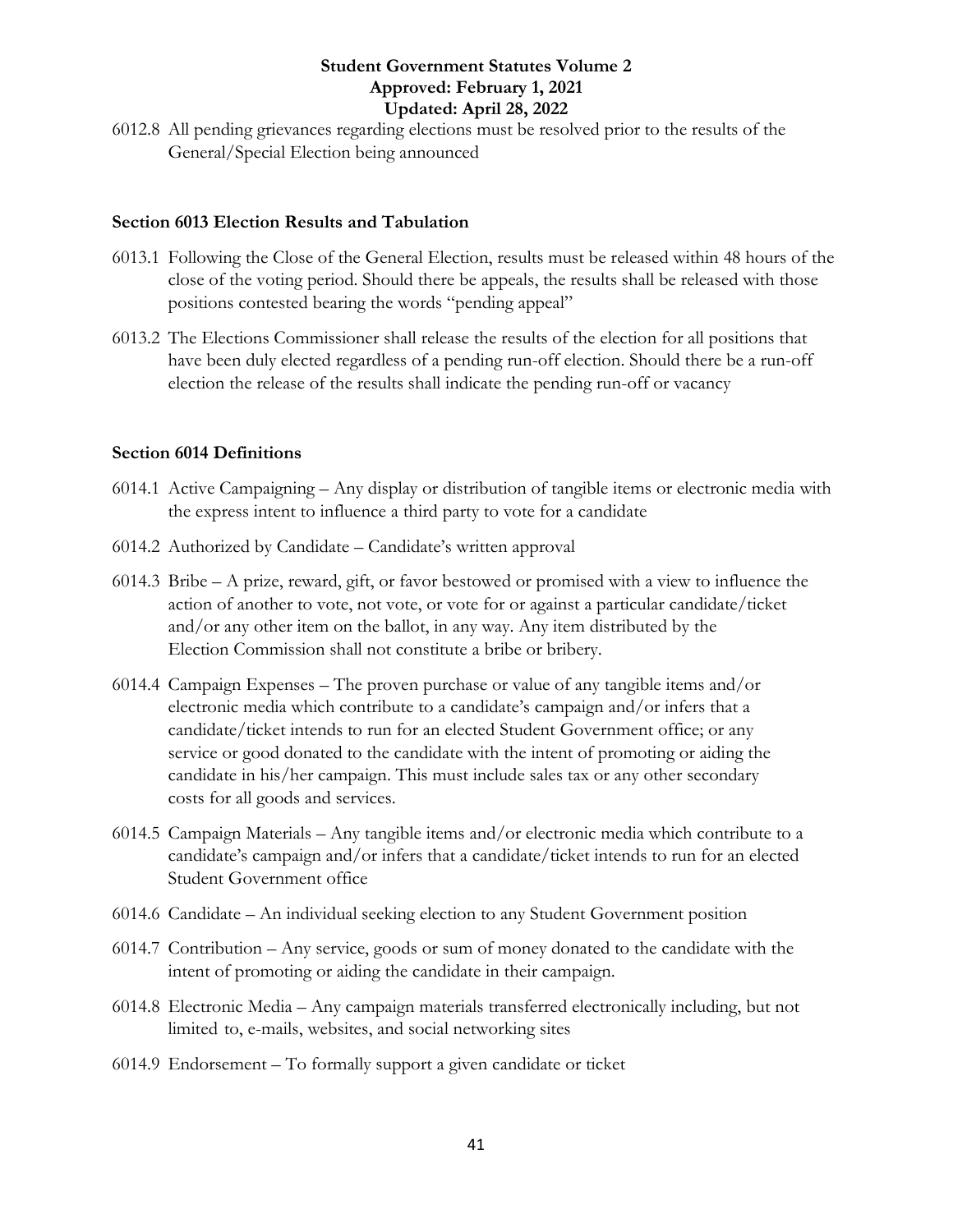6012.8 All pending grievances regarding elections must be resolved prior to the results of the General/Special Election being announced

### Section 6013 Election Results and Tabulation

6013.1 Following the Close of the General Election, results must be released within 48 hours of the close of the voting period. Should there be appeals, the results shall be released with those positions contested bearing the words "pending appeal"

6013.2 The Elections Commissioner shall release the results of the election for all positions that have been duly elected regardless of a pending run-off election. Should there be a run-off election the release of the results shall indicate the pending run-off or vacancy

### Section 6014 Definitions

6014.1 Active Campaigning – Any display or distribution of tangible items or electronic media with the express intent to influence a third party to vote for a candidate

6014.2 Authorized by Candidate – Candidate's written approval

6014.3 Bribe – A prize, reward, gift, or favor bestowed or promised with a view to influence the action of another to vote, not vote, or vote for or against a particular candidate/ticket and/or any other item on the ballot, in any way. Any item distributed by the Election Commission shall not constitute a bribe or bribery.

6014.4 Campaign Expenses – The proven purchase or value of any tangible items and/or electronic media which contribute to a candidate's campaign and/or infers that a candidate/ticket intends to run for an elected Student Government office; or any service or good donated to the candidate with the intent of promoting or aiding the candidate in his/her campaign. This must include sales tax or any other secondary costs for all goods and services.

6014.5 Campaign Materials – Any tangible items and/or electronic media which contribute to a candidate's campaign and/or infers that a candidate/ticket intends to run for an elected Student Government office

6014.6 Candidate – An individual seeking election to any Student Government position

6014.7 Contribution – Any service, goods or sum of money donated to the candidate with the intent of promoting or aiding the candidate in their campaign.

6014.8 Electronic Media – Any campaign materials transferred electronically including, but not limited to, e-mails, websites, and social networking sites

6014.9 Endorsement – To formally support a given candidate or ticket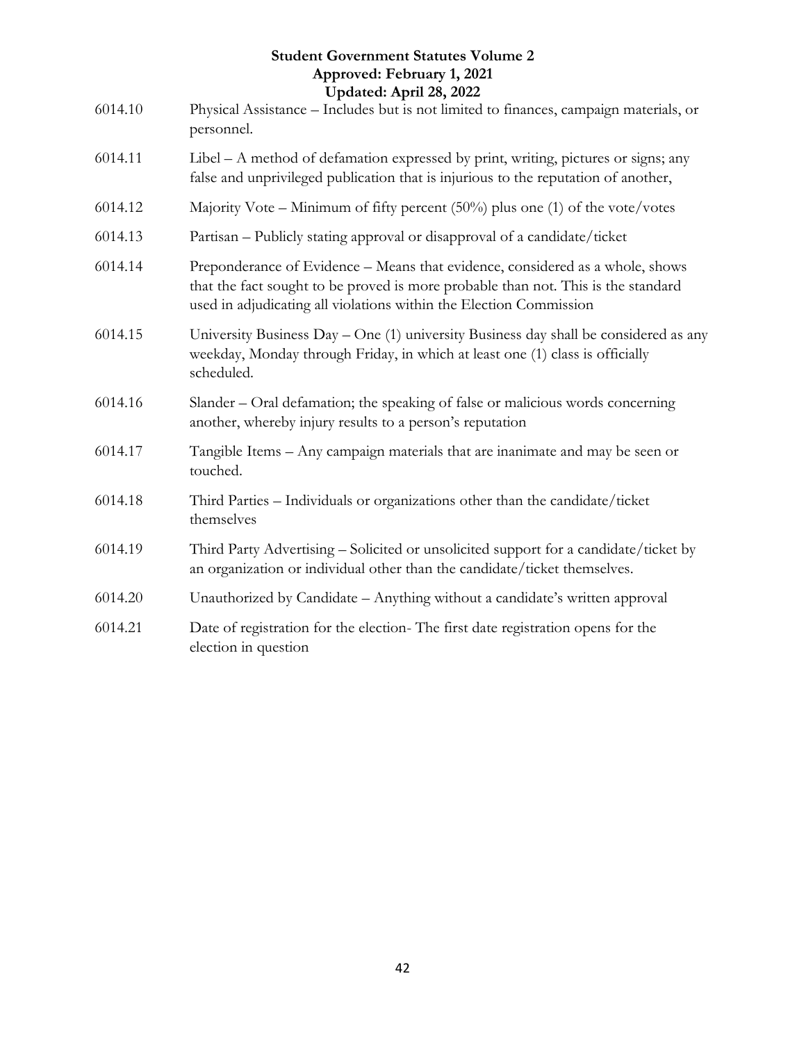6014.10 Physical Assistance – Includes but is not limited to finances, campaign materials, or personnel.

6014.11 Libel – A method of defamation expressed by print, writing, pictures or signs; any false and unprivileged publication that is injurious to the reputation of another,

6014.12 Majority Vote – Minimum of fifty percent (50%) plus one (1) of the vote/votes

6014.13 Partisan – Publicly stating approval or disapproval of a candidate/ticket

6014.14 Preponderance of Evidence – Means that evidence, considered as a whole, shows that the fact sought to be proved is more probable than not. This is the standard used in adjudicating all violations within the Election Commission

6014.15 University Business Day – One (1) university Business day shall be considered as any weekday, Monday through Friday, in which at least one (1) class is officially scheduled.

6014.16 Slander – Oral defamation; the speaking of false or malicious words concerning another, whereby injury results to a person's reputation

6014.17 Tangible Items – Any campaign materials that are inanimate and may be seen or touched.

6014.18 Third Parties – Individuals or organizations other than the candidate/ticket themselves

6014.19 Third Party Advertising – Solicited or unsolicited support for a candidate/ticket by an organization or individual other than the candidate/ticket themselves.

6014.20 Unauthorized by Candidate – Anything without a candidate's written approval

6014.21 Date of registration for the election- The first date registration opens for the election in question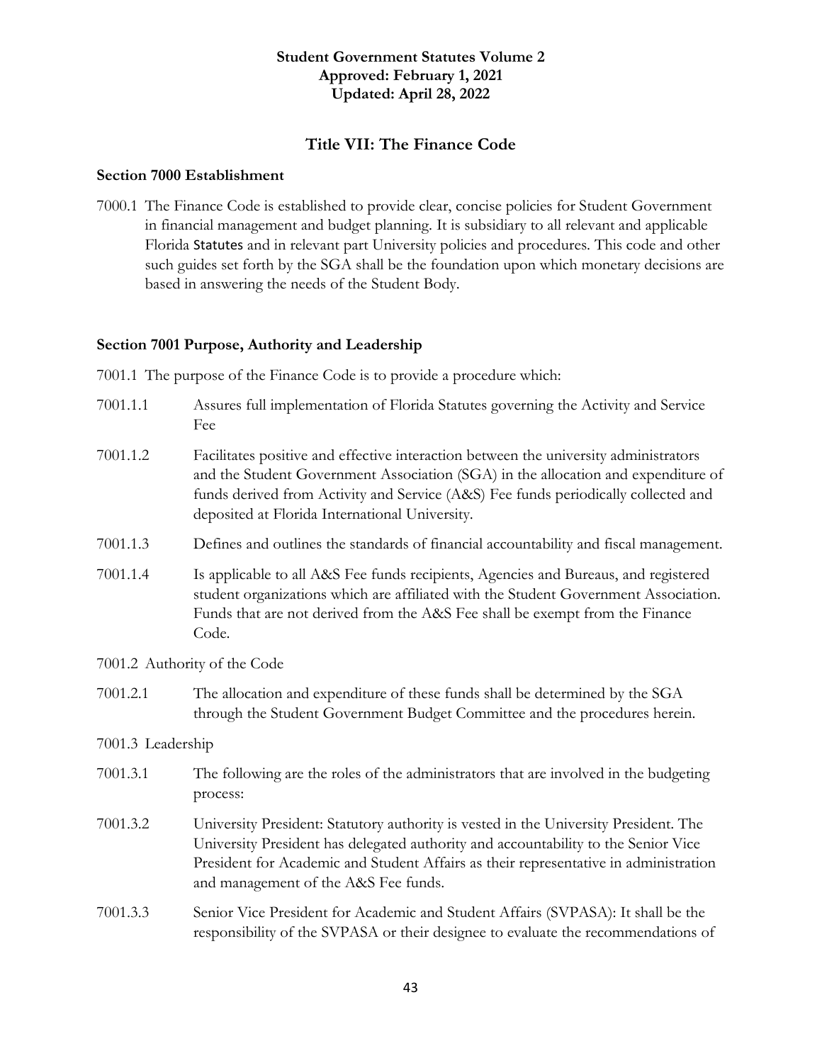**Student Government Statutes Volume 2**
**Approved: February 1, 2021**
**Updated: April 28, 2022**

## Title VII: The Finance Code

### Section 7000 Establishment

7000.1 The Finance Code is established to provide clear, concise policies for Student Government in financial management and budget planning. It is subsidiary to all relevant and applicable Florida Statutes and in relevant part University policies and procedures. This code and other such guides set forth by the SGA shall be the foundation upon which monetary decisions are based in answering the needs of the Student Body.

### Section 7001 Purpose, Authority and Leadership

7001.1 The purpose of the Finance Code is to provide a procedure which:

7001.1.1 Assures full implementation of Florida Statutes governing the Activity and Service Fee

7001.1.2 Facilitates positive and effective interaction between the university administrators and the Student Government Association (SGA) in the allocation and expenditure of funds derived from Activity and Service (A&S) Fee funds periodically collected and deposited at Florida International University.

7001.1.3 Defines and outlines the standards of financial accountability and fiscal management.

7001.1.4 Is applicable to all A&S Fee funds recipients, Agencies and Bureaus, and registered student organizations which are affiliated with the Student Government Association. Funds that are not derived from the A&S Fee shall be exempt from the Finance Code.

7001.2 Authority of the Code

7001.2.1 The allocation and expenditure of these funds shall be determined by the SGA through the Student Government Budget Committee and the procedures herein.

7001.3 Leadership

7001.3.1 The following are the roles of the administrators that are involved in the budgeting process:

7001.3.2 University President: Statutory authority is vested in the University President. The University President has delegated authority and accountability to the Senior Vice President for Academic and Student Affairs as their representative in administration and management of the A&S Fee funds.

7001.3.3 Senior Vice President for Academic and Student Affairs (SVPASA): It shall be the responsibility of the SVPASA or their designee to evaluate the recommendations of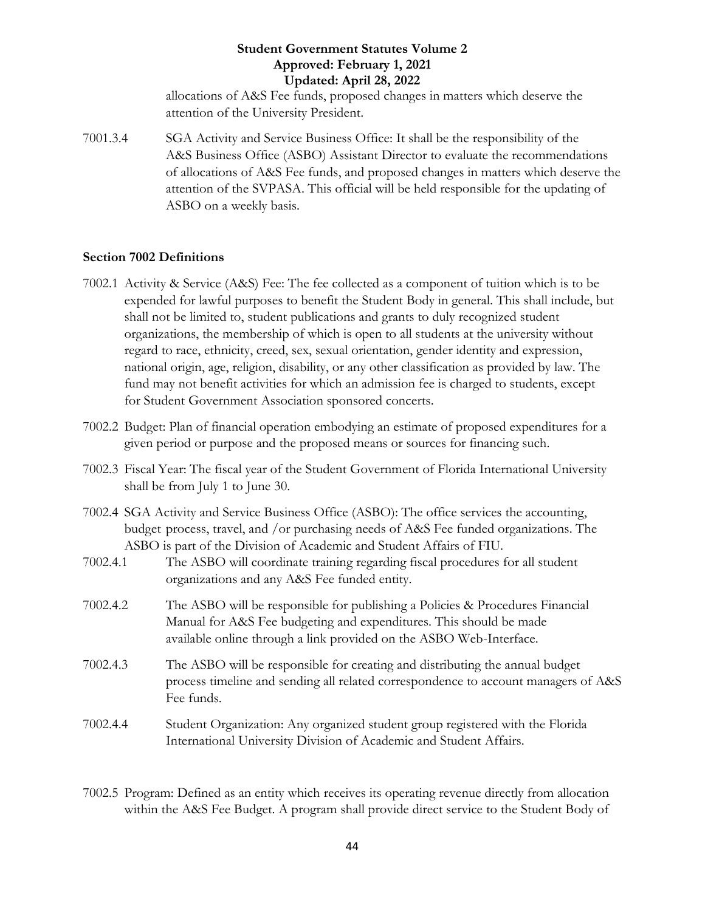allocations of A&S Fee funds, proposed changes in matters which deserve the attention of the University President.

7001.3.4 SGA Activity and Service Business Office: It shall be the responsibility of the A&S Business Office (ASBO) Assistant Director to evaluate the recommendations of allocations of A&S Fee funds, and proposed changes in matters which deserve the attention of the SVPASA. This official will be held responsible for the updating of ASBO on a weekly basis.

**Section 7002 Definitions**

7002.1 Activity & Service (A&S) Fee: The fee collected as a component of tuition which is to be expended for lawful purposes to benefit the Student Body in general. This shall include, but shall not be limited to, student publications and grants to duly recognized student organizations, the membership of which is open to all students at the university without regard to race, ethnicity, creed, sex, sexual orientation, gender identity and expression, national origin, age, religion, disability, or any other classification as provided by law. The fund may not benefit activities for which an admission fee is charged to students, except for Student Government Association sponsored concerts.

7002.2 Budget: Plan of financial operation embodying an estimate of proposed expenditures for a given period or purpose and the proposed means or sources for financing such.

7002.3 Fiscal Year: The fiscal year of the Student Government of Florida International University shall be from July 1 to June 30.

7002.4 SGA Activity and Service Business Office (ASBO): The office services the accounting, budget process, travel, and /or purchasing needs of A&S Fee funded organizations. The ASBO is part of the Division of Academic and Student Affairs of FIU.

7002.4.1 The ASBO will coordinate training regarding fiscal procedures for all student organizations and any A&S Fee funded entity.

7002.4.2 The ASBO will be responsible for publishing a Policies & Procedures Financial Manual for A&S Fee budgeting and expenditures. This should be made available online through a link provided on the ASBO Web-Interface.

7002.4.3 The ASBO will be responsible for creating and distributing the annual budget process timeline and sending all related correspondence to account managers of A&S Fee funds.

7002.4.4 Student Organization: Any organized student group registered with the Florida International University Division of Academic and Student Affairs.

7002.5 Program: Defined as an entity which receives its operating revenue directly from allocation within the A&S Fee Budget. A program shall provide direct service to the Student Body of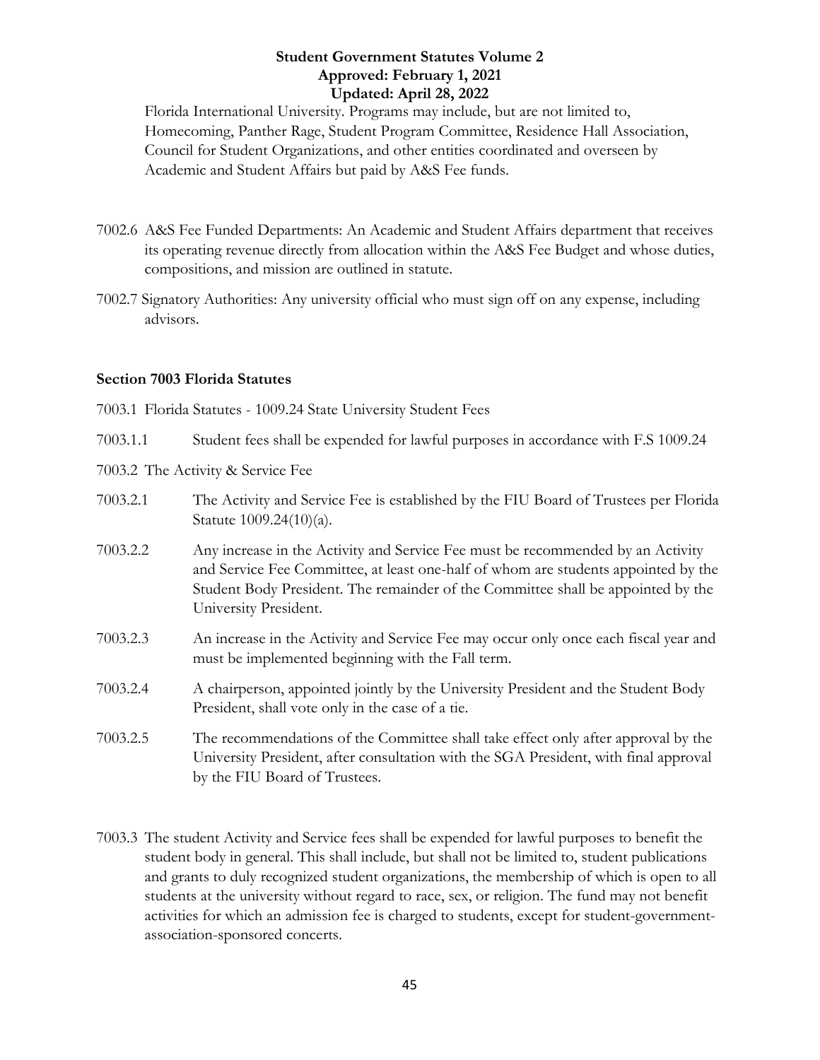Florida International University. Programs may include, but are not limited to, Homecoming, Panther Rage, Student Program Committee, Residence Hall Association, Council for Student Organizations, and other entities coordinated and overseen by Academic and Student Affairs but paid by A&S Fee funds.

7002.6 A&S Fee Funded Departments: An Academic and Student Affairs department that receives its operating revenue directly from allocation within the A&S Fee Budget and whose duties, compositions, and mission are outlined in statute.

7002.7 Signatory Authorities: Any university official who must sign off on any expense, including advisors.

**Section 7003 Florida Statutes**

7003.1 Florida Statutes - 1009.24 State University Student Fees

7003.1.1 Student fees shall be expended for lawful purposes in accordance with F.S 1009.24

7003.2 The Activity & Service Fee

7003.2.1 The Activity and Service Fee is established by the FIU Board of Trustees per Florida Statute 1009.24(10)(a).

7003.2.2 Any increase in the Activity and Service Fee must be recommended by an Activity and Service Fee Committee, at least one-half of whom are students appointed by the Student Body President. The remainder of the Committee shall be appointed by the University President.

7003.2.3 An increase in the Activity and Service Fee may occur only once each fiscal year and must be implemented beginning with the Fall term.

7003.2.4 A chairperson, appointed jointly by the University President and the Student Body President, shall vote only in the case of a tie.

7003.2.5 The recommendations of the Committee shall take effect only after approval by the University President, after consultation with the SGA President, with final approval by the FIU Board of Trustees.

7003.3 The student Activity and Service fees shall be expended for lawful purposes to benefit the student body in general. This shall include, but shall not be limited to, student publications and grants to duly recognized student organizations, the membership of which is open to all students at the university without regard to race, sex, or religion. The fund may not benefit activities for which an admission fee is charged to students, except for student-government-association-sponsored concerts.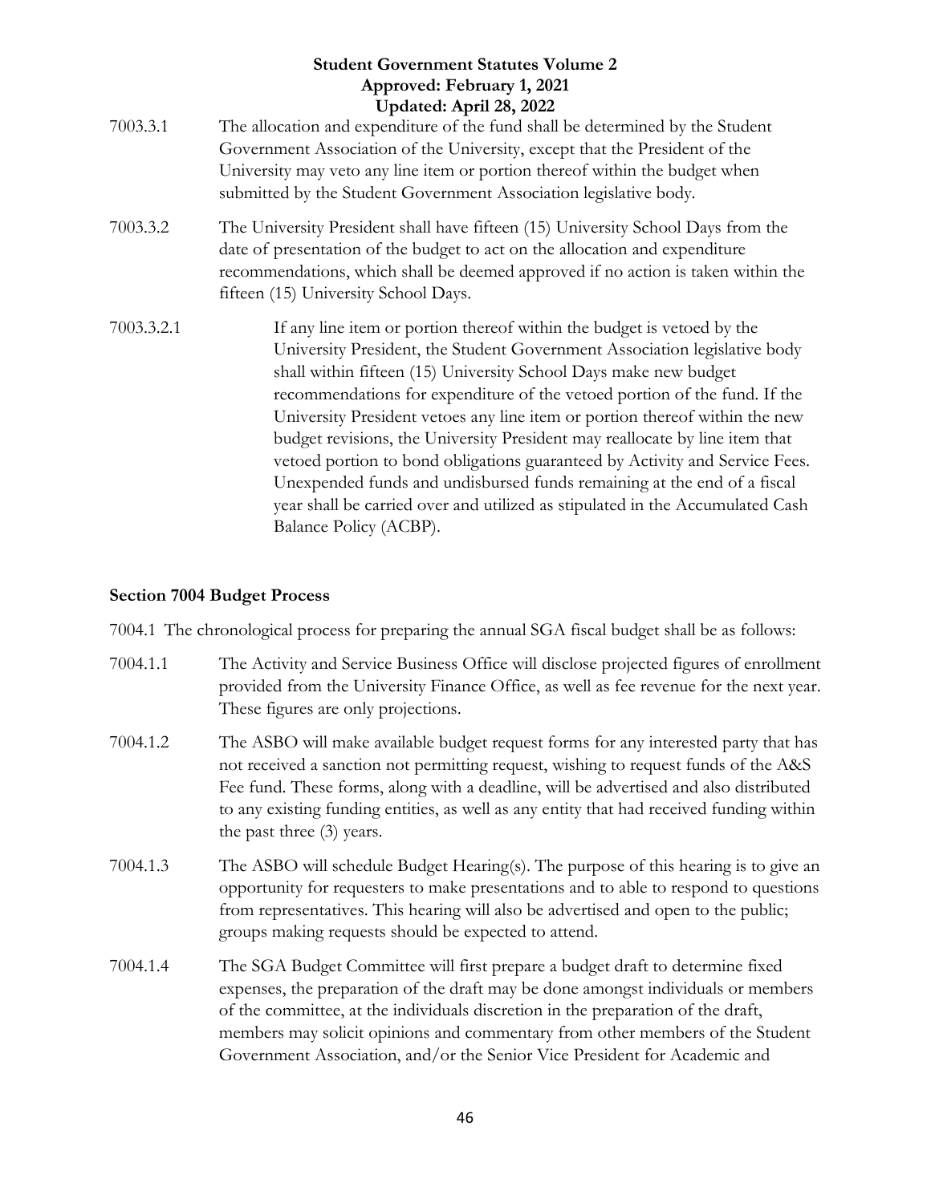7003.3.1 The allocation and expenditure of the fund shall be determined by the Student Government Association of the University, except that the President of the University may veto any line item or portion thereof within the budget when submitted by the Student Government Association legislative body.

7003.3.2 The University President shall have fifteen (15) University School Days from the date of presentation of the budget to act on the allocation and expenditure recommendations, which shall be deemed approved if no action is taken within the fifteen (15) University School Days.

7003.3.2.1 If any line item or portion thereof within the budget is vetoed by the University President, the Student Government Association legislative body shall within fifteen (15) University School Days make new budget recommendations for expenditure of the vetoed portion of the fund. If the University President vetoes any line item or portion thereof within the new budget revisions, the University President may reallocate by line item that vetoed portion to bond obligations guaranteed by Activity and Service Fees. Unexpended funds and undisbursed funds remaining at the end of a fiscal year shall be carried over and utilized as stipulated in the Accumulated Cash Balance Policy (ACBP).

**Section 7004 Budget Process**

7004.1 The chronological process for preparing the annual SGA fiscal budget shall be as follows:

7004.1.1 The Activity and Service Business Office will disclose projected figures of enrollment provided from the University Finance Office, as well as fee revenue for the next year. These figures are only projections.

7004.1.2 The ASBO will make available budget request forms for any interested party that has not received a sanction not permitting request, wishing to request funds of the A&S Fee fund. These forms, along with a deadline, will be advertised and also distributed to any existing funding entities, as well as any entity that had received funding within the past three (3) years.

7004.1.3 The ASBO will schedule Budget Hearing(s). The purpose of this hearing is to give an opportunity for requesters to make presentations and to able to respond to questions from representatives. This hearing will also be advertised and open to the public; groups making requests should be expected to attend.

7004.1.4 The SGA Budget Committee will first prepare a budget draft to determine fixed expenses, the preparation of the draft may be done amongst individuals or members of the committee, at the individuals discretion in the preparation of the draft, members may solicit opinions and commentary from other members of the Student Government Association, and/or the Senior Vice President for Academic and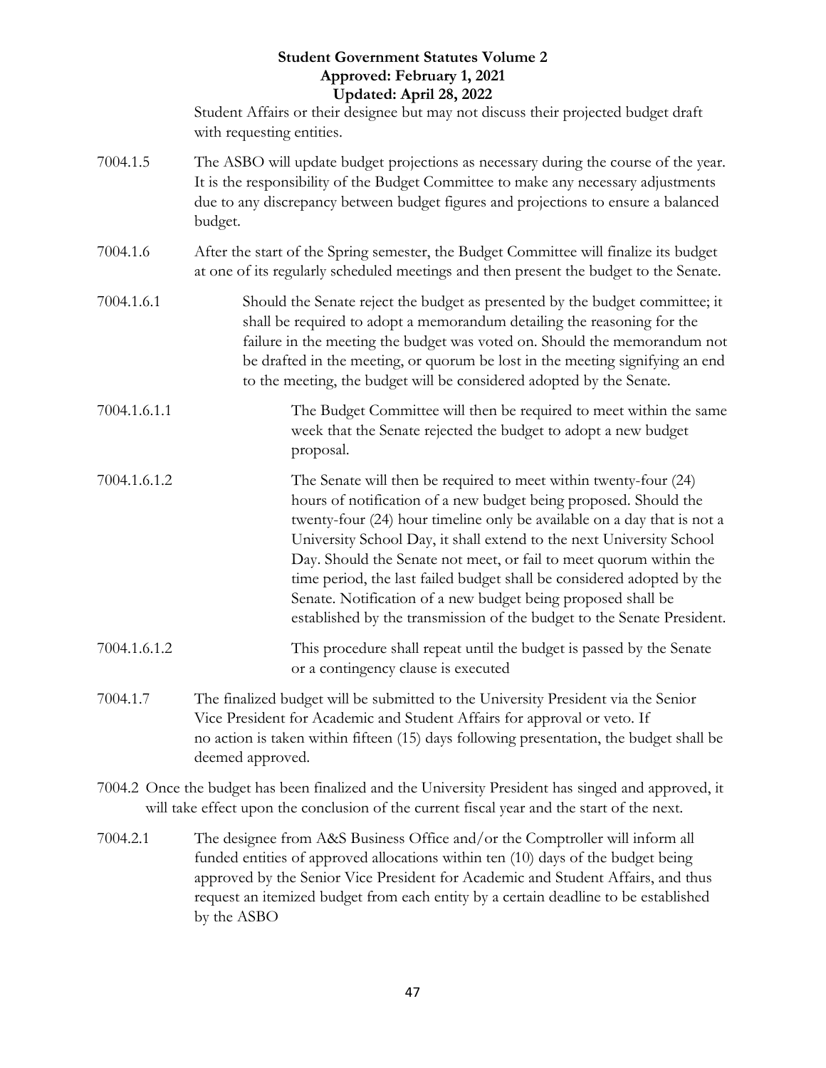Student Affairs or their designee but may not discuss their projected budget draft with requesting entities.

7004.1.5 The ASBO will update budget projections as necessary during the course of the year. It is the responsibility of the Budget Committee to make any necessary adjustments due to any discrepancy between budget figures and projections to ensure a balanced budget.

7004.1.6 After the start of the Spring semester, the Budget Committee will finalize its budget at one of its regularly scheduled meetings and then present the budget to the Senate.

7004.1.6.1 Should the Senate reject the budget as presented by the budget committee; it shall be required to adopt a memorandum detailing the reasoning for the failure in the meeting the budget was voted on. Should the memorandum not be drafted in the meeting, or quorum be lost in the meeting signifying an end to the meeting, the budget will be considered adopted by the Senate.

7004.1.6.1.1 The Budget Committee will then be required to meet within the same week that the Senate rejected the budget to adopt a new budget proposal.

7004.1.6.1.2 The Senate will then be required to meet within twenty-four (24) hours of notification of a new budget being proposed. Should the twenty-four (24) hour timeline only be available on a day that is not a University School Day, it shall extend to the next University School Day. Should the Senate not meet, or fail to meet quorum within the time period, the last failed budget shall be considered adopted by the Senate. Notification of a new budget being proposed shall be established by the transmission of the budget to the Senate President.

7004.1.6.1.2 This procedure shall repeat until the budget is passed by the Senate or a contingency clause is executed

7004.1.7 The finalized budget will be submitted to the University President via the Senior Vice President for Academic and Student Affairs for approval or veto. If no action is taken within fifteen (15) days following presentation, the budget shall be deemed approved.

7004.2 Once the budget has been finalized and the University President has singed and approved, it will take effect upon the conclusion of the current fiscal year and the start of the next.

7004.2.1 The designee from A&S Business Office and/or the Comptroller will inform all funded entities of approved allocations within ten (10) days of the budget being approved by the Senior Vice President for Academic and Student Affairs, and thus request an itemized budget from each entity by a certain deadline to be established by the ASBO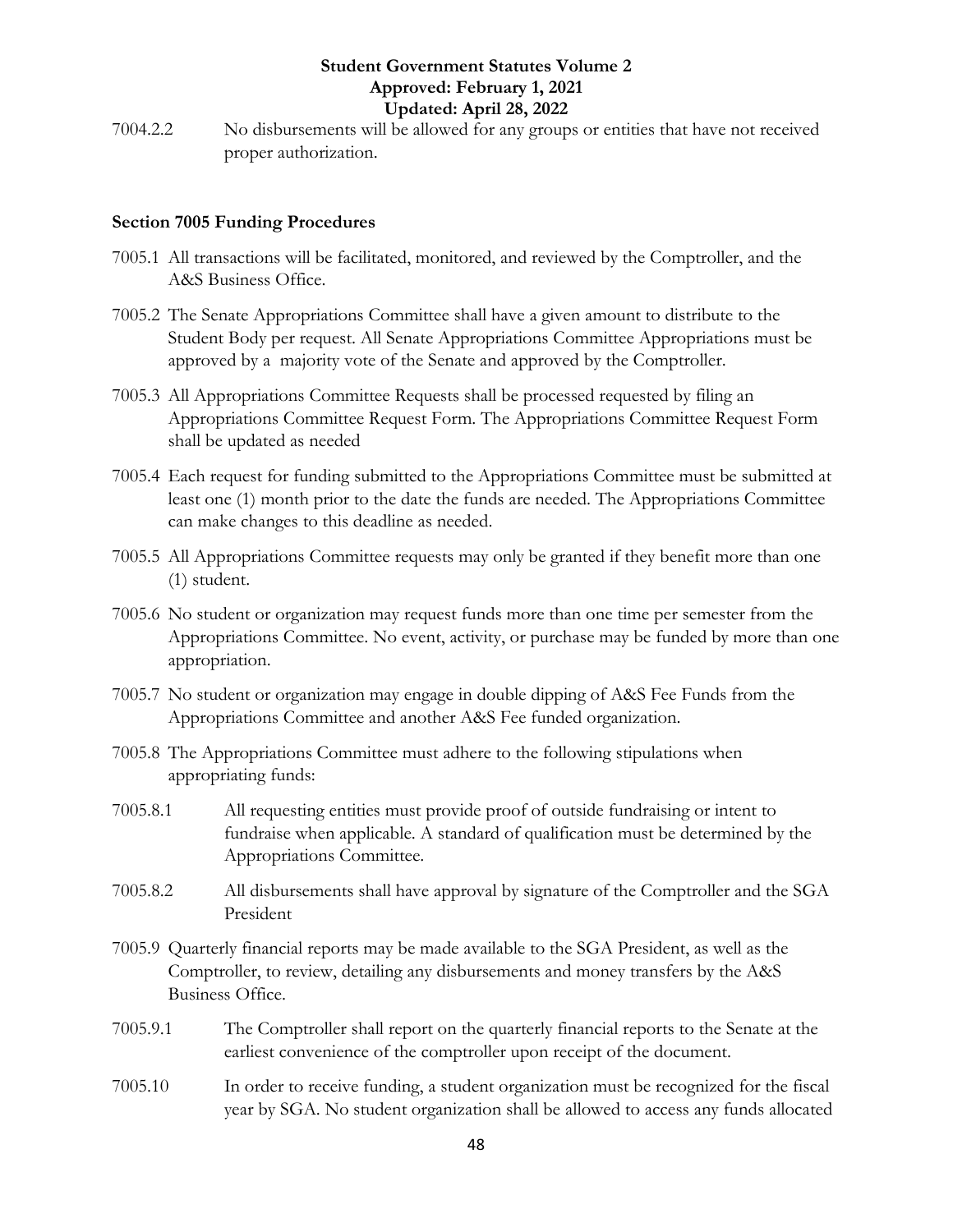7004.2.2 No disbursements will be allowed for any groups or entities that have not received proper authorization.

**Section 7005 Funding Procedures**

7005.1 All transactions will be facilitated, monitored, and reviewed by the Comptroller, and the A&S Business Office.

7005.2 The Senate Appropriations Committee shall have a given amount to distribute to the Student Body per request. All Senate Appropriations Committee Appropriations must be approved by a majority vote of the Senate and approved by the Comptroller.

7005.3 All Appropriations Committee Requests shall be processed requested by filing an Appropriations Committee Request Form. The Appropriations Committee Request Form shall be updated as needed

7005.4 Each request for funding submitted to the Appropriations Committee must be submitted at least one (1) month prior to the date the funds are needed. The Appropriations Committee can make changes to this deadline as needed.

7005.5 All Appropriations Committee requests may only be granted if they benefit more than one (1) student.

7005.6 No student or organization may request funds more than one time per semester from the Appropriations Committee. No event, activity, or purchase may be funded by more than one appropriation.

7005.7 No student or organization may engage in double dipping of A&S Fee Funds from the Appropriations Committee and another A&S Fee funded organization.

7005.8 The Appropriations Committee must adhere to the following stipulations when appropriating funds:

7005.8.1 All requesting entities must provide proof of outside fundraising or intent to fundraise when applicable. A standard of qualification must be determined by the Appropriations Committee.

7005.8.2 All disbursements shall have approval by signature of the Comptroller and the SGA President

7005.9 Quarterly financial reports may be made available to the SGA President, as well as the Comptroller, to review, detailing any disbursements and money transfers by the A&S Business Office.

7005.9.1 The Comptroller shall report on the quarterly financial reports to the Senate at the earliest convenience of the comptroller upon receipt of the document.

7005.10 In order to receive funding, a student organization must be recognized for the fiscal year by SGA. No student organization shall be allowed to access any funds allocated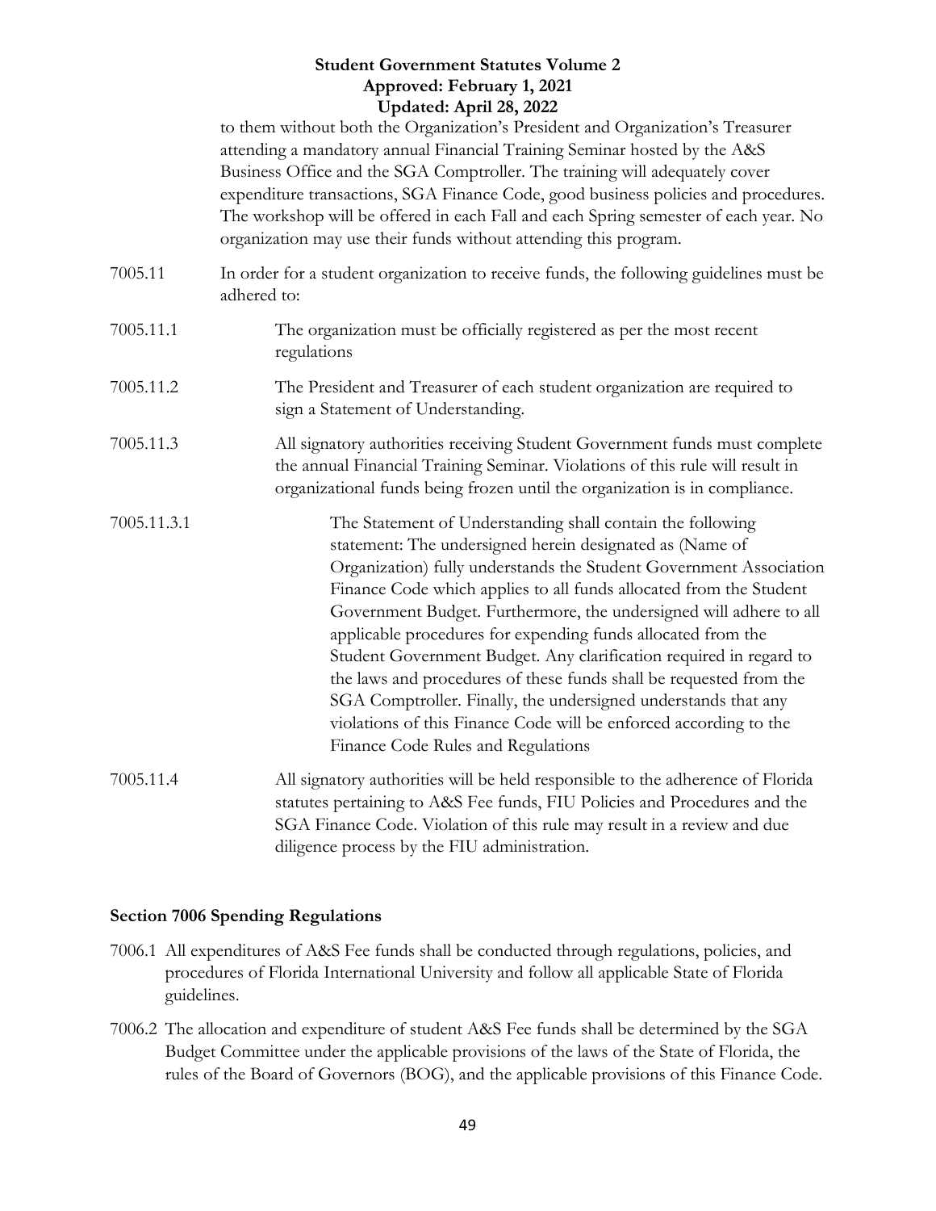to them without both the Organization's President and Organization's Treasurer attending a mandatory annual Financial Training Seminar hosted by the A&S Business Office and the SGA Comptroller. The training will adequately cover expenditure transactions, SGA Finance Code, good business policies and procedures. The workshop will be offered in each Fall and each Spring semester of each year. No organization may use their funds without attending this program.

7005.11 In order for a student organization to receive funds, the following guidelines must be adhered to:

7005.11.1 The organization must be officially registered as per the most recent regulations

7005.11.2 The President and Treasurer of each student organization are required to sign a Statement of Understanding.

7005.11.3 All signatory authorities receiving Student Government funds must complete the annual Financial Training Seminar. Violations of this rule will result in organizational funds being frozen until the organization is in compliance.

7005.11.3.1 The Statement of Understanding shall contain the following statement: The undersigned herein designated as (Name of Organization) fully understands the Student Government Association Finance Code which applies to all funds allocated from the Student Government Budget. Furthermore, the undersigned will adhere to all applicable procedures for expending funds allocated from the Student Government Budget. Any clarification required in regard to the laws and procedures of these funds shall be requested from the SGA Comptroller. Finally, the undersigned understands that any violations of this Finance Code will be enforced according to the Finance Code Rules and Regulations

7005.11.4 All signatory authorities will be held responsible to the adherence of Florida statutes pertaining to A&S Fee funds, FIU Policies and Procedures and the SGA Finance Code. Violation of this rule may result in a review and due diligence process by the FIU administration.

## Section 7006 Spending Regulations

7006.1 All expenditures of A&S Fee funds shall be conducted through regulations, policies, and procedures of Florida International University and follow all applicable State of Florida guidelines.

7006.2 The allocation and expenditure of student A&S Fee funds shall be determined by the SGA Budget Committee under the applicable provisions of the laws of the State of Florida, the rules of the Board of Governors (BOG), and the applicable provisions of this Finance Code.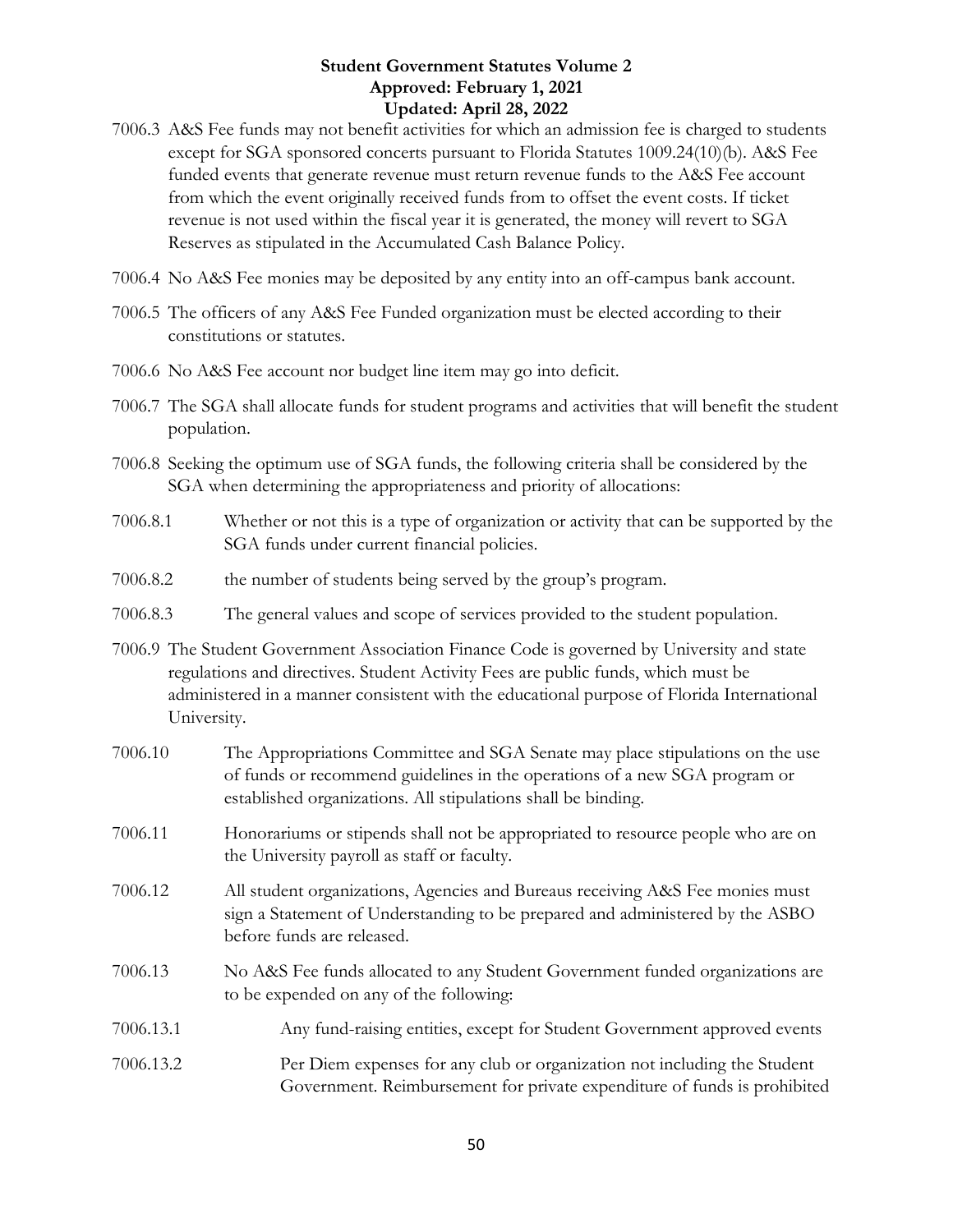7006.3 A&S Fee funds may not benefit activities for which an admission fee is charged to students except for SGA sponsored concerts pursuant to Florida Statutes 1009.24(10)(b). A&S Fee funded events that generate revenue must return revenue funds to the A&S Fee account from which the event originally received funds from to offset the event costs. If ticket revenue is not used within the fiscal year it is generated, the money will revert to SGA Reserves as stipulated in the Accumulated Cash Balance Policy.

7006.4 No A&S Fee monies may be deposited by any entity into an off-campus bank account.

7006.5 The officers of any A&S Fee Funded organization must be elected according to their constitutions or statutes.

7006.6 No A&S Fee account nor budget line item may go into deficit.

7006.7 The SGA shall allocate funds for student programs and activities that will benefit the student population.

7006.8 Seeking the optimum use of SGA funds, the following criteria shall be considered by the SGA when determining the appropriateness and priority of allocations:

7006.8.1 Whether or not this is a type of organization or activity that can be supported by the SGA funds under current financial policies.

7006.8.2 the number of students being served by the group's program.

7006.8.3 The general values and scope of services provided to the student population.

7006.9 The Student Government Association Finance Code is governed by University and state regulations and directives. Student Activity Fees are public funds, which must be administered in a manner consistent with the educational purpose of Florida International University.

7006.10 The Appropriations Committee and SGA Senate may place stipulations on the use of funds or recommend guidelines in the operations of a new SGA program or established organizations. All stipulations shall be binding.

7006.11 Honorariums or stipends shall not be appropriated to resource people who are on the University payroll as staff or faculty.

7006.12 All student organizations, Agencies and Bureaus receiving A&S Fee monies must sign a Statement of Understanding to be prepared and administered by the ASBO before funds are released.

7006.13 No A&S Fee funds allocated to any Student Government funded organizations are to be expended on any of the following:

7006.13.1 Any fund-raising entities, except for Student Government approved events

7006.13.2 Per Diem expenses for any club or organization not including the Student Government. Reimbursement for private expenditure of funds is prohibited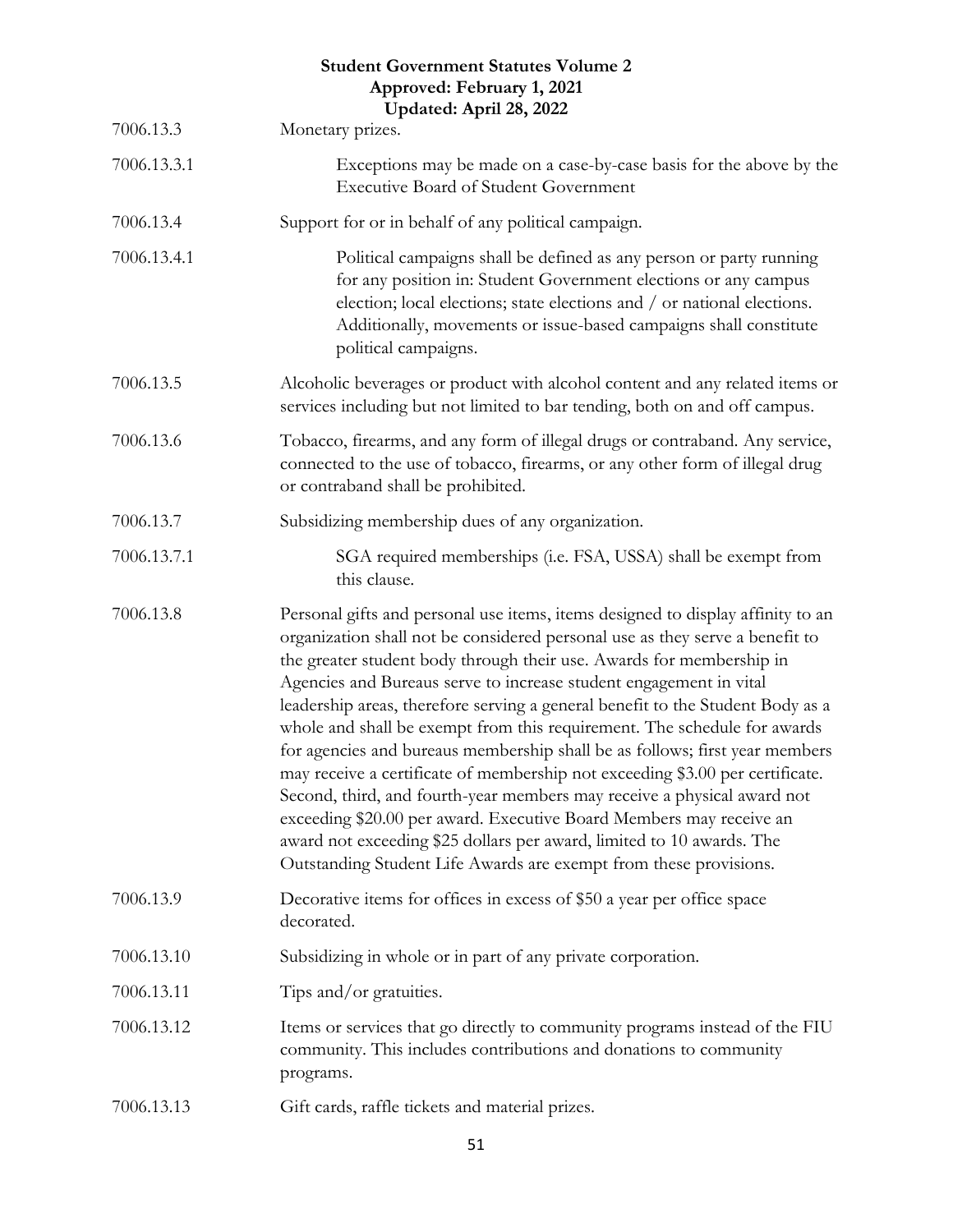7006.13.3 Monetary prizes.

7006.13.3.1 Exceptions may be made on a case-by-case basis for the above by the Executive Board of Student Government

7006.13.4 Support for or in behalf of any political campaign.

7006.13.4.1 Political campaigns shall be defined as any person or party running for any position in: Student Government elections or any campus election; local elections; state elections and / or national elections. Additionally, movements or issue-based campaigns shall constitute political campaigns.

7006.13.5 Alcoholic beverages or product with alcohol content and any related items or services including but not limited to bar tending, both on and off campus.

7006.13.6 Tobacco, firearms, and any form of illegal drugs or contraband. Any service, connected to the use of tobacco, firearms, or any other form of illegal drug or contraband shall be prohibited.

7006.13.7 Subsidizing membership dues of any organization.

7006.13.7.1 SGA required memberships (i.e. FSA, USSA) shall be exempt from this clause.

7006.13.8 Personal gifts and personal use items, items designed to display affinity to an organization shall not be considered personal use as they serve a benefit to the greater student body through their use. Awards for membership in Agencies and Bureaus serve to increase student engagement in vital leadership areas, therefore serving a general benefit to the Student Body as a whole and shall be exempt from this requirement. The schedule for awards for agencies and bureaus membership shall be as follows; first year members may receive a certificate of membership not exceeding $3.00 per certificate. Second, third, and fourth-year members may receive a physical award not exceeding $20.00 per award. Executive Board Members may receive an award not exceeding $25 dollars per award, limited to 10 awards. The Outstanding Student Life Awards are exempt from these provisions.

7006.13.9 Decorative items for offices in excess of $50 a year per office space decorated.

7006.13.10 Subsidizing in whole or in part of any private corporation.

7006.13.11 Tips and/or gratuities.

7006.13.12 Items or services that go directly to community programs instead of the FIU community. This includes contributions and donations to community programs.

7006.13.13 Gift cards, raffle tickets and material prizes.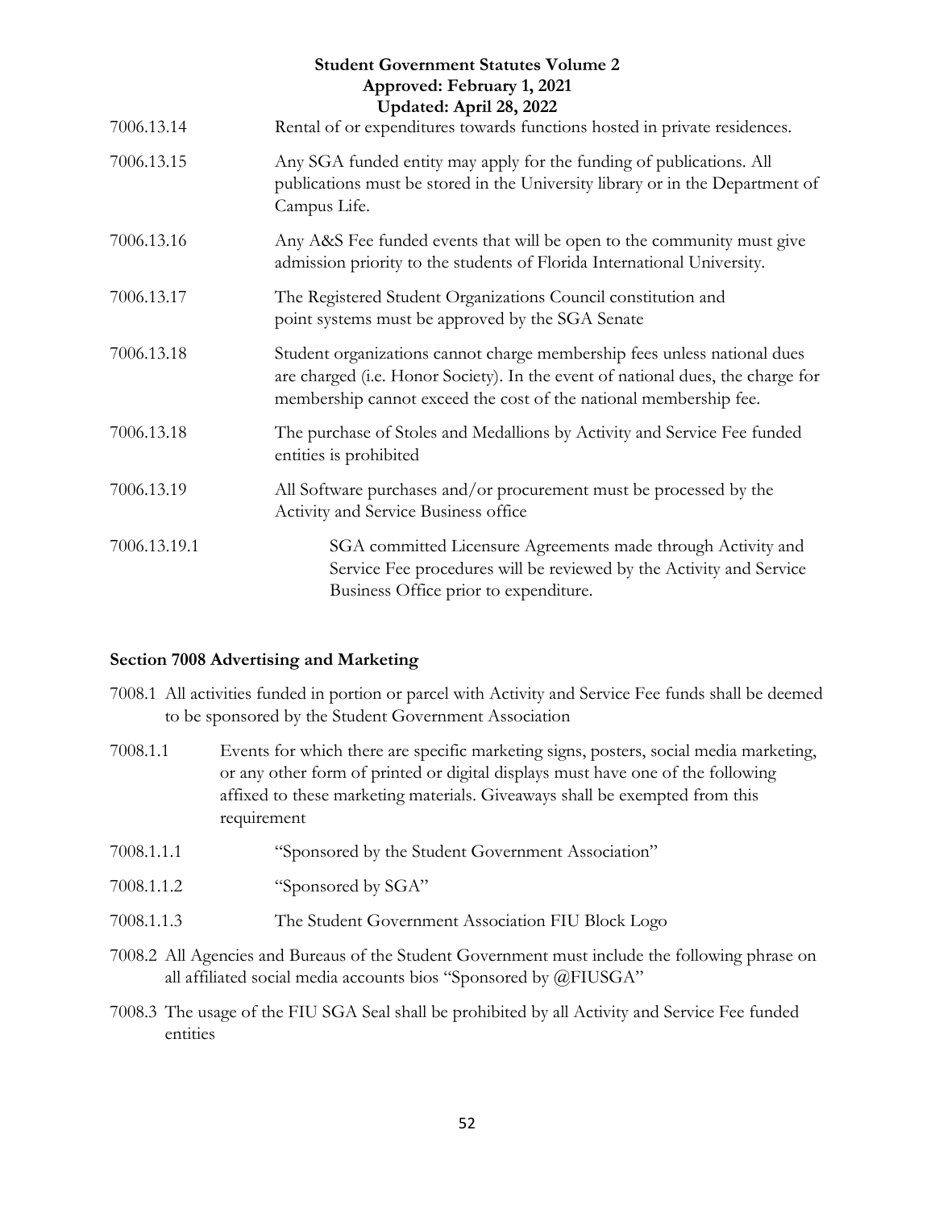7006.13.14 Rental of or expenditures towards functions hosted in private residences.

7006.13.15 Any SGA funded entity may apply for the funding of publications. All publications must be stored in the University library or in the Department of Campus Life.

7006.13.16 Any A&S Fee funded events that will be open to the community must give admission priority to the students of Florida International University.

7006.13.17 The Registered Student Organizations Council constitution and point systems must be approved by the SGA Senate

7006.13.18 Student organizations cannot charge membership fees unless national dues are charged (i.e. Honor Society). In the event of national dues, the charge for membership cannot exceed the cost of the national membership fee.

7006.13.18 The purchase of Stoles and Medallions by Activity and Service Fee funded entities is prohibited

7006.13.19 All Software purchases and/or procurement must be processed by the Activity and Service Business office

7006.13.19.1 SGA committed Licensure Agreements made through Activity and Service Fee procedures will be reviewed by the Activity and Service Business Office prior to expenditure.

## Section 7008 Advertising and Marketing

7008.1 All activities funded in portion or parcel with Activity and Service Fee funds shall be deemed to be sponsored by the Student Government Association

7008.1.1 Events for which there are specific marketing signs, posters, social media marketing, or any other form of printed or digital displays must have one of the following affixed to these marketing materials. Giveaways shall be exempted from this requirement

7008.1.1.1 "Sponsored by the Student Government Association"

7008.1.1.2 "Sponsored by SGA"

7008.1.1.3 The Student Government Association FIU Block Logo

7008.2 All Agencies and Bureaus of the Student Government must include the following phrase on all affiliated social media accounts bios "Sponsored by @FIUSGA"

7008.3 The usage of the FIU SGA Seal shall be prohibited by all Activity and Service Fee funded entities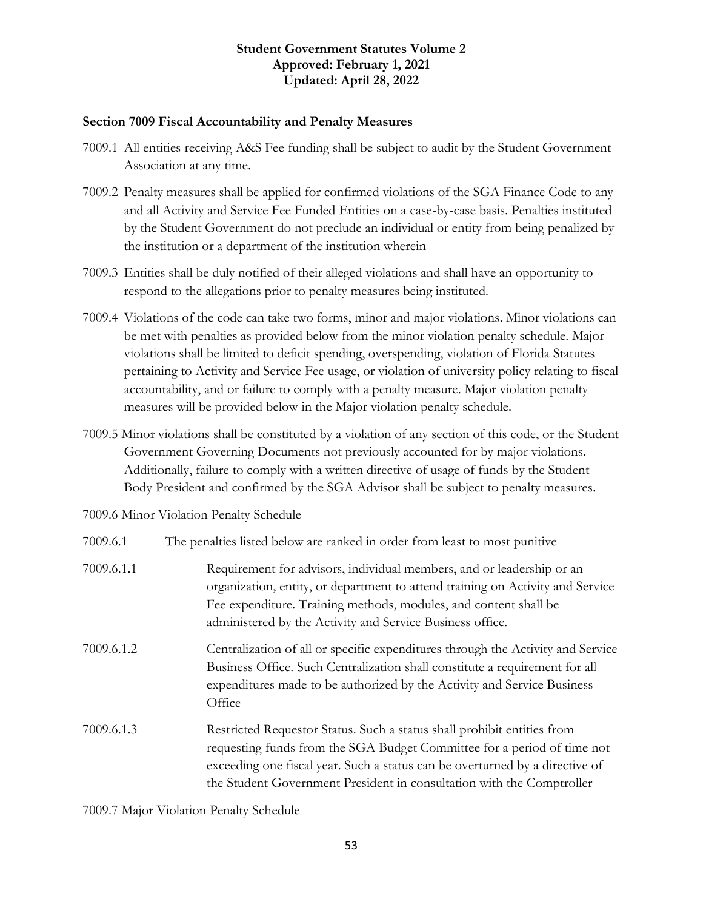## Section 7009 Fiscal Accountability and Penalty Measures

7009.1 All entities receiving A&S Fee funding shall be subject to audit by the Student Government Association at any time.

7009.2 Penalty measures shall be applied for confirmed violations of the SGA Finance Code to any and all Activity and Service Fee Funded Entities on a case-by-case basis. Penalties instituted by the Student Government do not preclude an individual or entity from being penalized by the institution or a department of the institution wherein

7009.3 Entities shall be duly notified of their alleged violations and shall have an opportunity to respond to the allegations prior to penalty measures being instituted.

7009.4 Violations of the code can take two forms, minor and major violations. Minor violations can be met with penalties as provided below from the minor violation penalty schedule. Major violations shall be limited to deficit spending, overspending, violation of Florida Statutes pertaining to Activity and Service Fee usage, or violation of university policy relating to fiscal accountability, and or failure to comply with a penalty measure. Major violation penalty measures will be provided below in the Major violation penalty schedule.

7009.5 Minor violations shall be constituted by a violation of any section of this code, or the Student Government Governing Documents not previously accounted for by major violations. Additionally, failure to comply with a written directive of usage of funds by the Student Body President and confirmed by the SGA Advisor shall be subject to penalty measures.

7009.6 Minor Violation Penalty Schedule

7009.6.1 The penalties listed below are ranked in order from least to most punitive

7009.6.1.1 Requirement for advisors, individual members, and or leadership or an organization, entity, or department to attend training on Activity and Service Fee expenditure. Training methods, modules, and content shall be administered by the Activity and Service Business office.

7009.6.1.2 Centralization of all or specific expenditures through the Activity and Service Business Office. Such Centralization shall constitute a requirement for all expenditures made to be authorized by the Activity and Service Business Office

7009.6.1.3 Restricted Requestor Status. Such a status shall prohibit entities from requesting funds from the SGA Budget Committee for a period of time not exceeding one fiscal year. Such a status can be overturned by a directive of the Student Government President in consultation with the Comptroller

7009.7 Major Violation Penalty Schedule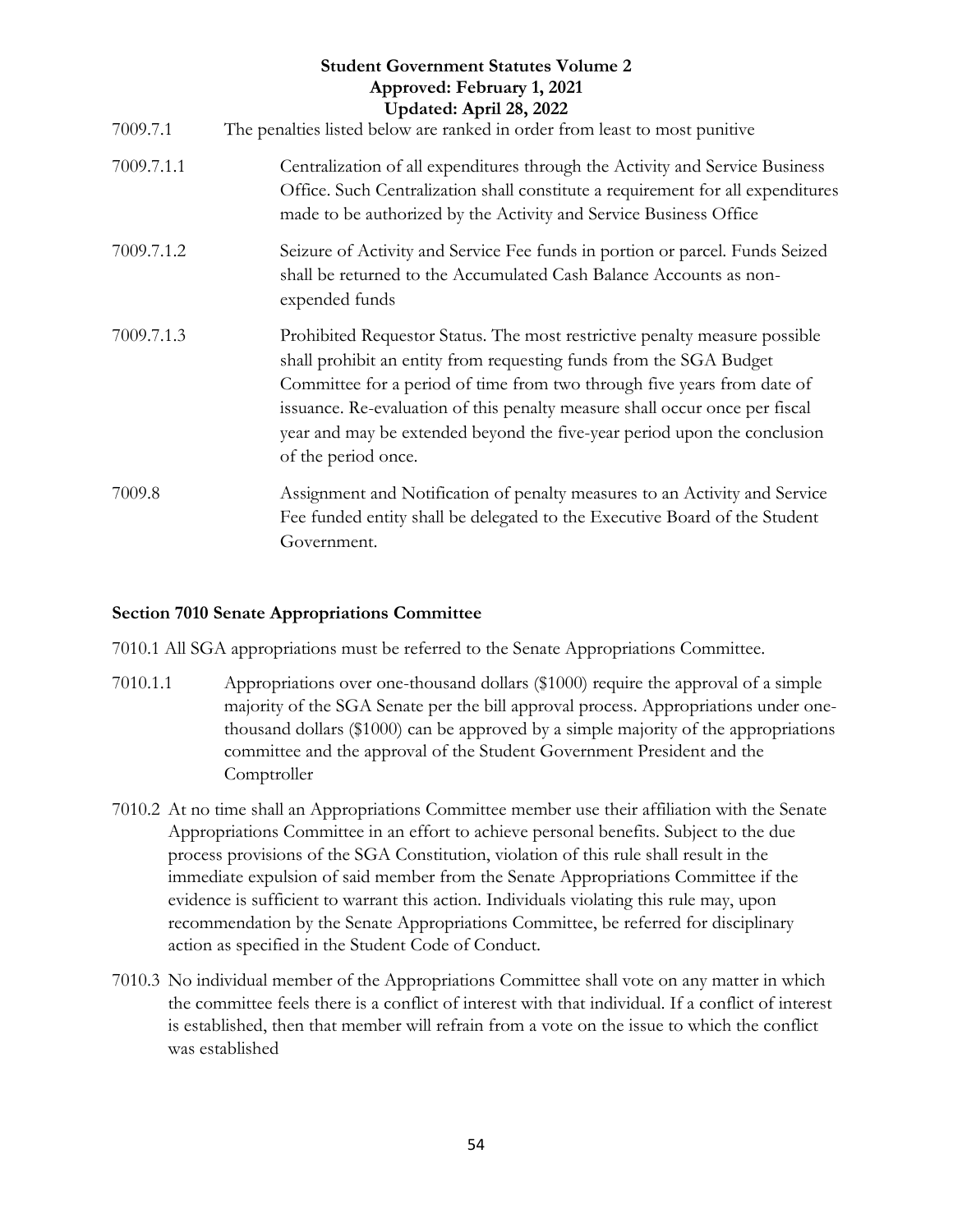7009.7.1 The penalties listed below are ranked in order from least to most punitive

7009.7.1.1 Centralization of all expenditures through the Activity and Service Business Office. Such Centralization shall constitute a requirement for all expenditures made to be authorized by the Activity and Service Business Office

7009.7.1.2 Seizure of Activity and Service Fee funds in portion or parcel. Funds Seized shall be returned to the Accumulated Cash Balance Accounts as non-expended funds

7009.7.1.3 Prohibited Requestor Status. The most restrictive penalty measure possible shall prohibit an entity from requesting funds from the SGA Budget Committee for a period of time from two through five years from date of issuance. Re-evaluation of this penalty measure shall occur once per fiscal year and may be extended beyond the five-year period upon the conclusion of the period once.

7009.8 Assignment and Notification of penalty measures to an Activity and Service Fee funded entity shall be delegated to the Executive Board of the Student Government.

**Section 7010 Senate Appropriations Committee**

7010.1 All SGA appropriations must be referred to the Senate Appropriations Committee.

7010.1.1 Appropriations over one-thousand dollars ($1000) require the approval of a simple majority of the SGA Senate per the bill approval process. Appropriations under one-thousand dollars ($1000) can be approved by a simple majority of the appropriations committee and the approval of the Student Government President and the Comptroller

7010.2 At no time shall an Appropriations Committee member use their affiliation with the Senate Appropriations Committee in an effort to achieve personal benefits. Subject to the due process provisions of the SGA Constitution, violation of this rule shall result in the immediate expulsion of said member from the Senate Appropriations Committee if the evidence is sufficient to warrant this action. Individuals violating this rule may, upon recommendation by the Senate Appropriations Committee, be referred for disciplinary action as specified in the Student Code of Conduct.

7010.3 No individual member of the Appropriations Committee shall vote on any matter in which the committee feels there is a conflict of interest with that individual. If a conflict of interest is established, then that member will refrain from a vote on the issue to which the conflict was established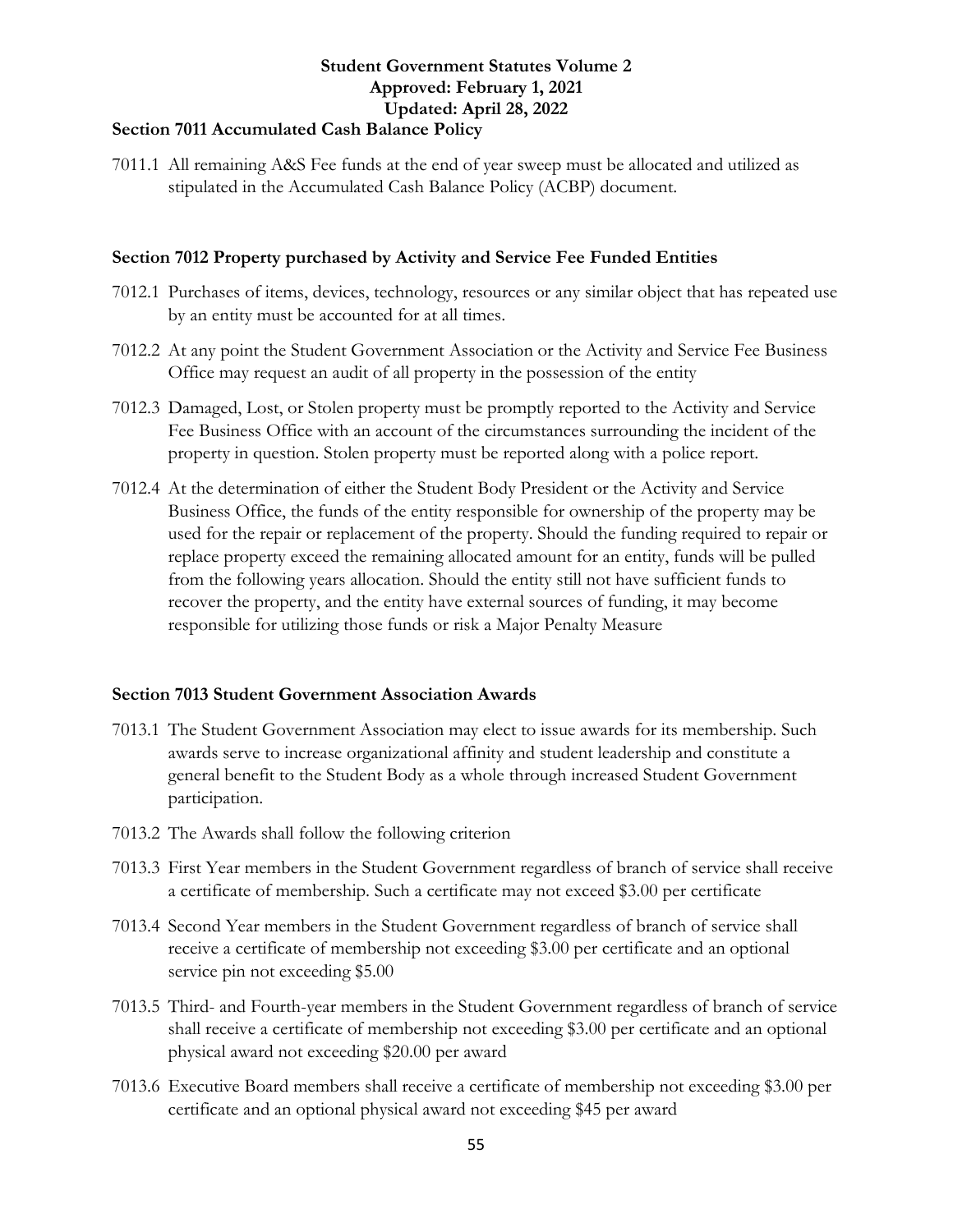## Section 7011 Accumulated Cash Balance Policy

7011.1 All remaining A&S Fee funds at the end of year sweep must be allocated and utilized as stipulated in the Accumulated Cash Balance Policy (ACBP) document.

## Section 7012 Property purchased by Activity and Service Fee Funded Entities

7012.1 Purchases of items, devices, technology, resources or any similar object that has repeated use by an entity must be accounted for at all times.

7012.2 At any point the Student Government Association or the Activity and Service Fee Business Office may request an audit of all property in the possession of the entity

7012.3 Damaged, Lost, or Stolen property must be promptly reported to the Activity and Service Fee Business Office with an account of the circumstances surrounding the incident of the property in question. Stolen property must be reported along with a police report.

7012.4 At the determination of either the Student Body President or the Activity and Service Business Office, the funds of the entity responsible for ownership of the property may be used for the repair or replacement of the property. Should the funding required to repair or replace property exceed the remaining allocated amount for an entity, funds will be pulled from the following years allocation. Should the entity still not have sufficient funds to recover the property, and the entity have external sources of funding, it may become responsible for utilizing those funds or risk a Major Penalty Measure

## Section 7013 Student Government Association Awards

7013.1 The Student Government Association may elect to issue awards for its membership. Such awards serve to increase organizational affinity and student leadership and constitute a general benefit to the Student Body as a whole through increased Student Government participation.

7013.2 The Awards shall follow the following criterion

7013.3 First Year members in the Student Government regardless of branch of service shall receive a certificate of membership. Such a certificate may not exceed $3.00 per certificate

7013.4 Second Year members in the Student Government regardless of branch of service shall receive a certificate of membership not exceeding $3.00 per certificate and an optional service pin not exceeding $5.00

7013.5 Third- and Fourth-year members in the Student Government regardless of branch of service shall receive a certificate of membership not exceeding $3.00 per certificate and an optional physical award not exceeding $20.00 per award

7013.6 Executive Board members shall receive a certificate of membership not exceeding $3.00 per certificate and an optional physical award not exceeding $45 per award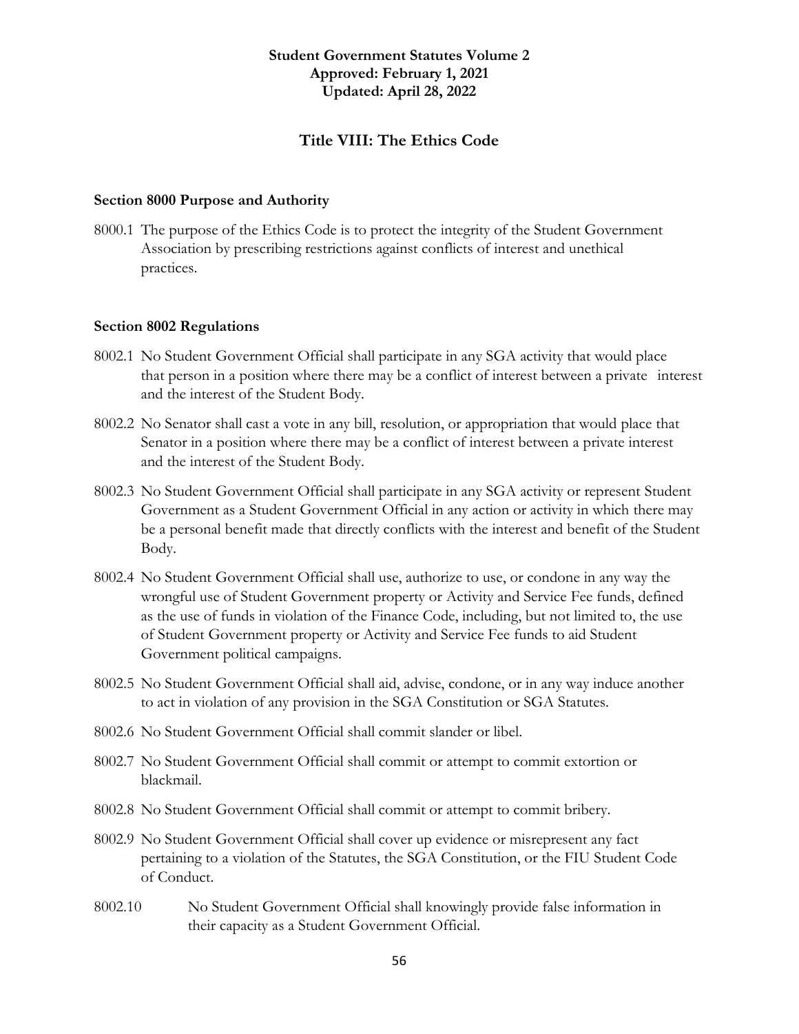**Student Government Statutes Volume 2**
**Approved: February 1, 2021**
**Updated: April 28, 2022**

# Title VIII: The Ethics Code

### Section 8000 Purpose and Authority

8000.1 The purpose of the Ethics Code is to protect the integrity of the Student Government Association by prescribing restrictions against conflicts of interest and unethical practices.

### Section 8002 Regulations

8002.1 No Student Government Official shall participate in any SGA activity that would place that person in a position where there may be a conflict of interest between a private interest and the interest of the Student Body.

8002.2 No Senator shall cast a vote in any bill, resolution, or appropriation that would place that Senator in a position where there may be a conflict of interest between a private interest and the interest of the Student Body.

8002.3 No Student Government Official shall participate in any SGA activity or represent Student Government as a Student Government Official in any action or activity in which there may be a personal benefit made that directly conflicts with the interest and benefit of the Student Body.

8002.4 No Student Government Official shall use, authorize to use, or condone in any way the wrongful use of Student Government property or Activity and Service Fee funds, defined as the use of funds in violation of the Finance Code, including, but not limited to, the use of Student Government property or Activity and Service Fee funds to aid Student Government political campaigns.

8002.5 No Student Government Official shall aid, advise, condone, or in any way induce another to act in violation of any provision in the SGA Constitution or SGA Statutes.

8002.6 No Student Government Official shall commit slander or libel.

8002.7 No Student Government Official shall commit or attempt to commit extortion or blackmail.

8002.8 No Student Government Official shall commit or attempt to commit bribery.

8002.9 No Student Government Official shall cover up evidence or misrepresent any fact pertaining to a violation of the Statutes, the SGA Constitution, or the FIU Student Code of Conduct.

8002.10 No Student Government Official shall knowingly provide false information in their capacity as a Student Government Official.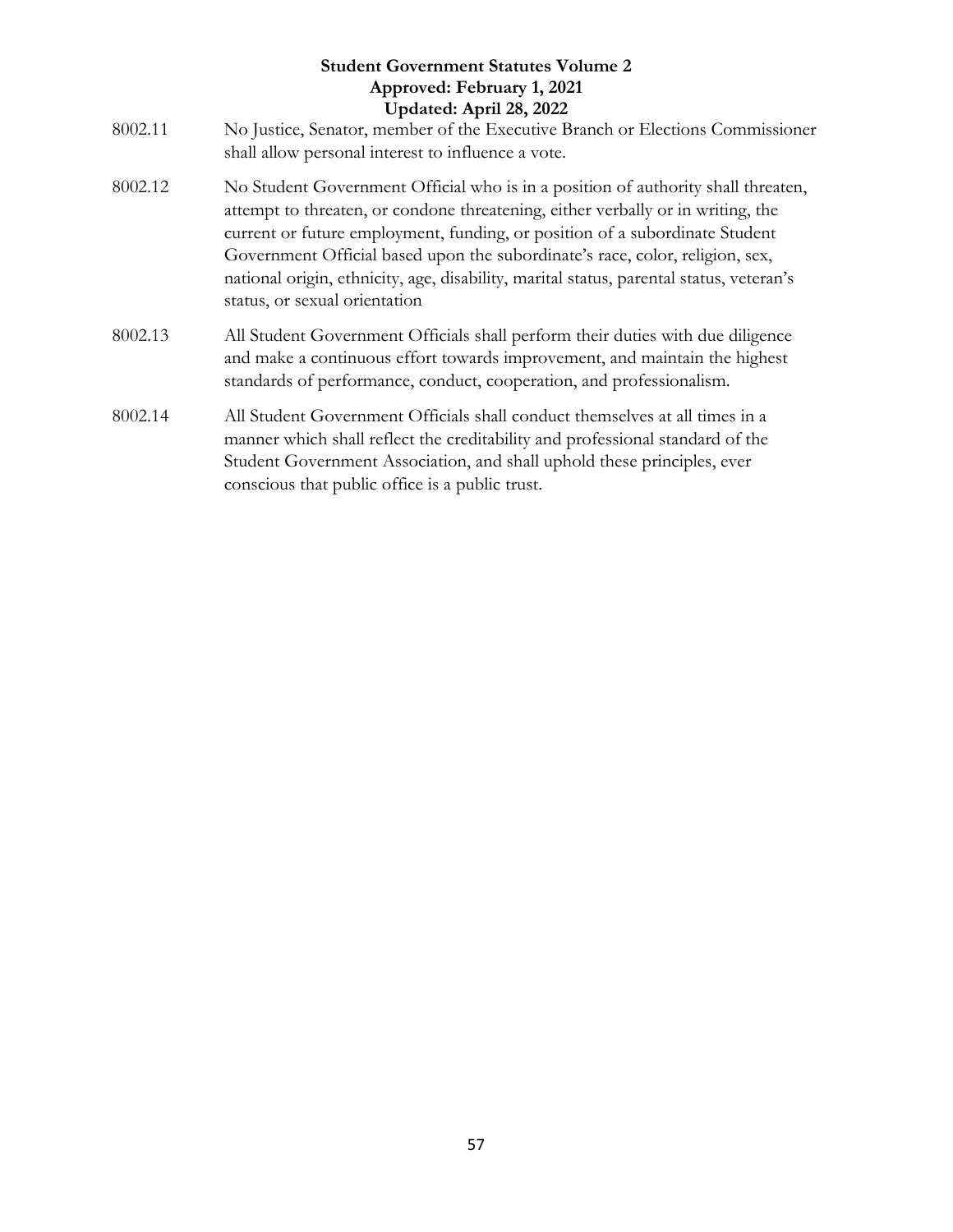8002.11 No Justice, Senator, member of the Executive Branch or Elections Commissioner shall allow personal interest to influence a vote.

8002.12 No Student Government Official who is in a position of authority shall threaten, attempt to threaten, or condone threatening, either verbally or in writing, the current or future employment, funding, or position of a subordinate Student Government Official based upon the subordinate's race, color, religion, sex, national origin, ethnicity, age, disability, marital status, parental status, veteran's status, or sexual orientation

8002.13 All Student Government Officials shall perform their duties with due diligence and make a continuous effort towards improvement, and maintain the highest standards of performance, conduct, cooperation, and professionalism.

8002.14 All Student Government Officials shall conduct themselves at all times in a manner which shall reflect the creditability and professional standard of the Student Government Association, and shall uphold these principles, ever conscious that public office is a public trust.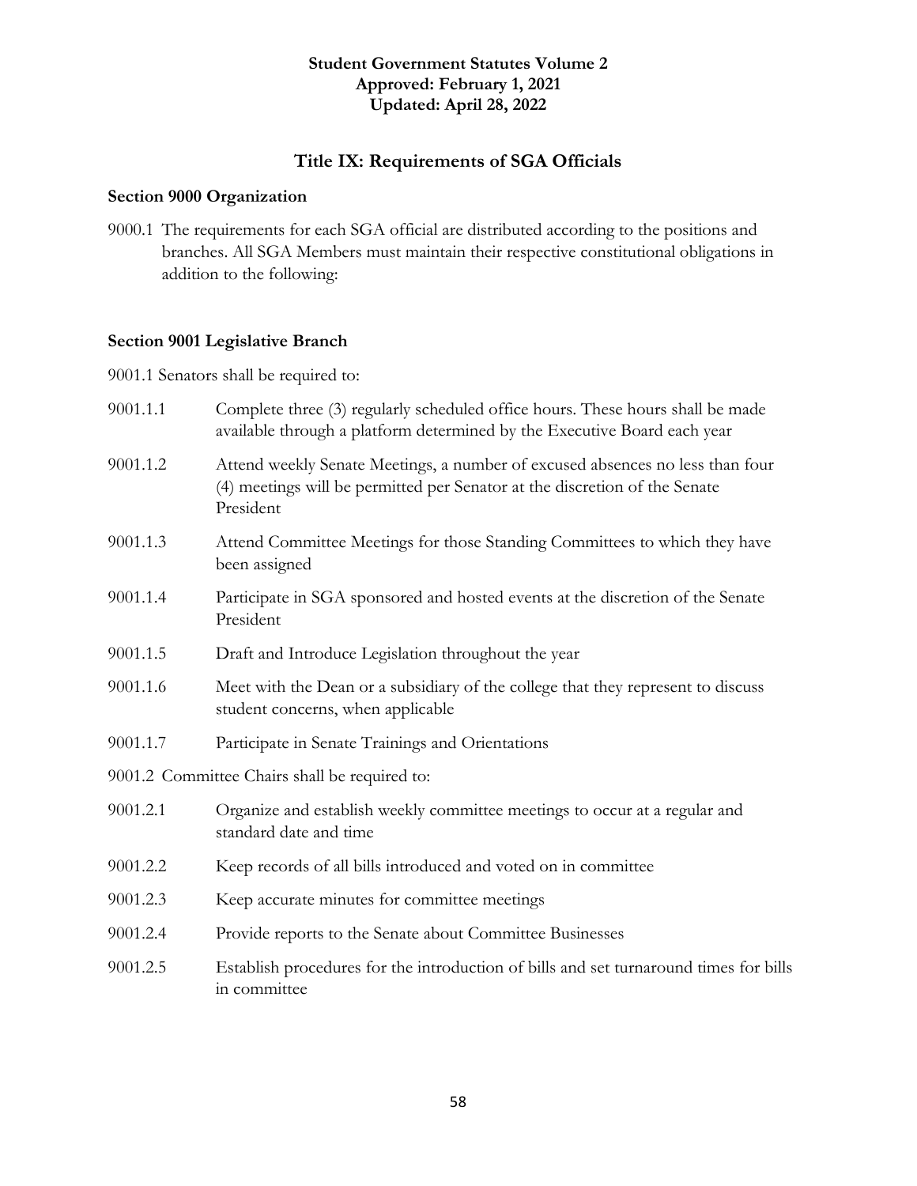**Student Government Statutes Volume 2**
**Approved: February 1, 2021**
**Updated: April 28, 2022**

## Title IX: Requirements of SGA Officials

### Section 9000 Organization

9000.1 The requirements for each SGA official are distributed according to the positions and branches. All SGA Members must maintain their respective constitutional obligations in addition to the following:

### Section 9001 Legislative Branch

9001.1 Senators shall be required to:

9001.1.1 Complete three (3) regularly scheduled office hours. These hours shall be made available through a platform determined by the Executive Board each year

9001.1.2 Attend weekly Senate Meetings, a number of excused absences no less than four (4) meetings will be permitted per Senator at the discretion of the Senate President

9001.1.3 Attend Committee Meetings for those Standing Committees to which they have been assigned

9001.1.4 Participate in SGA sponsored and hosted events at the discretion of the Senate President

9001.1.5 Draft and Introduce Legislation throughout the year

9001.1.6 Meet with the Dean or a subsidiary of the college that they represent to discuss student concerns, when applicable

9001.1.7 Participate in Senate Trainings and Orientations

9001.2 Committee Chairs shall be required to:

9001.2.1 Organize and establish weekly committee meetings to occur at a regular and standard date and time

9001.2.2 Keep records of all bills introduced and voted on in committee

9001.2.3 Keep accurate minutes for committee meetings

9001.2.4 Provide reports to the Senate about Committee Businesses

9001.2.5 Establish procedures for the introduction of bills and set turnaround times for bills in committee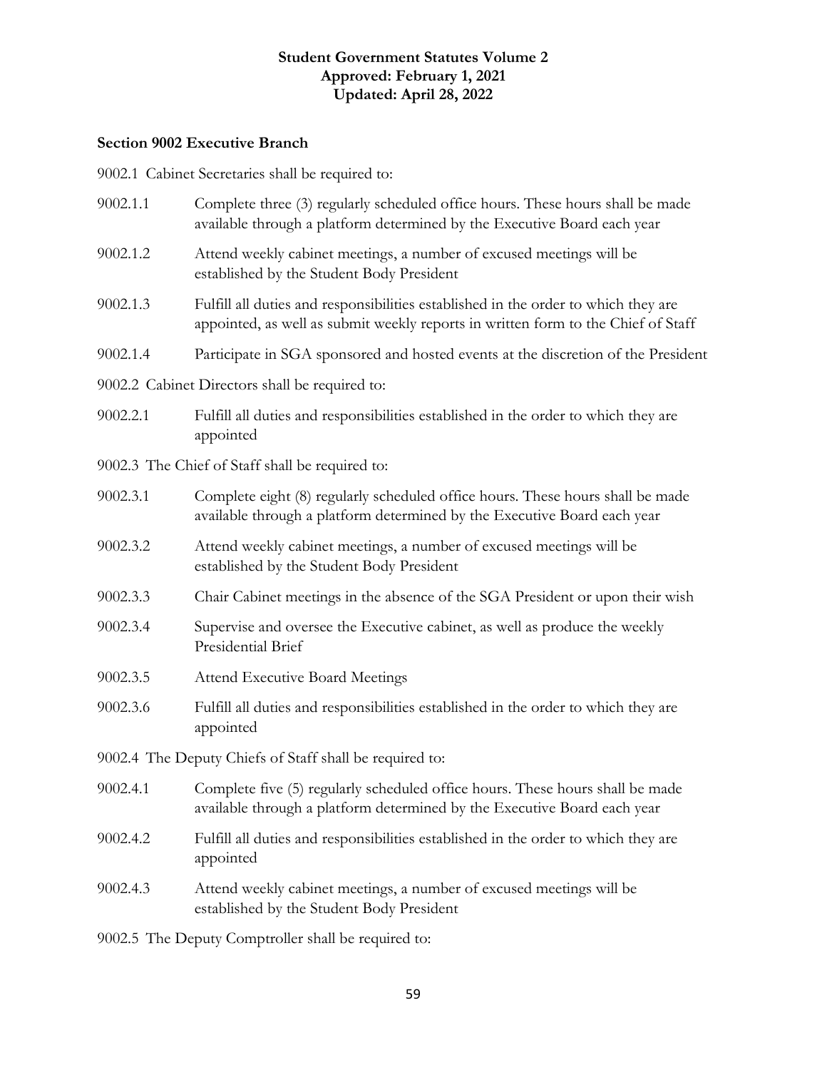**Student Government Statutes Volume 2**
**Approved: February 1, 2021**
**Updated: April 28, 2022**

**Section 9002 Executive Branch**

9002.1 Cabinet Secretaries shall be required to:

9002.1.1 Complete three (3) regularly scheduled office hours. These hours shall be made available through a platform determined by the Executive Board each year

9002.1.2 Attend weekly cabinet meetings, a number of excused meetings will be established by the Student Body President

9002.1.3 Fulfill all duties and responsibilities established in the order to which they are appointed, as well as submit weekly reports in written form to the Chief of Staff

9002.1.4 Participate in SGA sponsored and hosted events at the discretion of the President

9002.2 Cabinet Directors shall be required to:

9002.2.1 Fulfill all duties and responsibilities established in the order to which they are appointed

9002.3 The Chief of Staff shall be required to:

9002.3.1 Complete eight (8) regularly scheduled office hours. These hours shall be made available through a platform determined by the Executive Board each year

9002.3.2 Attend weekly cabinet meetings, a number of excused meetings will be established by the Student Body President

9002.3.3 Chair Cabinet meetings in the absence of the SGA President or upon their wish

9002.3.4 Supervise and oversee the Executive cabinet, as well as produce the weekly Presidential Brief

9002.3.5 Attend Executive Board Meetings

9002.3.6 Fulfill all duties and responsibilities established in the order to which they are appointed

9002.4 The Deputy Chiefs of Staff shall be required to:

9002.4.1 Complete five (5) regularly scheduled office hours. These hours shall be made available through a platform determined by the Executive Board each year

9002.4.2 Fulfill all duties and responsibilities established in the order to which they are appointed

9002.4.3 Attend weekly cabinet meetings, a number of excused meetings will be established by the Student Body President

9002.5 The Deputy Comptroller shall be required to: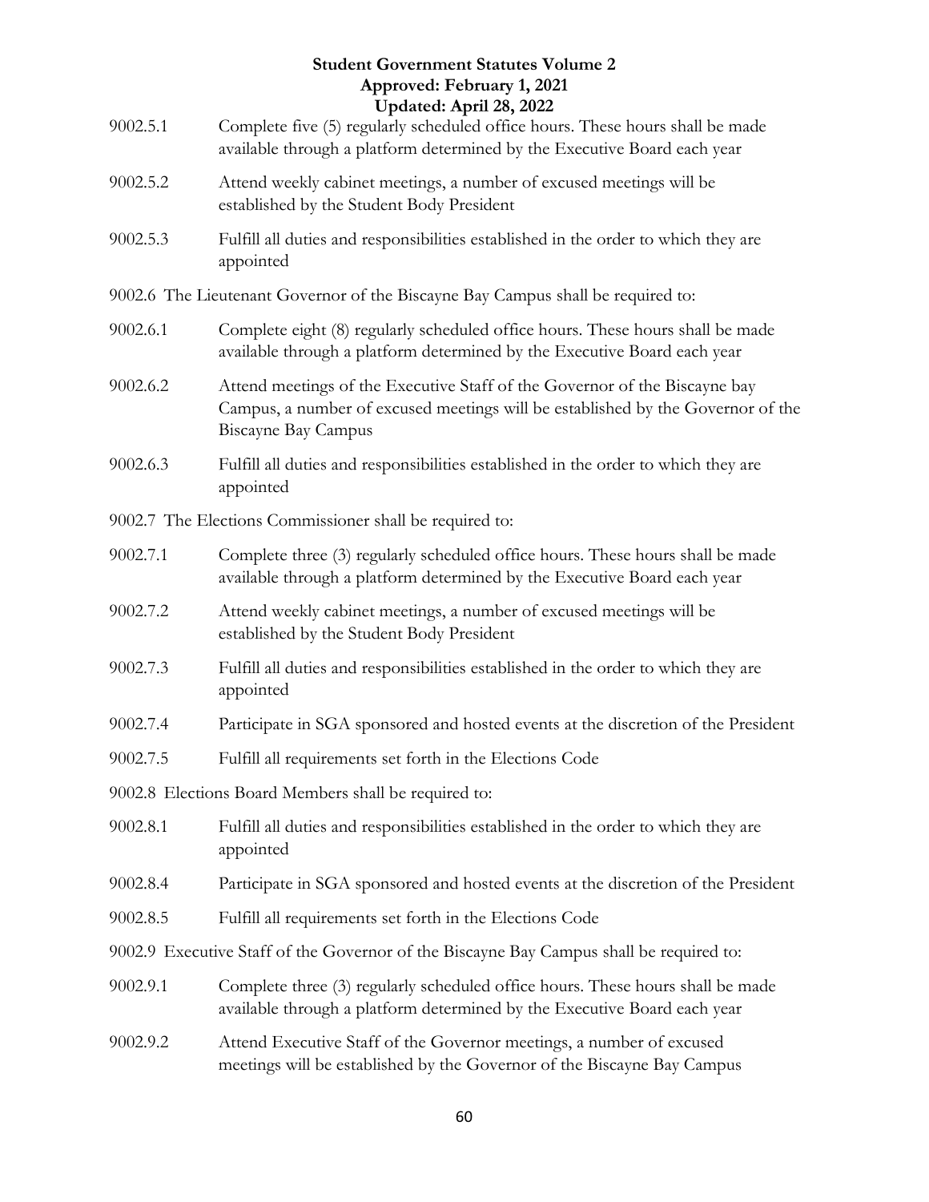9002.5.1 Complete five (5) regularly scheduled office hours. These hours shall be made available through a platform determined by the Executive Board each year

9002.5.2 Attend weekly cabinet meetings, a number of excused meetings will be established by the Student Body President

9002.5.3 Fulfill all duties and responsibilities established in the order to which they are appointed

9002.6 The Lieutenant Governor of the Biscayne Bay Campus shall be required to:

9002.6.1 Complete eight (8) regularly scheduled office hours. These hours shall be made available through a platform determined by the Executive Board each year

9002.6.2 Attend meetings of the Executive Staff of the Governor of the Biscayne bay Campus, a number of excused meetings will be established by the Governor of the Biscayne Bay Campus

9002.6.3 Fulfill all duties and responsibilities established in the order to which they are appointed

9002.7 The Elections Commissioner shall be required to:

9002.7.1 Complete three (3) regularly scheduled office hours. These hours shall be made available through a platform determined by the Executive Board each year

9002.7.2 Attend weekly cabinet meetings, a number of excused meetings will be established by the Student Body President

9002.7.3 Fulfill all duties and responsibilities established in the order to which they are appointed

9002.7.4 Participate in SGA sponsored and hosted events at the discretion of the President

9002.7.5 Fulfill all requirements set forth in the Elections Code

9002.8 Elections Board Members shall be required to:

9002.8.1 Fulfill all duties and responsibilities established in the order to which they are appointed

9002.8.4 Participate in SGA sponsored and hosted events at the discretion of the President

9002.8.5 Fulfill all requirements set forth in the Elections Code

9002.9 Executive Staff of the Governor of the Biscayne Bay Campus shall be required to:

9002.9.1 Complete three (3) regularly scheduled office hours. These hours shall be made available through a platform determined by the Executive Board each year

9002.9.2 Attend Executive Staff of the Governor meetings, a number of excused meetings will be established by the Governor of the Biscayne Bay Campus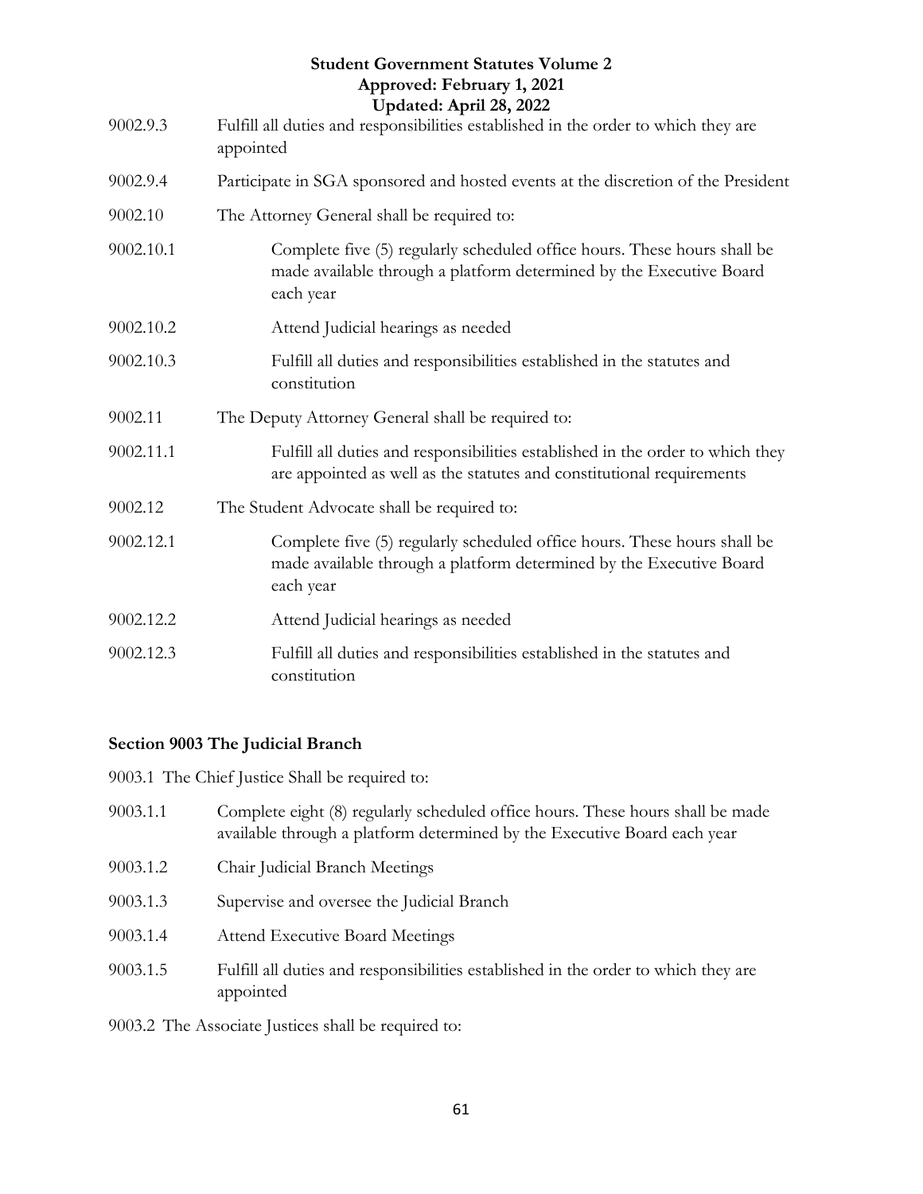9002.9.3 Fulfill all duties and responsibilities established in the order to which they are appointed

9002.9.4 Participate in SGA sponsored and hosted events at the discretion of the President

9002.10 The Attorney General shall be required to:

9002.10.1 Complete five (5) regularly scheduled office hours. These hours shall be made available through a platform determined by the Executive Board each year

9002.10.2 Attend Judicial hearings as needed

9002.10.3 Fulfill all duties and responsibilities established in the statutes and constitution

9002.11 The Deputy Attorney General shall be required to:

9002.11.1 Fulfill all duties and responsibilities established in the order to which they are appointed as well as the statutes and constitutional requirements

9002.12 The Student Advocate shall be required to:

9002.12.1 Complete five (5) regularly scheduled office hours. These hours shall be made available through a platform determined by the Executive Board each year

9002.12.2 Attend Judicial hearings as needed

9002.12.3 Fulfill all duties and responsibilities established in the statutes and constitution

## Section 9003 The Judicial Branch

9003.1 The Chief Justice Shall be required to:

9003.1.1 Complete eight (8) regularly scheduled office hours. These hours shall be made available through a platform determined by the Executive Board each year

9003.1.2 Chair Judicial Branch Meetings

9003.1.3 Supervise and oversee the Judicial Branch

9003.1.4 Attend Executive Board Meetings

9003.1.5 Fulfill all duties and responsibilities established in the order to which they are appointed

9003.2 The Associate Justices shall be required to: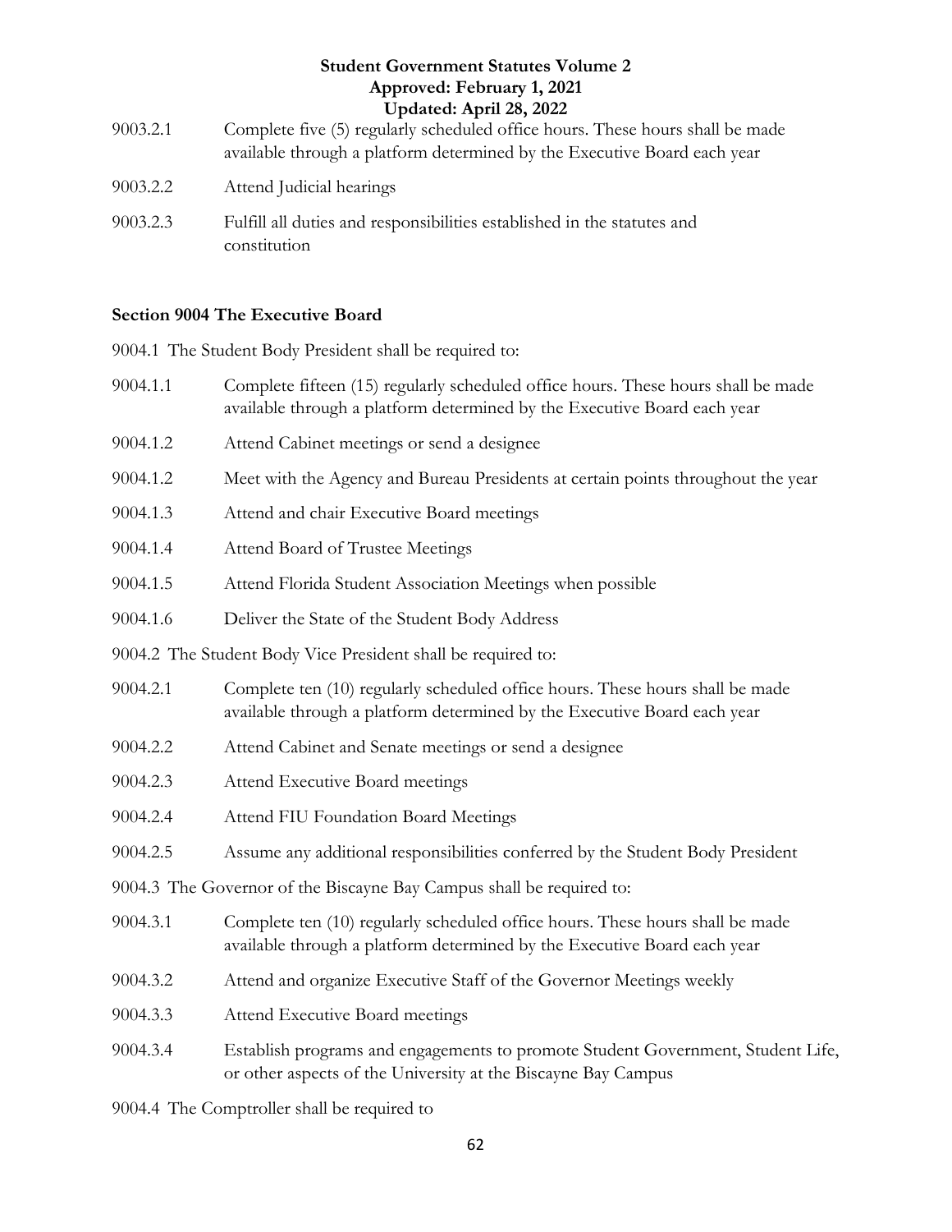9003.2.1 Complete five (5) regularly scheduled office hours. These hours shall be made available through a platform determined by the Executive Board each year

9003.2.2 Attend Judicial hearings

9003.2.3 Fulfill all duties and responsibilities established in the statutes and constitution

**Section 9004 The Executive Board**

9004.1 The Student Body President shall be required to:

9004.1.1 Complete fifteen (15) regularly scheduled office hours. These hours shall be made available through a platform determined by the Executive Board each year

9004.1.2 Attend Cabinet meetings or send a designee

9004.1.2 Meet with the Agency and Bureau Presidents at certain points throughout the year

9004.1.3 Attend and chair Executive Board meetings

9004.1.4 Attend Board of Trustee Meetings

9004.1.5 Attend Florida Student Association Meetings when possible

9004.1.6 Deliver the State of the Student Body Address

9004.2 The Student Body Vice President shall be required to:

9004.2.1 Complete ten (10) regularly scheduled office hours. These hours shall be made available through a platform determined by the Executive Board each year

9004.2.2 Attend Cabinet and Senate meetings or send a designee

9004.2.3 Attend Executive Board meetings

9004.2.4 Attend FIU Foundation Board Meetings

9004.2.5 Assume any additional responsibilities conferred by the Student Body President

9004.3 The Governor of the Biscayne Bay Campus shall be required to:

9004.3.1 Complete ten (10) regularly scheduled office hours. These hours shall be made available through a platform determined by the Executive Board each year

9004.3.2 Attend and organize Executive Staff of the Governor Meetings weekly

9004.3.3 Attend Executive Board meetings

9004.3.4 Establish programs and engagements to promote Student Government, Student Life, or other aspects of the University at the Biscayne Bay Campus

9004.4 The Comptroller shall be required to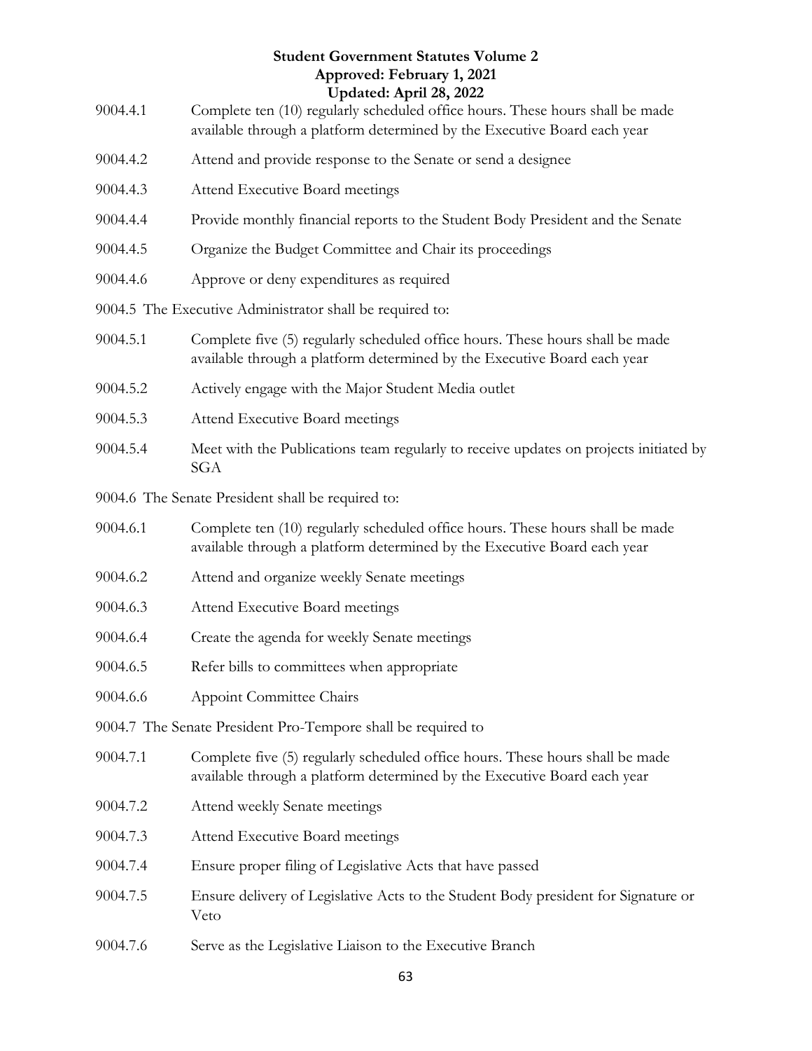9004.4.1 Complete ten (10) regularly scheduled office hours. These hours shall be made available through a platform determined by the Executive Board each year

9004.4.2 Attend and provide response to the Senate or send a designee

9004.4.3 Attend Executive Board meetings

9004.4.4 Provide monthly financial reports to the Student Body President and the Senate

9004.4.5 Organize the Budget Committee and Chair its proceedings

9004.4.6 Approve or deny expenditures as required

9004.5 The Executive Administrator shall be required to:

9004.5.1 Complete five (5) regularly scheduled office hours. These hours shall be made available through a platform determined by the Executive Board each year

9004.5.2 Actively engage with the Major Student Media outlet

9004.5.3 Attend Executive Board meetings

9004.5.4 Meet with the Publications team regularly to receive updates on projects initiated by SGA

9004.6 The Senate President shall be required to:

9004.6.1 Complete ten (10) regularly scheduled office hours. These hours shall be made available through a platform determined by the Executive Board each year

9004.6.2 Attend and organize weekly Senate meetings

9004.6.3 Attend Executive Board meetings

9004.6.4 Create the agenda for weekly Senate meetings

9004.6.5 Refer bills to committees when appropriate

9004.6.6 Appoint Committee Chairs

9004.7 The Senate President Pro-Tempore shall be required to

9004.7.1 Complete five (5) regularly scheduled office hours. These hours shall be made available through a platform determined by the Executive Board each year

9004.7.2 Attend weekly Senate meetings

9004.7.3 Attend Executive Board meetings

9004.7.4 Ensure proper filing of Legislative Acts that have passed

9004.7.5 Ensure delivery of Legislative Acts to the Student Body president for Signature or Veto

9004.7.6 Serve as the Legislative Liaison to the Executive Branch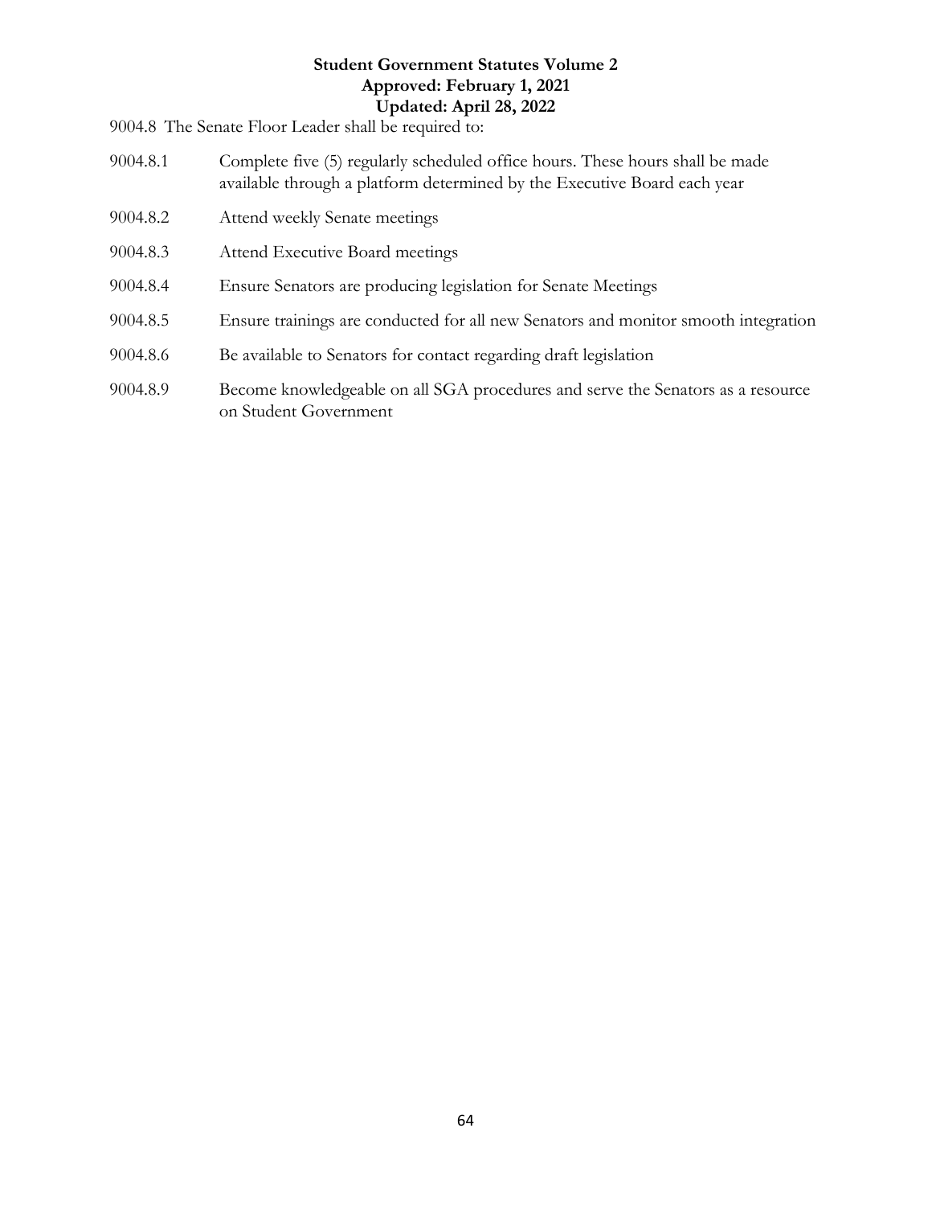9004.8 The Senate Floor Leader shall be required to:

9004.8.1 Complete five (5) regularly scheduled office hours. These hours shall be made available through a platform determined by the Executive Board each year

9004.8.2 Attend weekly Senate meetings

9004.8.3 Attend Executive Board meetings

9004.8.4 Ensure Senators are producing legislation for Senate Meetings

9004.8.5 Ensure trainings are conducted for all new Senators and monitor smooth integration

9004.8.6 Be available to Senators for contact regarding draft legislation

9004.8.9 Become knowledgeable on all SGA procedures and serve the Senators as a resource on Student Government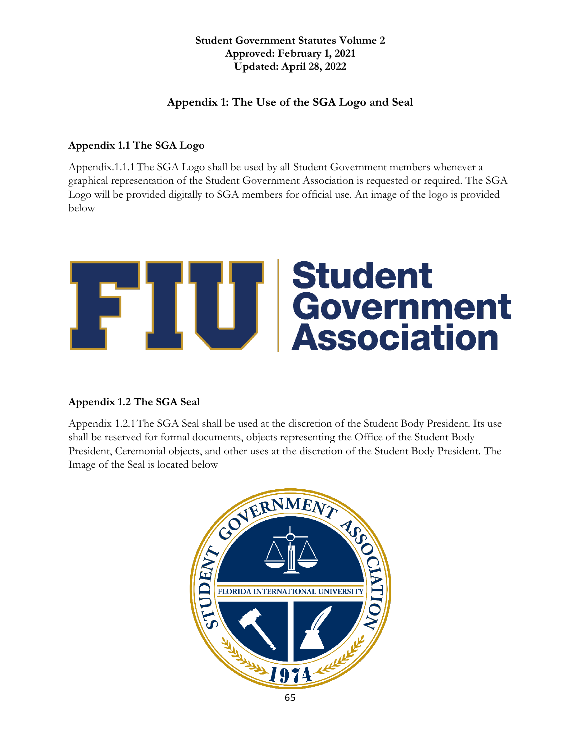**Student Government Statutes Volume 2**
**Approved: February 1, 2021**
**Updated: April 28, 2022**

## Appendix 1: The Use of the SGA Logo and Seal

### Appendix 1.1 The SGA Logo

Appendix.1.1.1 The SGA Logo shall be used by all Student Government members whenever a graphical representation of the Student Government Association is requested or required. The SGA Logo will be provided digitally to SGA members for official use. An image of the logo is provided below

### Appendix 1.2 The SGA Seal

Appendix 1.2.1 The SGA Seal shall be used at the discretion of the Student Body President. Its use shall be reserved for formal documents, objects representing the Office of the Student Body President, Ceremonial objects, and other uses at the discretion of the Student Body President. The Image of the Seal is located below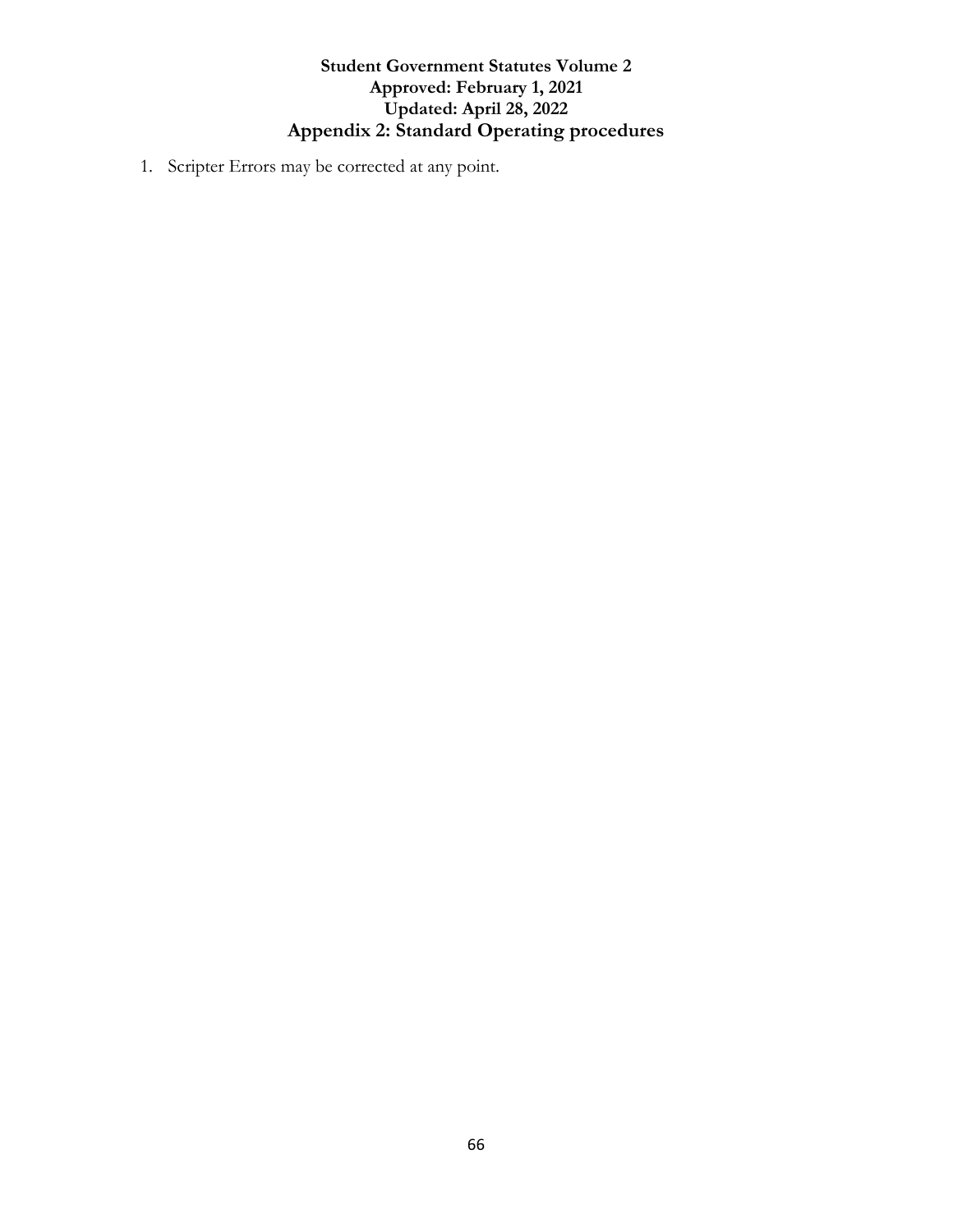# Appendix 2: Standard Operating procedures

1. Scripter Errors may be corrected at any point.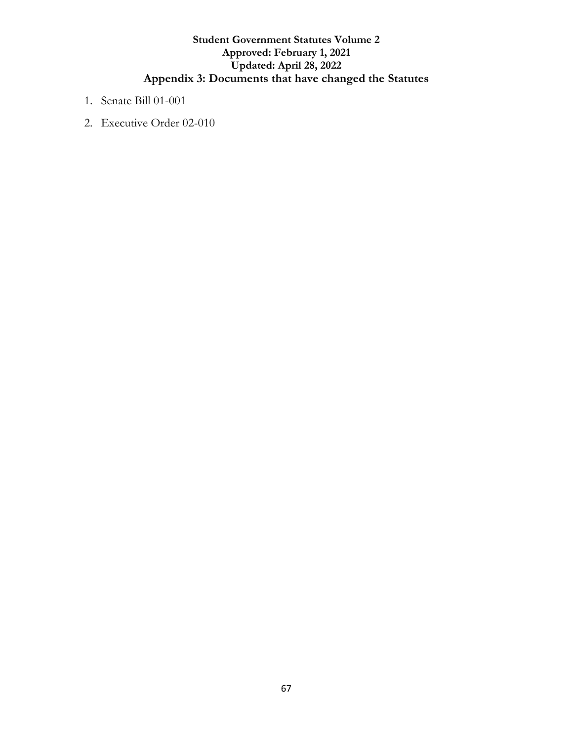**Student Government Statutes Volume 2**
**Approved: February 1, 2021**
**Updated: April 28, 2022**

# Appendix 3: Documents that have changed the Statutes

1. Senate Bill 01-001
2. Executive Order 02-010